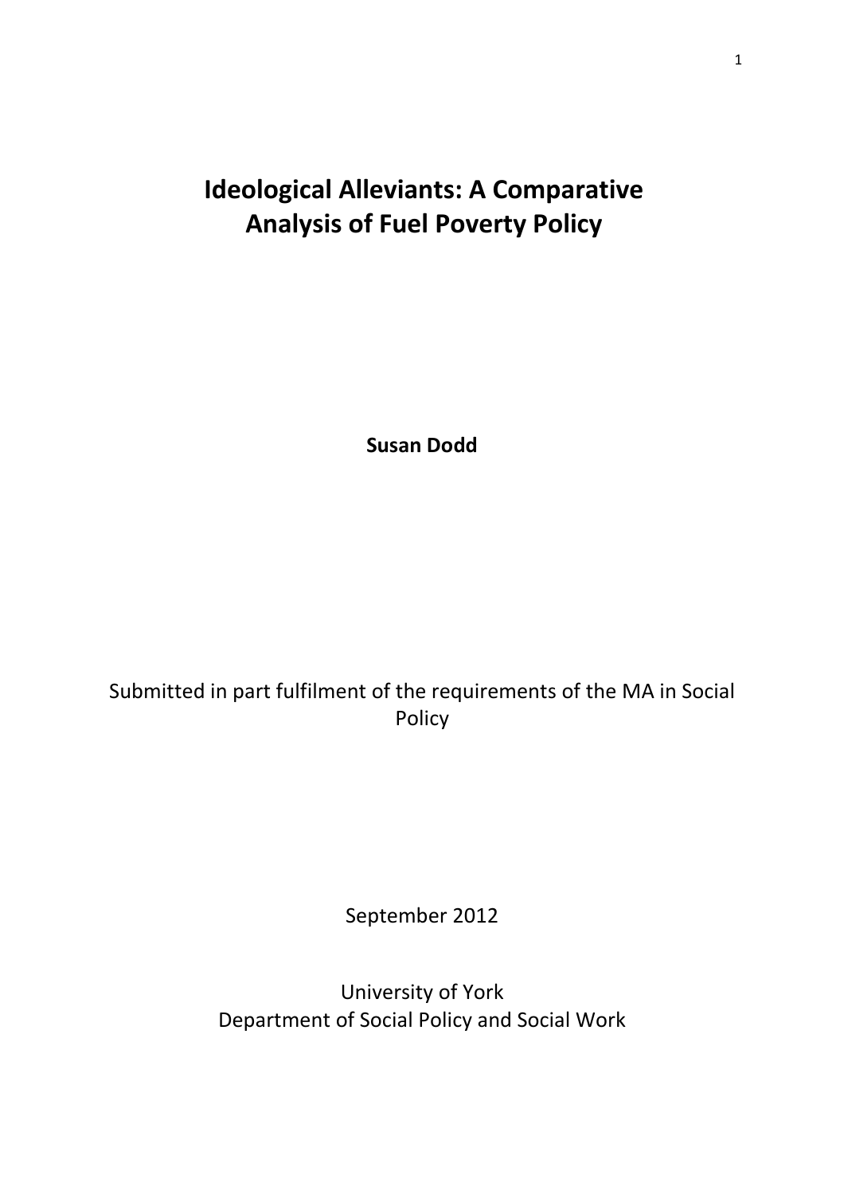# Ideological Alleviants: A Comparative Analysis of Fuel Poverty Policy

**Susan Dodd**

Submitted in part fulfilment of the requirements of the MA in Social Policy

September 2012

University of York
Department of Social Policy and Social Work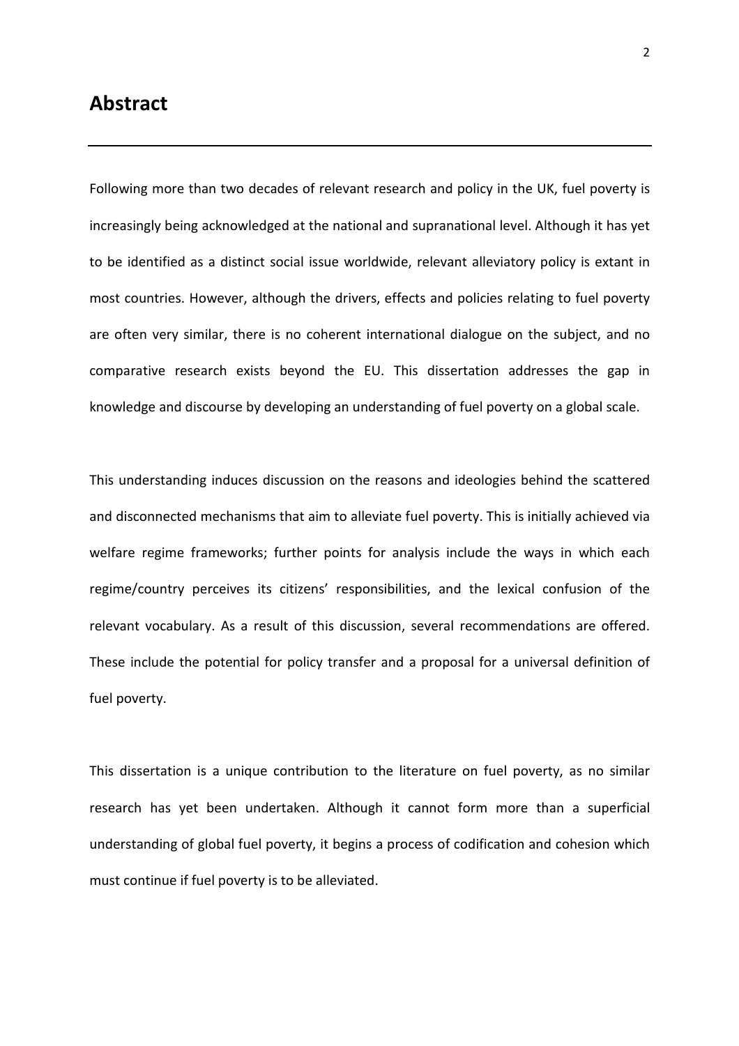## Abstract

Following more than two decades of relevant research and policy in the UK, fuel poverty is increasingly being acknowledged at the national and supranational level. Although it has yet to be identified as a distinct social issue worldwide, relevant alleviatory policy is extant in most countries. However, although the drivers, effects and policies relating to fuel poverty are often very similar, there is no coherent international dialogue on the subject, and no comparative research exists beyond the EU. This dissertation addresses the gap in knowledge and discourse by developing an understanding of fuel poverty on a global scale.

This understanding induces discussion on the reasons and ideologies behind the scattered and disconnected mechanisms that aim to alleviate fuel poverty. This is initially achieved via welfare regime frameworks; further points for analysis include the ways in which each regime/country perceives its citizens' responsibilities, and the lexical confusion of the relevant vocabulary. As a result of this discussion, several recommendations are offered. These include the potential for policy transfer and a proposal for a universal definition of fuel poverty.

This dissertation is a unique contribution to the literature on fuel poverty, as no similar research has yet been undertaken. Although it cannot form more than a superficial understanding of global fuel poverty, it begins a process of codification and cohesion which must continue if fuel poverty is to be alleviated.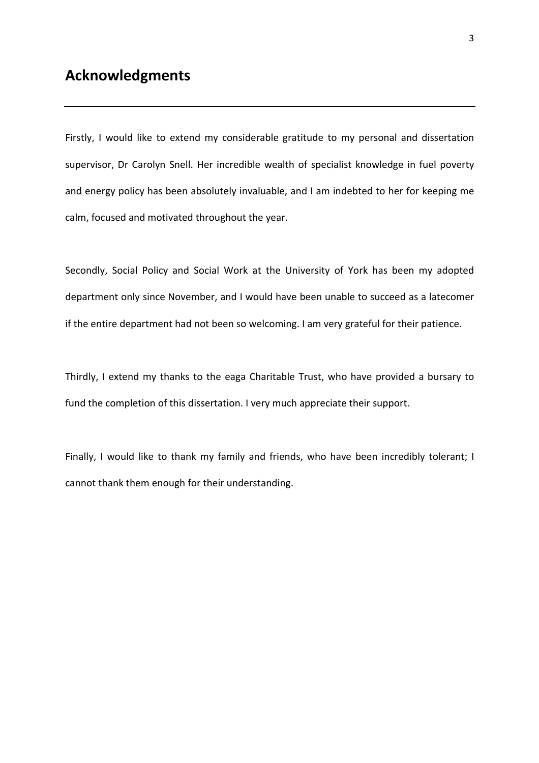# Acknowledgments

Firstly, I would like to extend my considerable gratitude to my personal and dissertation supervisor, Dr Carolyn Snell. Her incredible wealth of specialist knowledge in fuel poverty and energy policy has been absolutely invaluable, and I am indebted to her for keeping me calm, focused and motivated throughout the year.

Secondly, Social Policy and Social Work at the University of York has been my adopted department only since November, and I would have been unable to succeed as a latecomer if the entire department had not been so welcoming. I am very grateful for their patience.

Thirdly, I extend my thanks to the eaga Charitable Trust, who have provided a bursary to fund the completion of this dissertation. I very much appreciate their support.

Finally, I would like to thank my family and friends, who have been incredibly tolerant; I cannot thank them enough for their understanding.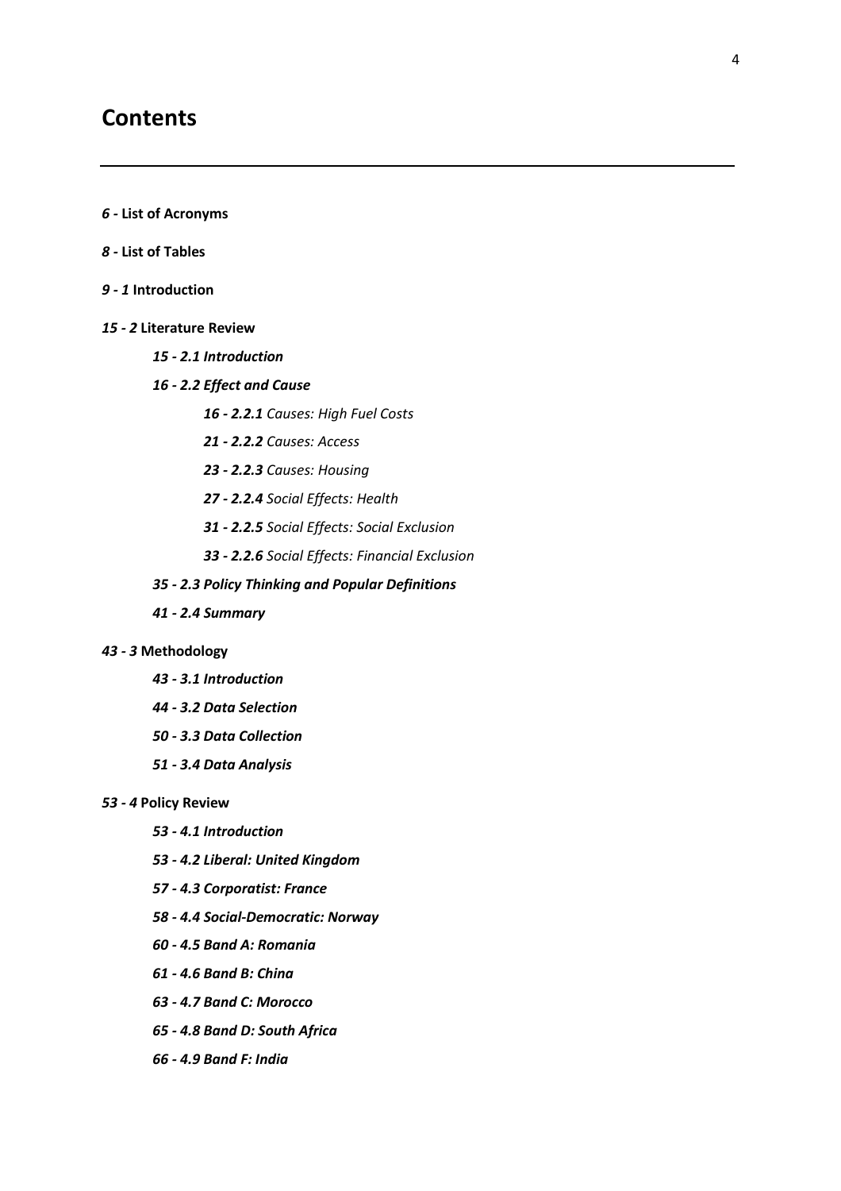# Contents

---

*6* - **List of Acronyms**

*8* - **List of Tables**

*9 - 1* **Introduction**

*15 - 2* **Literature Review**

  ***15 - 2.1 Introduction***

  ***16 - 2.2 Effect and Cause***

    ***16 - 2.2.1*** *Causes: High Fuel Costs*

    ***21 - 2.2.2*** *Causes: Access*

    ***23 - 2.2.3*** *Causes: Housing*

    ***27 - 2.2.4*** *Social Effects: Health*

    ***31 - 2.2.5*** *Social Effects: Social Exclusion*

    ***33 - 2.2.6*** *Social Effects: Financial Exclusion*

  ***35 - 2.3 Policy Thinking and Popular Definitions***

  ***41 - 2.4 Summary***

*43 - 3* **Methodology**

  ***43 - 3.1 Introduction***

  ***44 - 3.2 Data Selection***

  ***50 - 3.3 Data Collection***

  ***51 - 3.4 Data Analysis***

*53 - 4* **Policy Review**

  ***53 - 4.1 Introduction***

  ***53 - 4.2 Liberal: United Kingdom***

  ***57 - 4.3 Corporatist: France***

  ***58 - 4.4 Social-Democratic: Norway***

  ***60 - 4.5 Band A: Romania***

  ***61 - 4.6 Band B: China***

  ***63 - 4.7 Band C: Morocco***

  ***65 - 4.8 Band D: South Africa***

  ***66 - 4.9 Band F: India***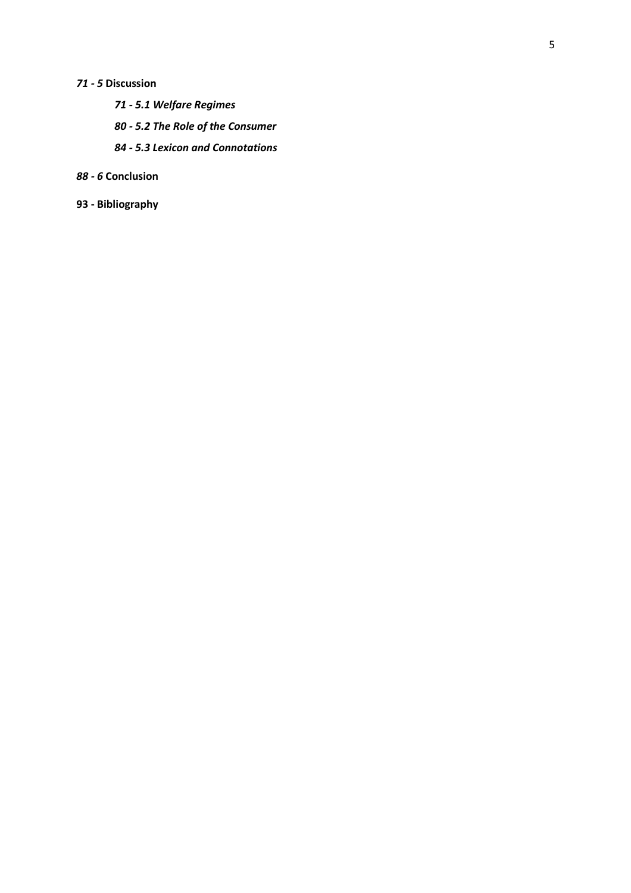*71 - 5* **Discussion**

- ***71 - 5.1 Welfare Regimes***
- ***80 - 5.2 The Role of the Consumer***
- ***84 - 5.3 Lexicon and Connotations***

*88 - 6* **Conclusion**

**93 - Bibliography**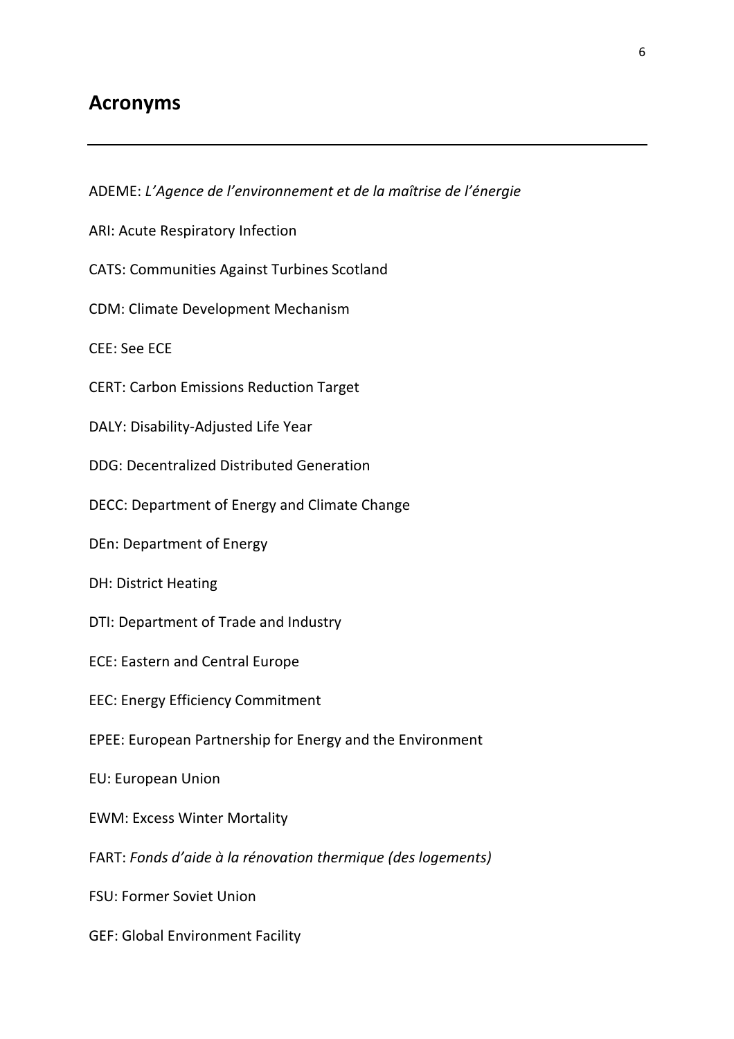## Acronyms

---

ADEME: *L'Agence de l'environnement et de la maîtrise de l'énergie*

ARI: Acute Respiratory Infection

CATS: Communities Against Turbines Scotland

CDM: Climate Development Mechanism

CEE: See ECE

CERT: Carbon Emissions Reduction Target

DALY: Disability-Adjusted Life Year

DDG: Decentralized Distributed Generation

DECC: Department of Energy and Climate Change

DEn: Department of Energy

DH: District Heating

DTI: Department of Trade and Industry

ECE: Eastern and Central Europe

EEC: Energy Efficiency Commitment

EPEE: European Partnership for Energy and the Environment

EU: European Union

EWM: Excess Winter Mortality

FART: *Fonds d'aide à la rénovation thermique (des logements)*

FSU: Former Soviet Union

GEF: Global Environment Facility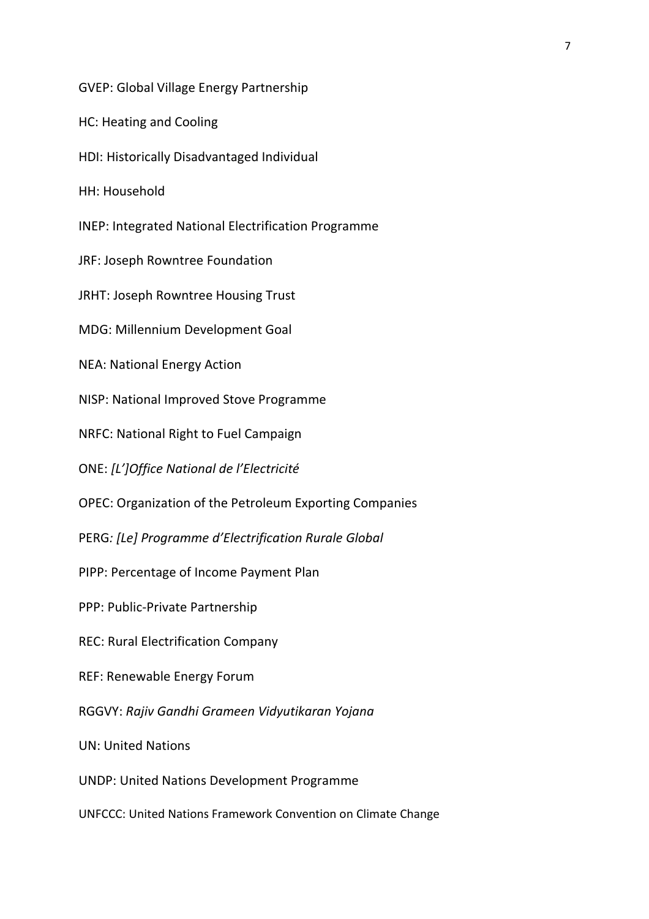GVEP: Global Village Energy Partnership

HC: Heating and Cooling

HDI: Historically Disadvantaged Individual

HH: Household

INEP: Integrated National Electrification Programme

JRF: Joseph Rowntree Foundation

JRHT: Joseph Rowntree Housing Trust

MDG: Millennium Development Goal

NEA: National Energy Action

NISP: National Improved Stove Programme

NRFC: National Right to Fuel Campaign

ONE: *[L']Office National de l'Electricité*

OPEC: Organization of the Petroleum Exporting Companies

PERG*: [Le] Programme d'Electrification Rurale Global*

PIPP: Percentage of Income Payment Plan

PPP: Public-Private Partnership

REC: Rural Electrification Company

REF: Renewable Energy Forum

RGGVY: *Rajiv Gandhi Grameen Vidyutikaran Yojana*

UN: United Nations

UNDP: United Nations Development Programme

UNFCCC: United Nations Framework Convention on Climate Change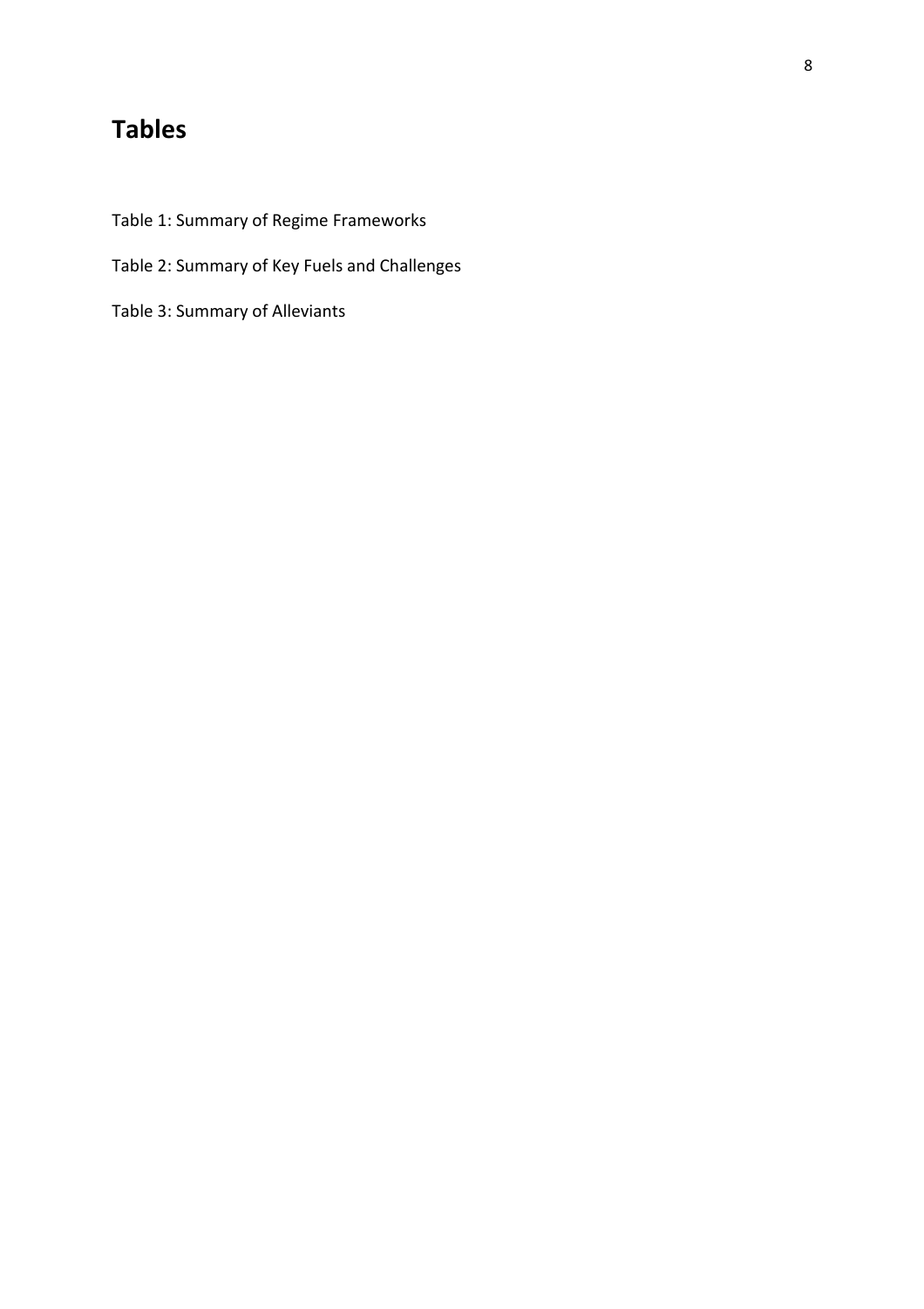# Tables

Table 1: Summary of Regime Frameworks

Table 2: Summary of Key Fuels and Challenges

Table 3: Summary of Alleviants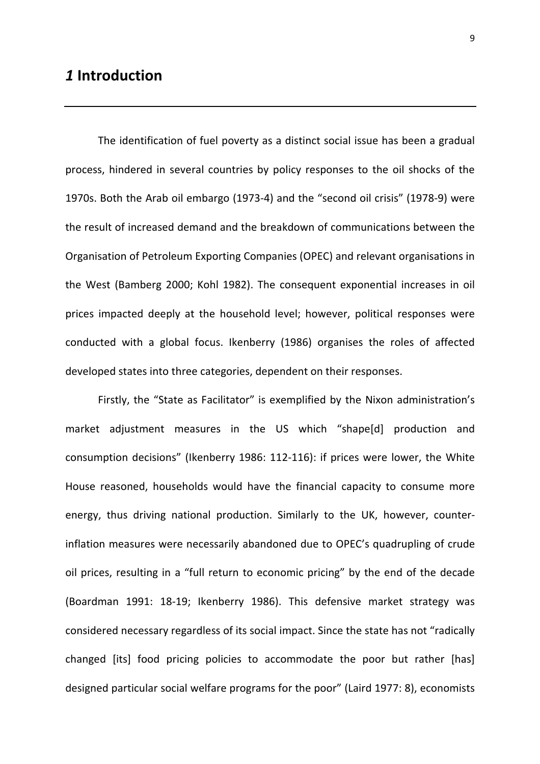# *1* Introduction

The identification of fuel poverty as a distinct social issue has been a gradual process, hindered in several countries by policy responses to the oil shocks of the 1970s. Both the Arab oil embargo (1973-4) and the "second oil crisis" (1978-9) were the result of increased demand and the breakdown of communications between the Organisation of Petroleum Exporting Companies (OPEC) and relevant organisations in the West (Bamberg 2000; Kohl 1982). The consequent exponential increases in oil prices impacted deeply at the household level; however, political responses were conducted with a global focus. Ikenberry (1986) organises the roles of affected developed states into three categories, dependent on their responses.

Firstly, the "State as Facilitator" is exemplified by the Nixon administration's market adjustment measures in the US which "shape[d] production and consumption decisions" (Ikenberry 1986: 112-116): if prices were lower, the White House reasoned, households would have the financial capacity to consume more energy, thus driving national production. Similarly to the UK, however, counter-inflation measures were necessarily abandoned due to OPEC's quadrupling of crude oil prices, resulting in a "full return to economic pricing" by the end of the decade (Boardman 1991: 18-19; Ikenberry 1986). This defensive market strategy was considered necessary regardless of its social impact. Since the state has not "radically changed [its] food pricing policies to accommodate the poor but rather [has] designed particular social welfare programs for the poor" (Laird 1977: 8), economists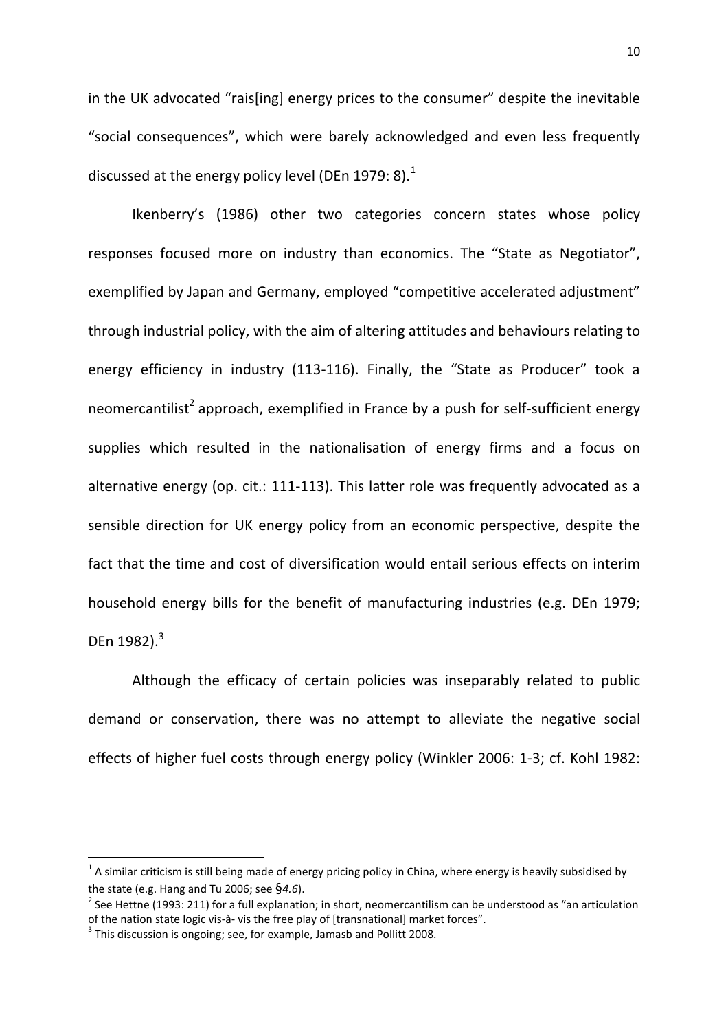in the UK advocated "rais[ing] energy prices to the consumer" despite the inevitable "social consequences", which were barely acknowledged and even less frequently discussed at the energy policy level (DEn 1979: 8).[1]

Ikenberry's (1986) other two categories concern states whose policy responses focused more on industry than economics. The "State as Negotiator", exemplified by Japan and Germany, employed "competitive accelerated adjustment" through industrial policy, with the aim of altering attitudes and behaviours relating to energy efficiency in industry (113-116). Finally, the "State as Producer" took a neomercantilist[2] approach, exemplified in France by a push for self-sufficient energy supplies which resulted in the nationalisation of energy firms and a focus on alternative energy (op. cit.: 111-113). This latter role was frequently advocated as a sensible direction for UK energy policy from an economic perspective, despite the fact that the time and cost of diversification would entail serious effects on interim household energy bills for the benefit of manufacturing industries (e.g. DEn 1979; DEn 1982).[3]

Although the efficacy of certain policies was inseparably related to public demand or conservation, there was no attempt to alleviate the negative social effects of higher fuel costs through energy policy (Winkler 2006: 1-3; cf. Kohl 1982:

---

[1] A similar criticism is still being made of energy pricing policy in China, where energy is heavily subsidised by the state (e.g. Hang and Tu 2006; see §*4.6*).

[2] See Hettne (1993: 211) for a full explanation; in short, neomercantilism can be understood as "an articulation of the nation state logic vis-à- vis the free play of [transnational] market forces".

[3] This discussion is ongoing; see, for example, Jamasb and Pollitt 2008.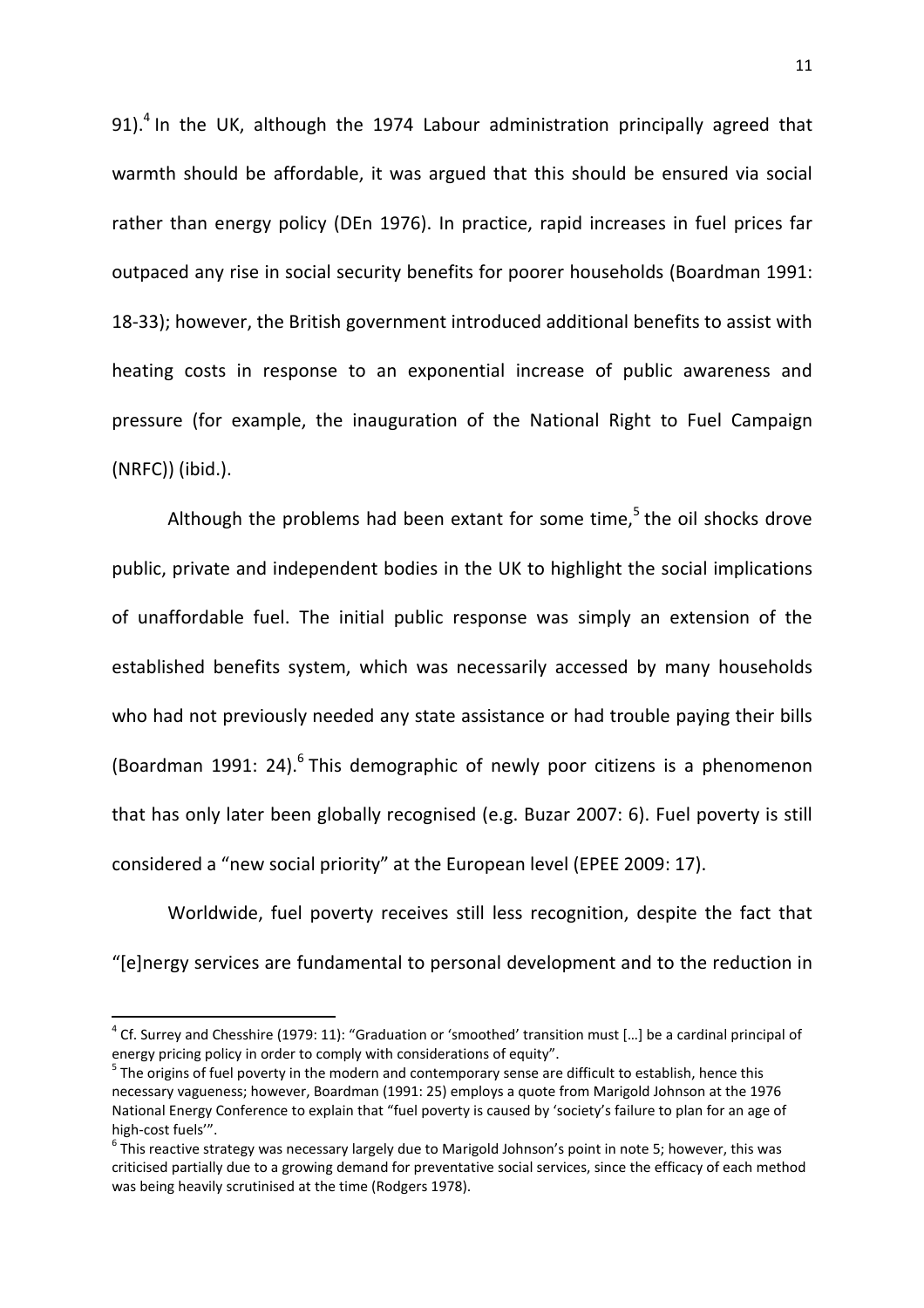91).[4] In the UK, although the 1974 Labour administration principally agreed that warmth should be affordable, it was argued that this should be ensured via social rather than energy policy (DEn 1976). In practice, rapid increases in fuel prices far outpaced any rise in social security benefits for poorer households (Boardman 1991: 18-33); however, the British government introduced additional benefits to assist with heating costs in response to an exponential increase of public awareness and pressure (for example, the inauguration of the National Right to Fuel Campaign (NRFC)) (ibid.).

Although the problems had been extant for some time,[5] the oil shocks drove public, private and independent bodies in the UK to highlight the social implications of unaffordable fuel. The initial public response was simply an extension of the established benefits system, which was necessarily accessed by many households who had not previously needed any state assistance or had trouble paying their bills (Boardman 1991: 24).[6] This demographic of newly poor citizens is a phenomenon that has only later been globally recognised (e.g. Buzar 2007: 6). Fuel poverty is still considered a "new social priority" at the European level (EPEE 2009: 17).

Worldwide, fuel poverty receives still less recognition, despite the fact that "[e]nergy services are fundamental to personal development and to the reduction in

---

[4] Cf. Surrey and Chesshire (1979: 11): "Graduation or 'smoothed' transition must […] be a cardinal principal of energy pricing policy in order to comply with considerations of equity".

[5] The origins of fuel poverty in the modern and contemporary sense are difficult to establish, hence this necessary vagueness; however, Boardman (1991: 25) employs a quote from Marigold Johnson at the 1976 National Energy Conference to explain that "fuel poverty is caused by 'society's failure to plan for an age of high-cost fuels'".

[6] This reactive strategy was necessary largely due to Marigold Johnson's point in note 5; however, this was criticised partially due to a growing demand for preventative social services, since the efficacy of each method was being heavily scrutinised at the time (Rodgers 1978).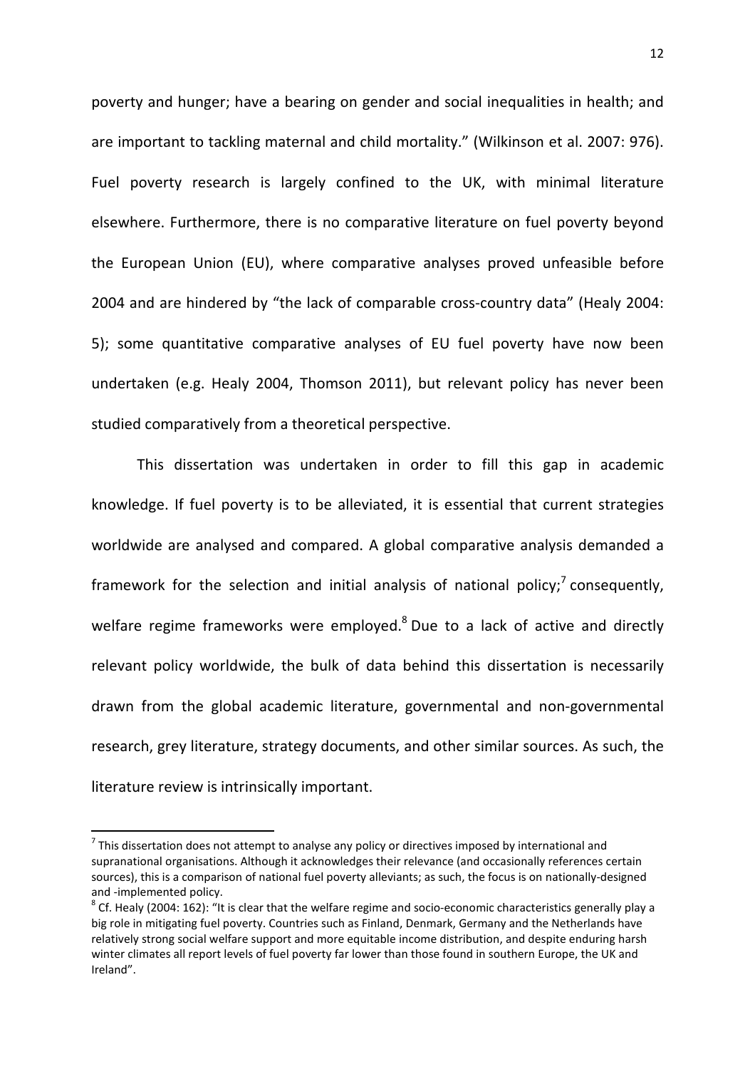poverty and hunger; have a bearing on gender and social inequalities in health; and are important to tackling maternal and child mortality." (Wilkinson et al. 2007: 976). Fuel poverty research is largely confined to the UK, with minimal literature elsewhere. Furthermore, there is no comparative literature on fuel poverty beyond the European Union (EU), where comparative analyses proved unfeasible before 2004 and are hindered by "the lack of comparable cross-country data" (Healy 2004: 5); some quantitative comparative analyses of EU fuel poverty have now been undertaken (e.g. Healy 2004, Thomson 2011), but relevant policy has never been studied comparatively from a theoretical perspective.

This dissertation was undertaken in order to fill this gap in academic knowledge. If fuel poverty is to be alleviated, it is essential that current strategies worldwide are analysed and compared. A global comparative analysis demanded a framework for the selection and initial analysis of national policy;[7] consequently, welfare regime frameworks were employed.[8] Due to a lack of active and directly relevant policy worldwide, the bulk of data behind this dissertation is necessarily drawn from the global academic literature, governmental and non-governmental research, grey literature, strategy documents, and other similar sources. As such, the literature review is intrinsically important.

---

[7] This dissertation does not attempt to analyse any policy or directives imposed by international and supranational organisations. Although it acknowledges their relevance (and occasionally references certain sources), this is a comparison of national fuel poverty alleviants; as such, the focus is on nationally-designed and -implemented policy.

[8] Cf. Healy (2004: 162): "It is clear that the welfare regime and socio-economic characteristics generally play a big role in mitigating fuel poverty. Countries such as Finland, Denmark, Germany and the Netherlands have relatively strong social welfare support and more equitable income distribution, and despite enduring harsh winter climates all report levels of fuel poverty far lower than those found in southern Europe, the UK and Ireland".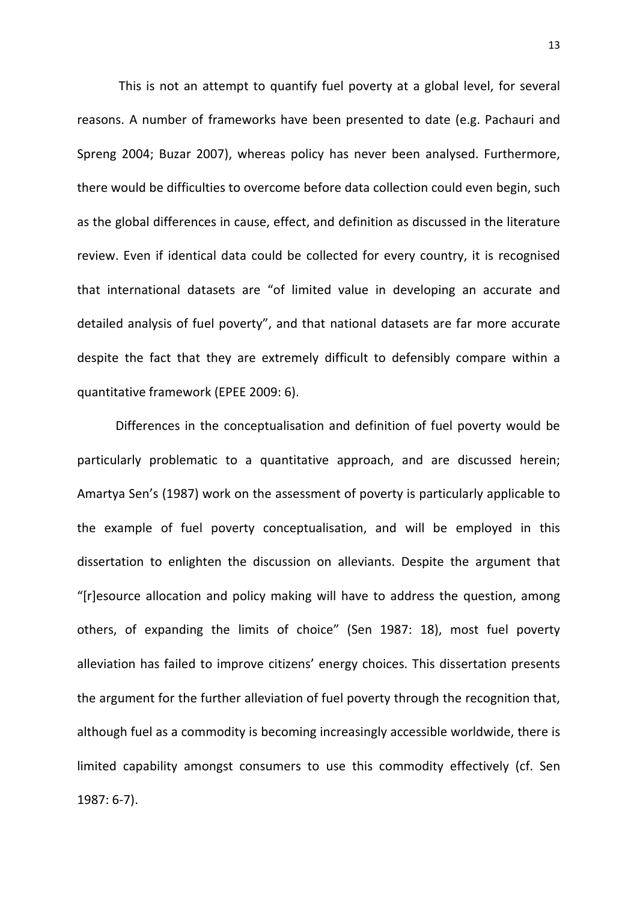This is not an attempt to quantify fuel poverty at a global level, for several reasons. A number of frameworks have been presented to date (e.g. Pachauri and Spreng 2004; Buzar 2007), whereas policy has never been analysed. Furthermore, there would be difficulties to overcome before data collection could even begin, such as the global differences in cause, effect, and definition as discussed in the literature review. Even if identical data could be collected for every country, it is recognised that international datasets are "of limited value in developing an accurate and detailed analysis of fuel poverty", and that national datasets are far more accurate despite the fact that they are extremely difficult to defensibly compare within a quantitative framework (EPEE 2009: 6).

Differences in the conceptualisation and definition of fuel poverty would be particularly problematic to a quantitative approach, and are discussed herein; Amartya Sen's (1987) work on the assessment of poverty is particularly applicable to the example of fuel poverty conceptualisation, and will be employed in this dissertation to enlighten the discussion on alleviants. Despite the argument that "[r]esource allocation and policy making will have to address the question, among others, of expanding the limits of choice" (Sen 1987: 18), most fuel poverty alleviation has failed to improve citizens' energy choices. This dissertation presents the argument for the further alleviation of fuel poverty through the recognition that, although fuel as a commodity is becoming increasingly accessible worldwide, there is limited capability amongst consumers to use this commodity effectively (cf. Sen 1987: 6-7).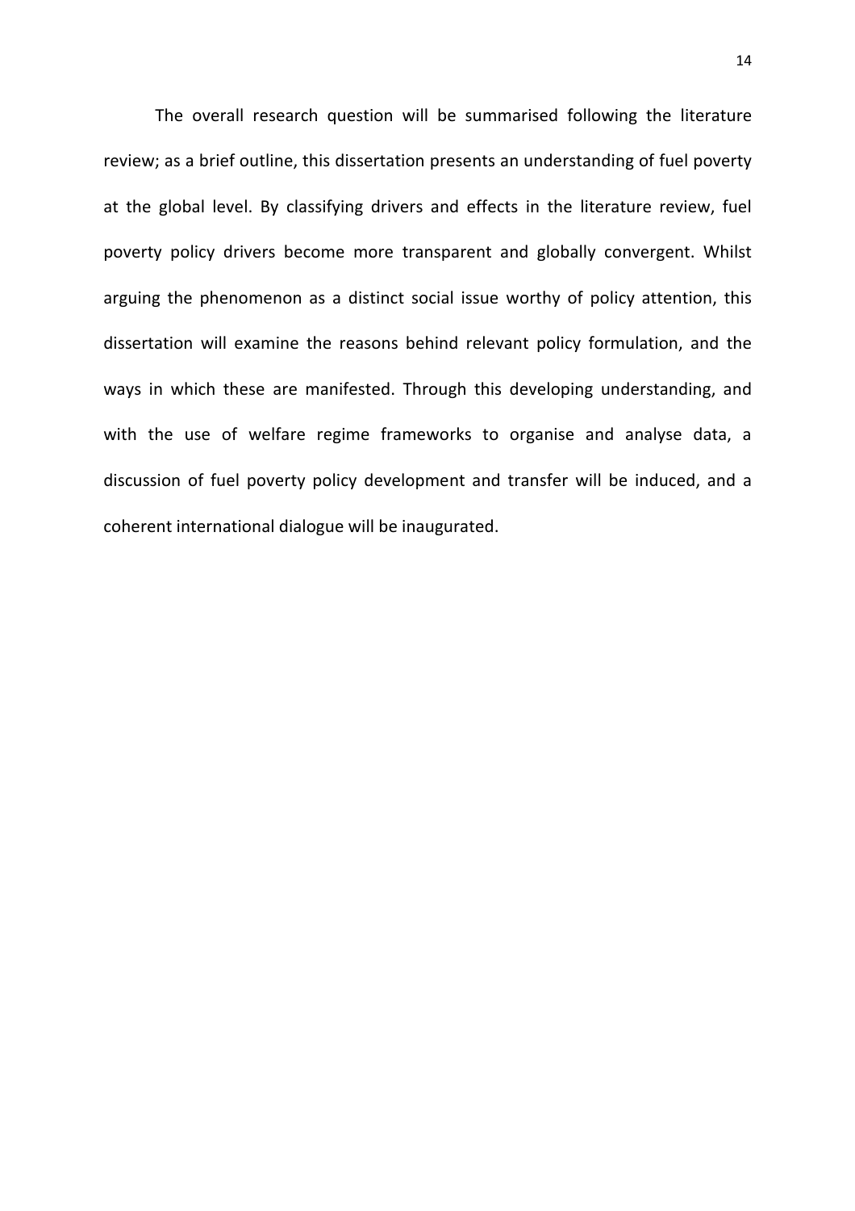The overall research question will be summarised following the literature review; as a brief outline, this dissertation presents an understanding of fuel poverty at the global level. By classifying drivers and effects in the literature review, fuel poverty policy drivers become more transparent and globally convergent. Whilst arguing the phenomenon as a distinct social issue worthy of policy attention, this dissertation will examine the reasons behind relevant policy formulation, and the ways in which these are manifested. Through this developing understanding, and with the use of welfare regime frameworks to organise and analyse data, a discussion of fuel poverty policy development and transfer will be induced, and a coherent international dialogue will be inaugurated.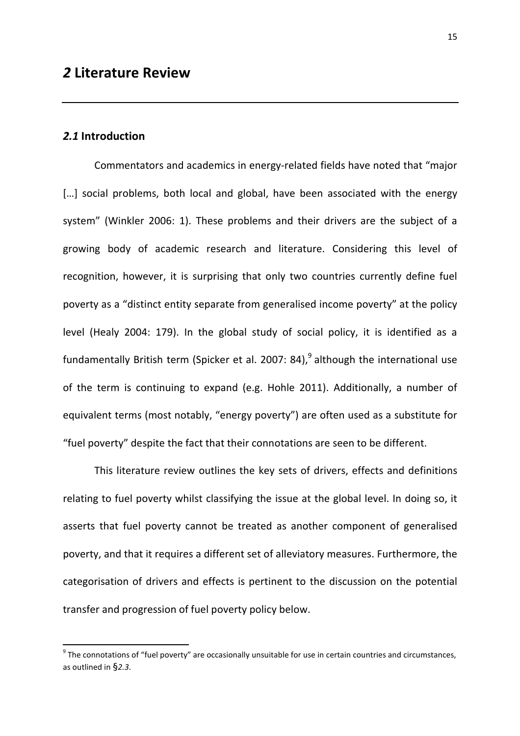# *2* Literature Review

## *2.1* Introduction

Commentators and academics in energy-related fields have noted that "major […] social problems, both local and global, have been associated with the energy system" (Winkler 2006: 1). These problems and their drivers are the subject of a growing body of academic research and literature. Considering this level of recognition, however, it is surprising that only two countries currently define fuel poverty as a "distinct entity separate from generalised income poverty" at the policy level (Healy 2004: 179). In the global study of social policy, it is identified as a fundamentally British term (Spicker et al. 2007: 84),[9] although the international use of the term is continuing to expand (e.g. Hohle 2011). Additionally, a number of equivalent terms (most notably, "energy poverty") are often used as a substitute for "fuel poverty" despite the fact that their connotations are seen to be different.

This literature review outlines the key sets of drivers, effects and definitions relating to fuel poverty whilst classifying the issue at the global level. In doing so, it asserts that fuel poverty cannot be treated as another component of generalised poverty, and that it requires a different set of alleviatory measures. Furthermore, the categorisation of drivers and effects is pertinent to the discussion on the potential transfer and progression of fuel poverty policy below.

[9] The connotations of "fuel poverty" are occasionally unsuitable for use in certain countries and circumstances, as outlined in §*2.3*.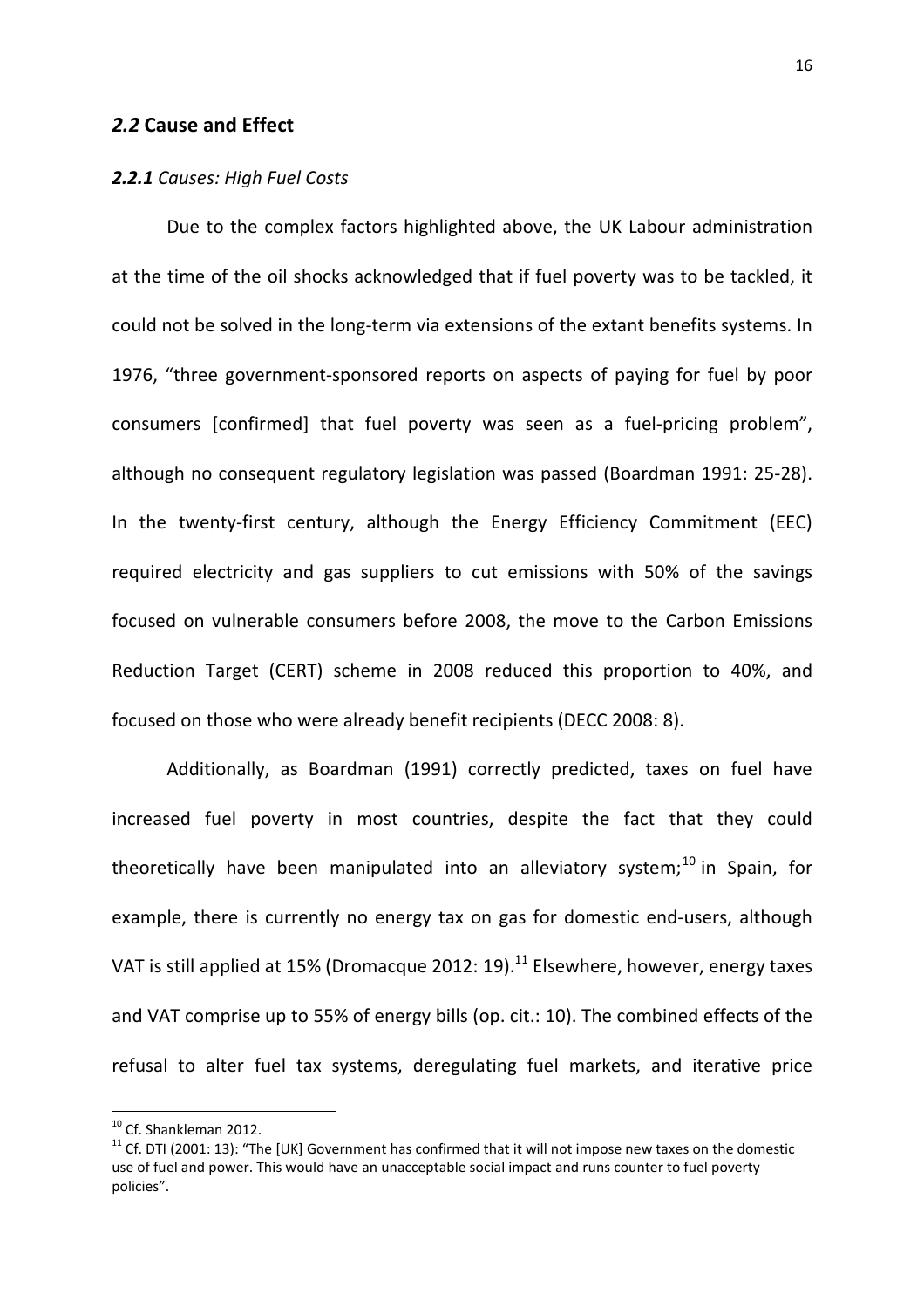## *2.2* Cause and Effect

### *2.2.1 Causes: High Fuel Costs*

Due to the complex factors highlighted above, the UK Labour administration at the time of the oil shocks acknowledged that if fuel poverty was to be tackled, it could not be solved in the long-term via extensions of the extant benefits systems. In 1976, "three government-sponsored reports on aspects of paying for fuel by poor consumers [confirmed] that fuel poverty was seen as a fuel-pricing problem", although no consequent regulatory legislation was passed (Boardman 1991: 25-28). In the twenty-first century, although the Energy Efficiency Commitment (EEC) required electricity and gas suppliers to cut emissions with 50% of the savings focused on vulnerable consumers before 2008, the move to the Carbon Emissions Reduction Target (CERT) scheme in 2008 reduced this proportion to 40%, and focused on those who were already benefit recipients (DECC 2008: 8).

Additionally, as Boardman (1991) correctly predicted, taxes on fuel have increased fuel poverty in most countries, despite the fact that they could theoretically have been manipulated into an alleviatory system;[10] in Spain, for example, there is currently no energy tax on gas for domestic end-users, although VAT is still applied at 15% (Dromacque 2012: 19).[11] Elsewhere, however, energy taxes and VAT comprise up to 55% of energy bills (op. cit.: 10). The combined effects of the refusal to alter fuel tax systems, deregulating fuel markets, and iterative price

---

[10] Cf. Shankleman 2012.

[11] Cf. DTI (2001: 13): "The [UK] Government has confirmed that it will not impose new taxes on the domestic use of fuel and power. This would have an unacceptable social impact and runs counter to fuel poverty policies".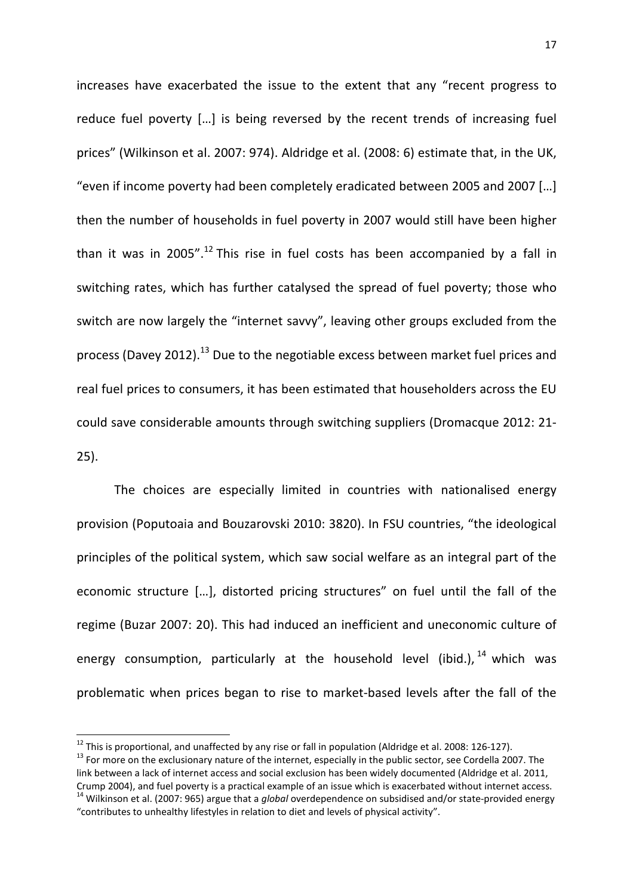increases have exacerbated the issue to the extent that any "recent progress to reduce fuel poverty […] is being reversed by the recent trends of increasing fuel prices" (Wilkinson et al. 2007: 974). Aldridge et al. (2008: 6) estimate that, in the UK, "even if income poverty had been completely eradicated between 2005 and 2007 […] then the number of households in fuel poverty in 2007 would still have been higher than it was in 2005".[12] This rise in fuel costs has been accompanied by a fall in switching rates, which has further catalysed the spread of fuel poverty; those who switch are now largely the "internet savvy", leaving other groups excluded from the process (Davey 2012).[13] Due to the negotiable excess between market fuel prices and real fuel prices to consumers, it has been estimated that householders across the EU could save considerable amounts through switching suppliers (Dromacque 2012: 21-25).

The choices are especially limited in countries with nationalised energy provision (Poputoaia and Bouzarovski 2010: 3820). In FSU countries, "the ideological principles of the political system, which saw social welfare as an integral part of the economic structure […], distorted pricing structures" on fuel until the fall of the regime (Buzar 2007: 20). This had induced an inefficient and uneconomic culture of energy consumption, particularly at the household level (ibid.),[14] which was problematic when prices began to rise to market-based levels after the fall of the

---

[12] This is proportional, and unaffected by any rise or fall in population (Aldridge et al. 2008: 126-127).

[13] For more on the exclusionary nature of the internet, especially in the public sector, see Cordella 2007. The link between a lack of internet access and social exclusion has been widely documented (Aldridge et al. 2011, Crump 2004), and fuel poverty is a practical example of an issue which is exacerbated without internet access.

[14] Wilkinson et al. (2007: 965) argue that a *global* overdependence on subsidised and/or state-provided energy "contributes to unhealthy lifestyles in relation to diet and levels of physical activity".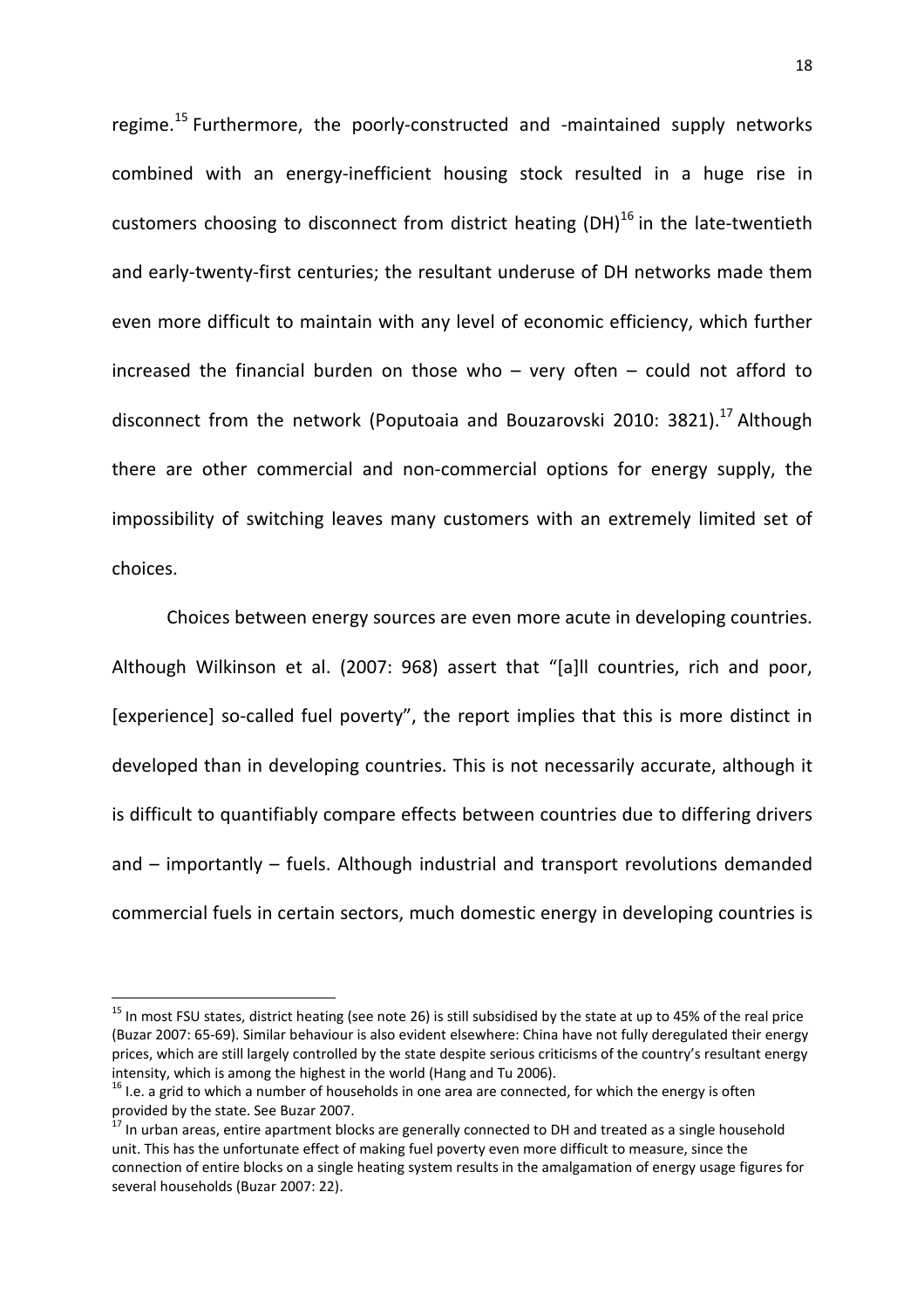regime.[15] Furthermore, the poorly-constructed and -maintained supply networks combined with an energy-inefficient housing stock resulted in a huge rise in customers choosing to disconnect from district heating (DH)[16] in the late-twentieth and early-twenty-first centuries; the resultant underuse of DH networks made them even more difficult to maintain with any level of economic efficiency, which further increased the financial burden on those who – very often – could not afford to disconnect from the network (Poputoaia and Bouzarovski 2010: 3821).[17] Although there are other commercial and non-commercial options for energy supply, the impossibility of switching leaves many customers with an extremely limited set of choices.

Choices between energy sources are even more acute in developing countries. Although Wilkinson et al. (2007: 968) assert that "[a]ll countries, rich and poor, [experience] so-called fuel poverty", the report implies that this is more distinct in developed than in developing countries. This is not necessarily accurate, although it is difficult to quantifiably compare effects between countries due to differing drivers and – importantly – fuels. Although industrial and transport revolutions demanded commercial fuels in certain sectors, much domestic energy in developing countries is

---

[15] In most FSU states, district heating (see note 26) is still subsidised by the state at up to 45% of the real price (Buzar 2007: 65-69). Similar behaviour is also evident elsewhere: China have not fully deregulated their energy prices, which are still largely controlled by the state despite serious criticisms of the country's resultant energy intensity, which is among the highest in the world (Hang and Tu 2006).

[16] I.e. a grid to which a number of households in one area are connected, for which the energy is often provided by the state. See Buzar 2007.

[17] In urban areas, entire apartment blocks are generally connected to DH and treated as a single household unit. This has the unfortunate effect of making fuel poverty even more difficult to measure, since the connection of entire blocks on a single heating system results in the amalgamation of energy usage figures for several households (Buzar 2007: 22).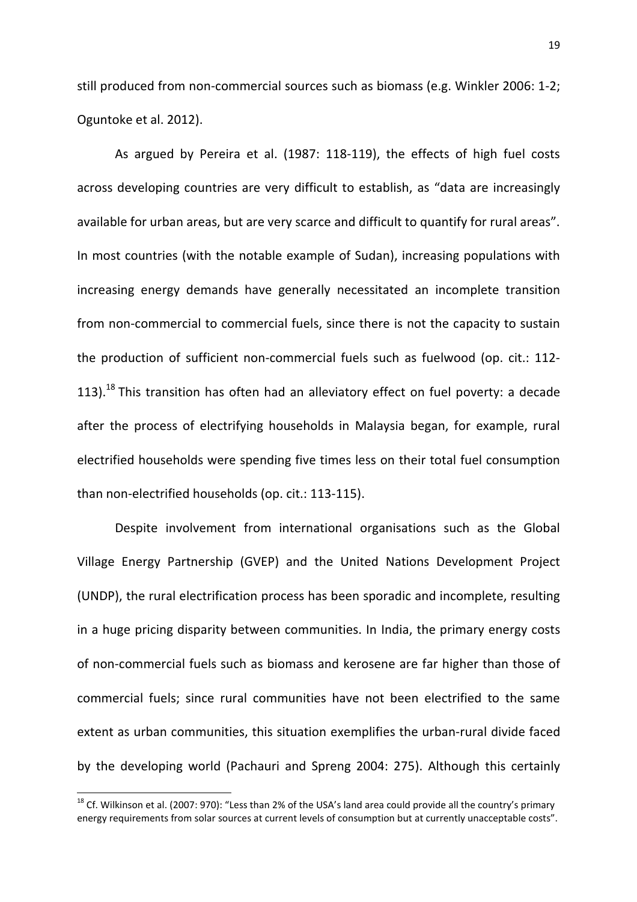still produced from non-commercial sources such as biomass (e.g. Winkler 2006: 1-2; Oguntoke et al. 2012).

As argued by Pereira et al. (1987: 118-119), the effects of high fuel costs across developing countries are very difficult to establish, as "data are increasingly available for urban areas, but are very scarce and difficult to quantify for rural areas". In most countries (with the notable example of Sudan), increasing populations with increasing energy demands have generally necessitated an incomplete transition from non-commercial to commercial fuels, since there is not the capacity to sustain the production of sufficient non-commercial fuels such as fuelwood (op. cit.: 112-113).[18] This transition has often had an alleviatory effect on fuel poverty: a decade after the process of electrifying households in Malaysia began, for example, rural electrified households were spending five times less on their total fuel consumption than non-electrified households (op. cit.: 113-115).

Despite involvement from international organisations such as the Global Village Energy Partnership (GVEP) and the United Nations Development Project (UNDP), the rural electrification process has been sporadic and incomplete, resulting in a huge pricing disparity between communities. In India, the primary energy costs of non-commercial fuels such as biomass and kerosene are far higher than those of commercial fuels; since rural communities have not been electrified to the same extent as urban communities, this situation exemplifies the urban-rural divide faced by the developing world (Pachauri and Spreng 2004: 275). Although this certainly

[18] Cf. Wilkinson et al. (2007: 970): "Less than 2% of the USA's land area could provide all the country's primary energy requirements from solar sources at current levels of consumption but at currently unacceptable costs".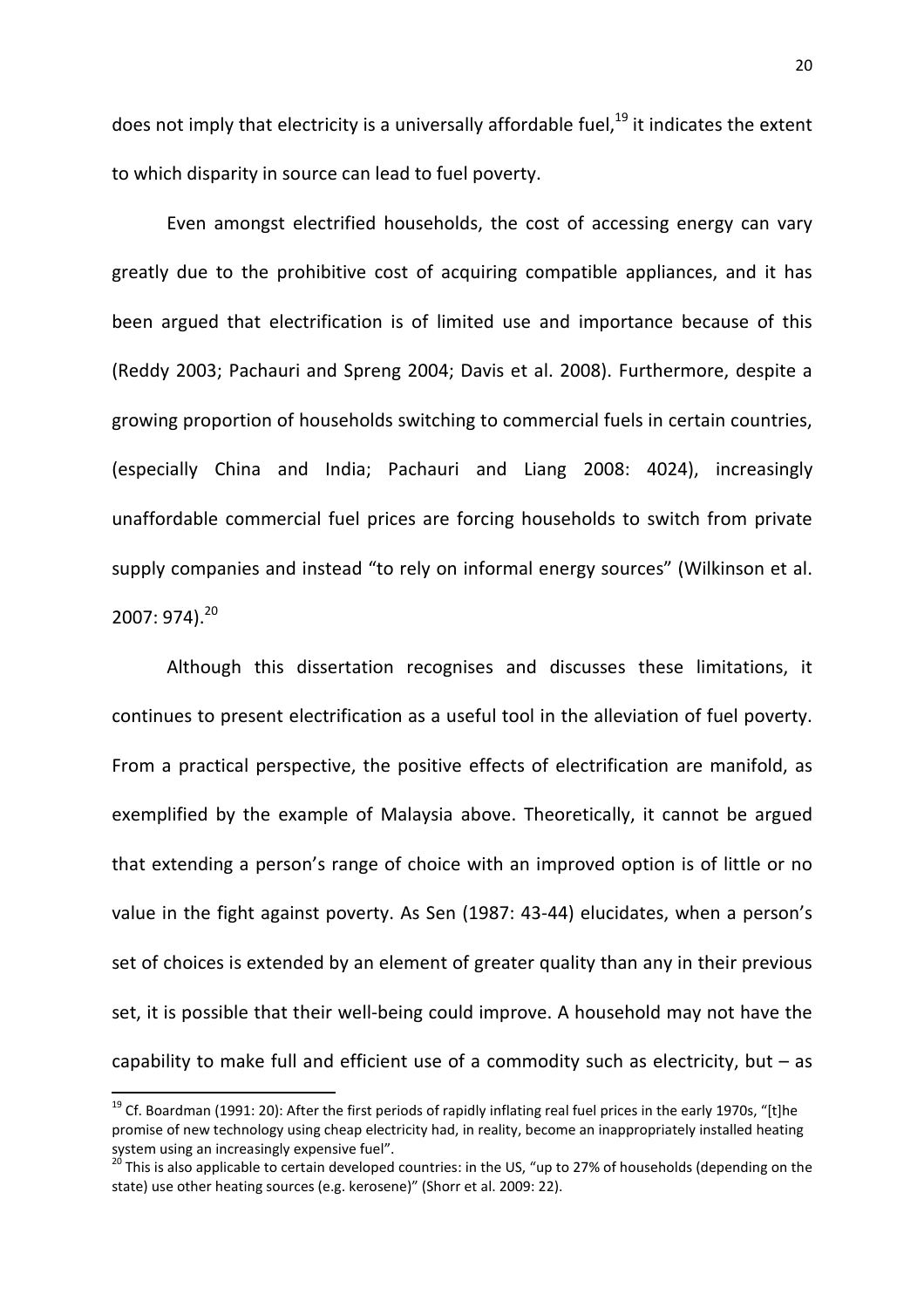does not imply that electricity is a universally affordable fuel,[19] it indicates the extent to which disparity in source can lead to fuel poverty.

Even amongst electrified households, the cost of accessing energy can vary greatly due to the prohibitive cost of acquiring compatible appliances, and it has been argued that electrification is of limited use and importance because of this (Reddy 2003; Pachauri and Spreng 2004; Davis et al. 2008). Furthermore, despite a growing proportion of households switching to commercial fuels in certain countries, (especially China and India; Pachauri and Liang 2008: 4024), increasingly unaffordable commercial fuel prices are forcing households to switch from private supply companies and instead "to rely on informal energy sources" (Wilkinson et al. 2007: 974).[20]

Although this dissertation recognises and discusses these limitations, it continues to present electrification as a useful tool in the alleviation of fuel poverty. From a practical perspective, the positive effects of electrification are manifold, as exemplified by the example of Malaysia above. Theoretically, it cannot be argued that extending a person's range of choice with an improved option is of little or no value in the fight against poverty. As Sen (1987: 43-44) elucidates, when a person's set of choices is extended by an element of greater quality than any in their previous set, it is possible that their well-being could improve. A household may not have the capability to make full and efficient use of a commodity such as electricity, but – as

[19] Cf. Boardman (1991: 20): After the first periods of rapidly inflating real fuel prices in the early 1970s, "[t]he promise of new technology using cheap electricity had, in reality, become an inappropriately installed heating system using an increasingly expensive fuel".

[20] This is also applicable to certain developed countries: in the US, "up to 27% of households (depending on the state) use other heating sources (e.g. kerosene)" (Shorr et al. 2009: 22).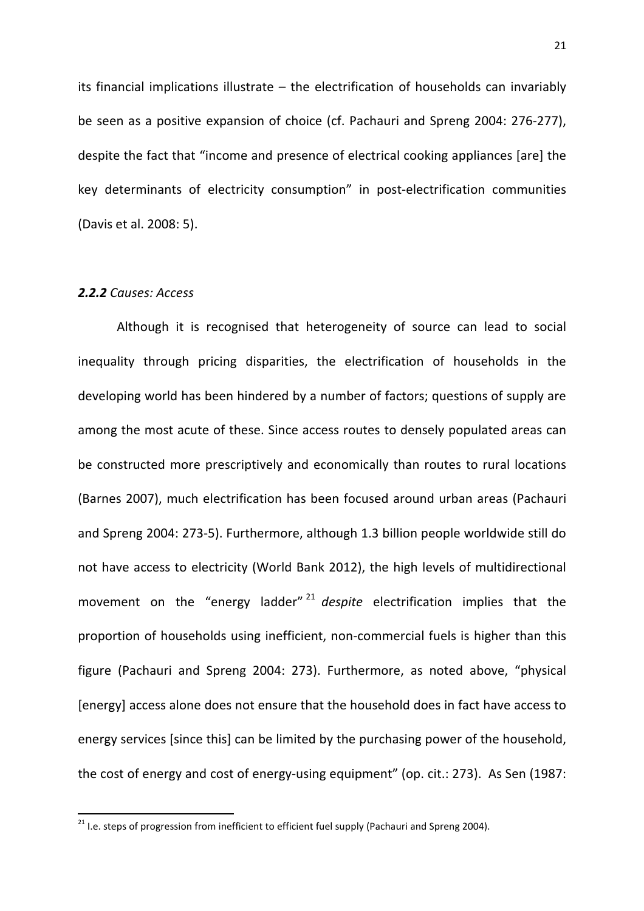its financial implications illustrate – the electrification of households can invariably be seen as a positive expansion of choice (cf. Pachauri and Spreng 2004: 276-277), despite the fact that "income and presence of electrical cooking appliances [are] the key determinants of electricity consumption" in post-electrification communities (Davis et al. 2008: 5).

### ***2.2.2*** *Causes: Access*

Although it is recognised that heterogeneity of source can lead to social inequality through pricing disparities, the electrification of households in the developing world has been hindered by a number of factors; questions of supply are among the most acute of these. Since access routes to densely populated areas can be constructed more prescriptively and economically than routes to rural locations (Barnes 2007), much electrification has been focused around urban areas (Pachauri and Spreng 2004: 273-5). Furthermore, although 1.3 billion people worldwide still do not have access to electricity (World Bank 2012), the high levels of multidirectional movement on the "energy ladder"[21] *despite* electrification implies that the proportion of households using inefficient, non-commercial fuels is higher than this figure (Pachauri and Spreng 2004: 273). Furthermore, as noted above, "physical [energy] access alone does not ensure that the household does in fact have access to energy services [since this] can be limited by the purchasing power of the household, the cost of energy and cost of energy-using equipment" (op. cit.: 273). As Sen (1987:

[21] I.e. steps of progression from inefficient to efficient fuel supply (Pachauri and Spreng 2004).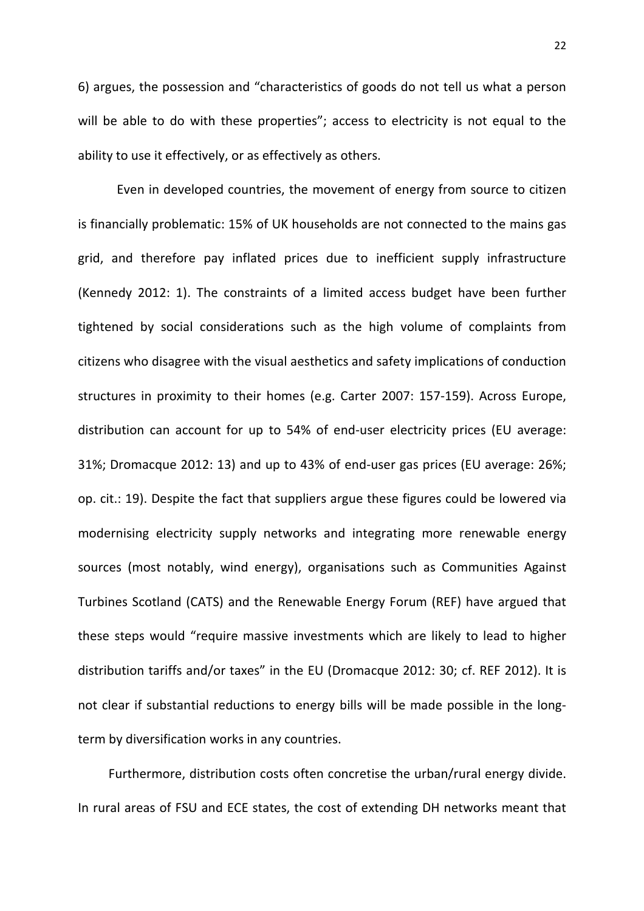6) argues, the possession and "characteristics of goods do not tell us what a person will be able to do with these properties"; access to electricity is not equal to the ability to use it effectively, or as effectively as others.

Even in developed countries, the movement of energy from source to citizen is financially problematic: 15% of UK households are not connected to the mains gas grid, and therefore pay inflated prices due to inefficient supply infrastructure (Kennedy 2012: 1). The constraints of a limited access budget have been further tightened by social considerations such as the high volume of complaints from citizens who disagree with the visual aesthetics and safety implications of conduction structures in proximity to their homes (e.g. Carter 2007: 157-159). Across Europe, distribution can account for up to 54% of end-user electricity prices (EU average: 31%; Dromacque 2012: 13) and up to 43% of end-user gas prices (EU average: 26%; op. cit.: 19). Despite the fact that suppliers argue these figures could be lowered via modernising electricity supply networks and integrating more renewable energy sources (most notably, wind energy), organisations such as Communities Against Turbines Scotland (CATS) and the Renewable Energy Forum (REF) have argued that these steps would "require massive investments which are likely to lead to higher distribution tariffs and/or taxes" in the EU (Dromacque 2012: 30; cf. REF 2012). It is not clear if substantial reductions to energy bills will be made possible in the long-term by diversification works in any countries.

Furthermore, distribution costs often concretise the urban/rural energy divide. In rural areas of FSU and ECE states, the cost of extending DH networks meant that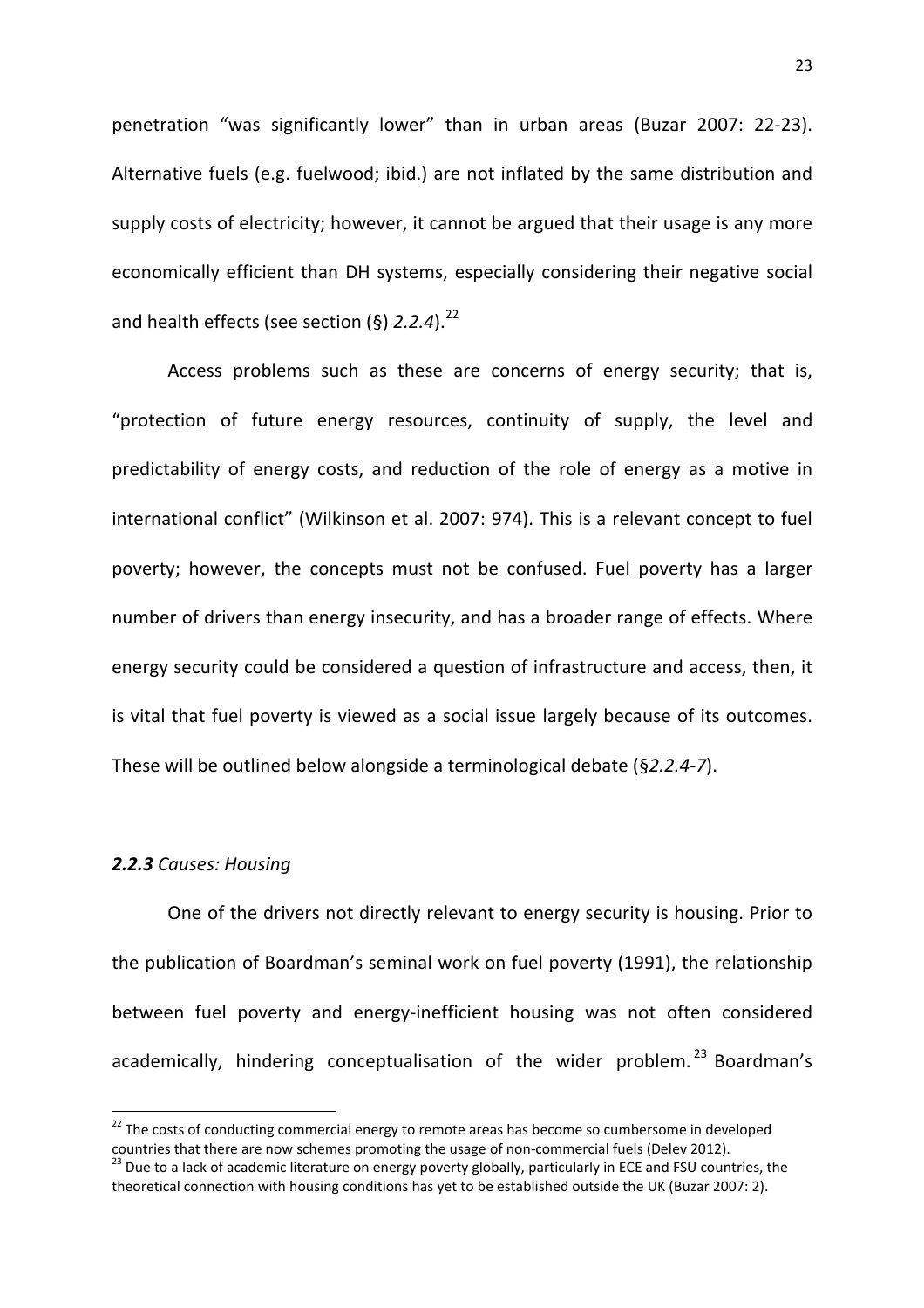penetration "was significantly lower" than in urban areas (Buzar 2007: 22-23). Alternative fuels (e.g. fuelwood; ibid.) are not inflated by the same distribution and supply costs of electricity; however, it cannot be argued that their usage is any more economically efficient than DH systems, especially considering their negative social and health effects (see section (§) *2.2.4*).[22]

Access problems such as these are concerns of energy security; that is, "protection of future energy resources, continuity of supply, the level and predictability of energy costs, and reduction of the role of energy as a motive in international conflict" (Wilkinson et al. 2007: 974). This is a relevant concept to fuel poverty; however, the concepts must not be confused. Fuel poverty has a larger number of drivers than energy insecurity, and has a broader range of effects. Where energy security could be considered a question of infrastructure and access, then, it is vital that fuel poverty is viewed as a social issue largely because of its outcomes. These will be outlined below alongside a terminological debate (§*2.2.4-7*).

### ***2.2.3*** *Causes: Housing*

One of the drivers not directly relevant to energy security is housing. Prior to the publication of Boardman's seminal work on fuel poverty (1991), the relationship between fuel poverty and energy-inefficient housing was not often considered academically, hindering conceptualisation of the wider problem.[23] Boardman's

---

[22] The costs of conducting commercial energy to remote areas has become so cumbersome in developed countries that there are now schemes promoting the usage of non-commercial fuels (Delev 2012).

[23] Due to a lack of academic literature on energy poverty globally, particularly in ECE and FSU countries, the theoretical connection with housing conditions has yet to be established outside the UK (Buzar 2007: 2).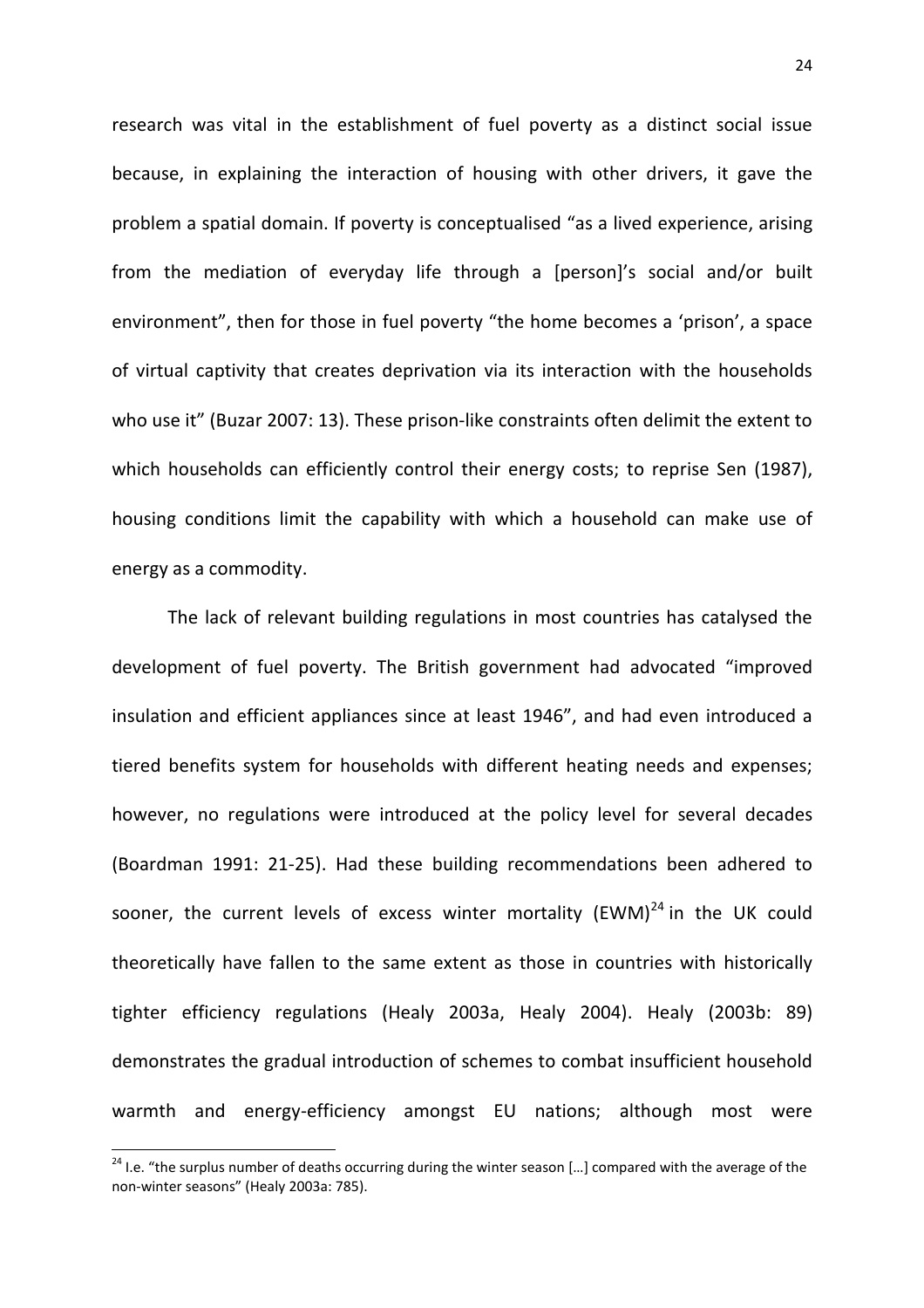research was vital in the establishment of fuel poverty as a distinct social issue because, in explaining the interaction of housing with other drivers, it gave the problem a spatial domain. If poverty is conceptualised "as a lived experience, arising from the mediation of everyday life through a [person]'s social and/or built environment", then for those in fuel poverty "the home becomes a 'prison', a space of virtual captivity that creates deprivation via its interaction with the households who use it" (Buzar 2007: 13). These prison-like constraints often delimit the extent to which households can efficiently control their energy costs; to reprise Sen (1987), housing conditions limit the capability with which a household can make use of energy as a commodity.

The lack of relevant building regulations in most countries has catalysed the development of fuel poverty. The British government had advocated "improved insulation and efficient appliances since at least 1946", and had even introduced a tiered benefits system for households with different heating needs and expenses; however, no regulations were introduced at the policy level for several decades (Boardman 1991: 21-25). Had these building recommendations been adhered to sooner, the current levels of excess winter mortality (EWM)[24] in the UK could theoretically have fallen to the same extent as those in countries with historically tighter efficiency regulations (Healy 2003a, Healy 2004). Healy (2003b: 89) demonstrates the gradual introduction of schemes to combat insufficient household warmth and energy-efficiency amongst EU nations; although most were

[24] I.e. "the surplus number of deaths occurring during the winter season […] compared with the average of the non-winter seasons" (Healy 2003a: 785).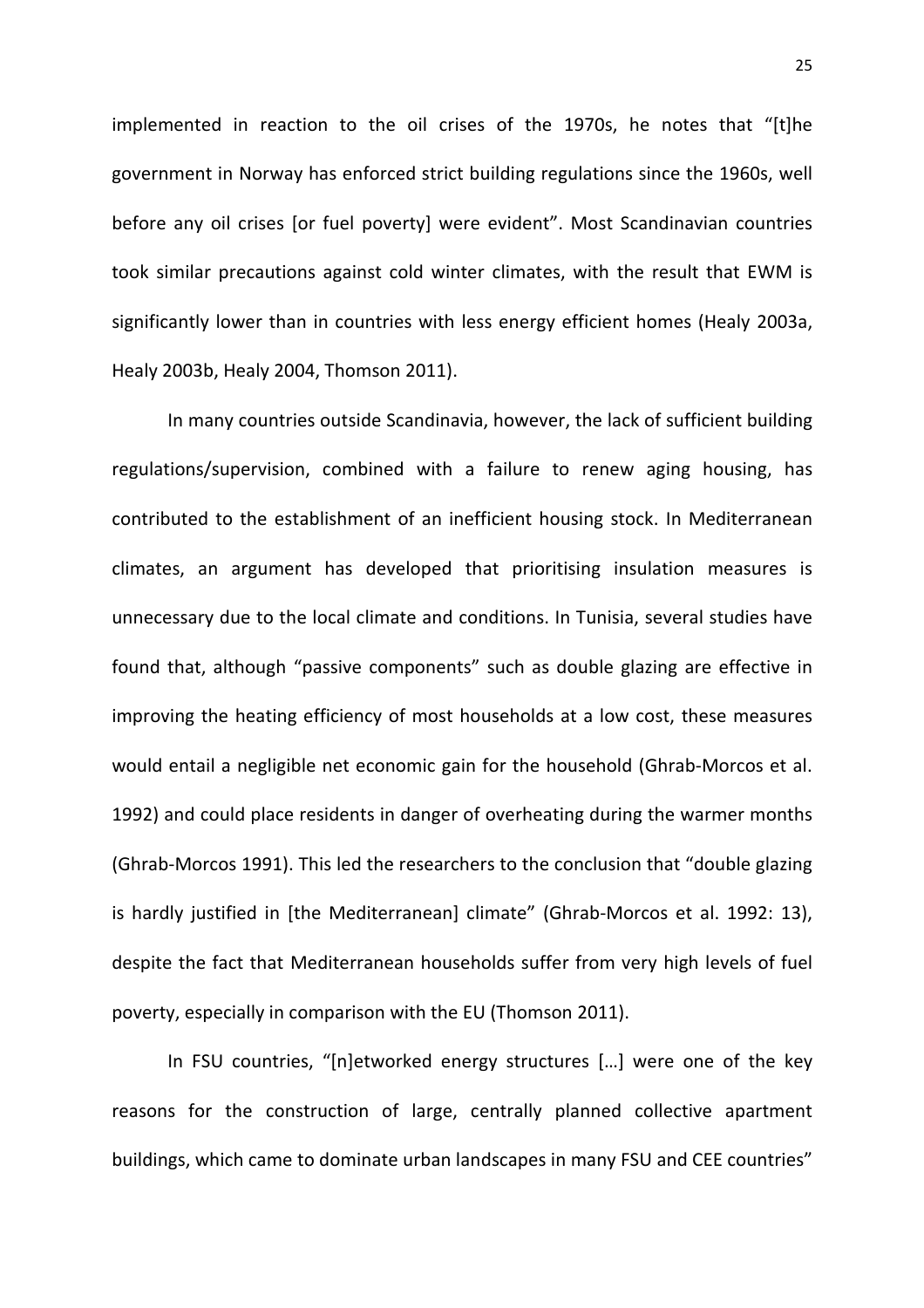implemented in reaction to the oil crises of the 1970s, he notes that "[t]he government in Norway has enforced strict building regulations since the 1960s, well before any oil crises [or fuel poverty] were evident". Most Scandinavian countries took similar precautions against cold winter climates, with the result that EWM is significantly lower than in countries with less energy efficient homes (Healy 2003a, Healy 2003b, Healy 2004, Thomson 2011).

In many countries outside Scandinavia, however, the lack of sufficient building regulations/supervision, combined with a failure to renew aging housing, has contributed to the establishment of an inefficient housing stock. In Mediterranean climates, an argument has developed that prioritising insulation measures is unnecessary due to the local climate and conditions. In Tunisia, several studies have found that, although "passive components" such as double glazing are effective in improving the heating efficiency of most households at a low cost, these measures would entail a negligible net economic gain for the household (Ghrab-Morcos et al. 1992) and could place residents in danger of overheating during the warmer months (Ghrab-Morcos 1991). This led the researchers to the conclusion that "double glazing is hardly justified in [the Mediterranean] climate" (Ghrab-Morcos et al. 1992: 13), despite the fact that Mediterranean households suffer from very high levels of fuel poverty, especially in comparison with the EU (Thomson 2011).

In FSU countries, "[n]etworked energy structures […] were one of the key reasons for the construction of large, centrally planned collective apartment buildings, which came to dominate urban landscapes in many FSU and CEE countries"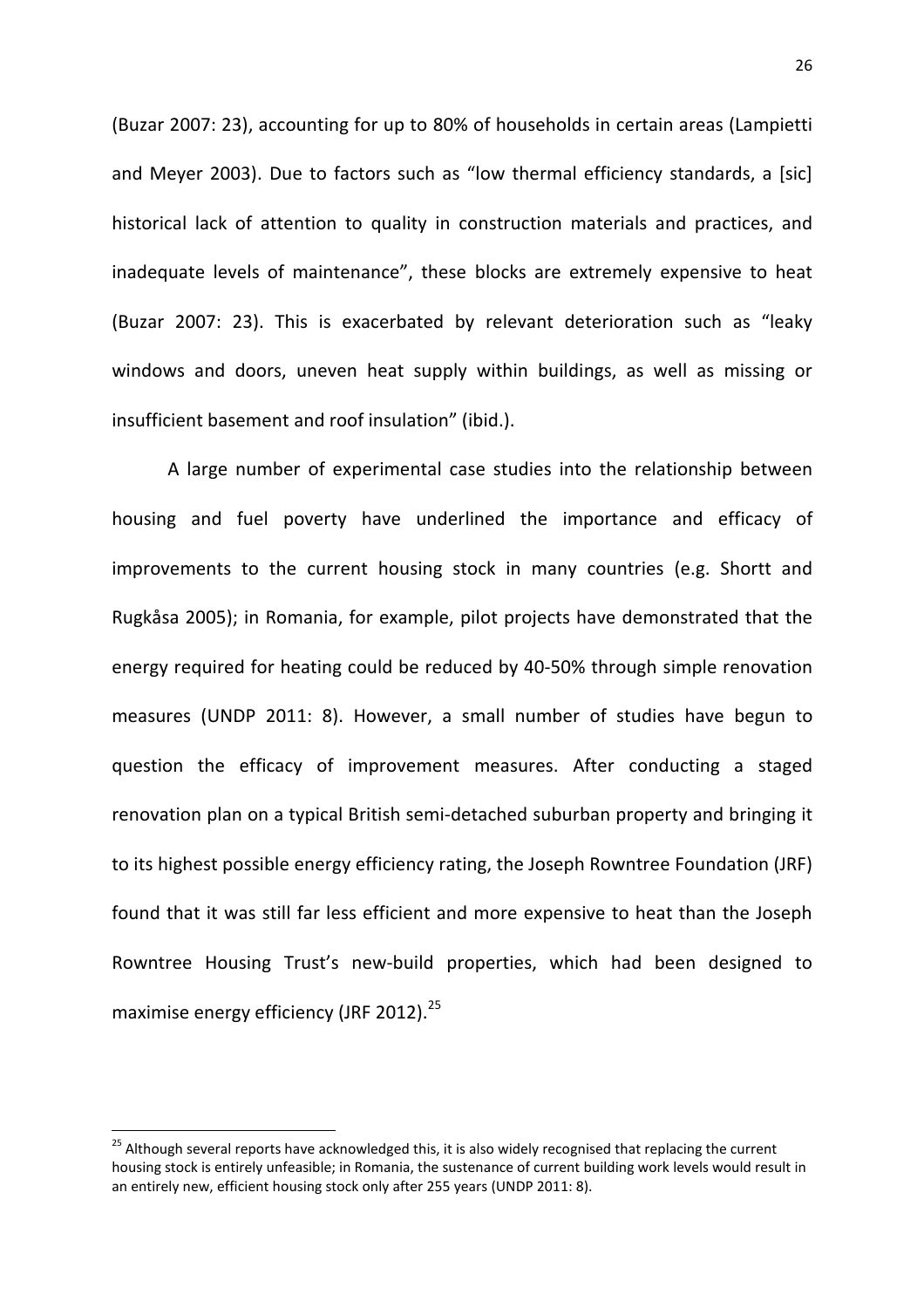(Buzar 2007: 23), accounting for up to 80% of households in certain areas (Lampietti and Meyer 2003). Due to factors such as "low thermal efficiency standards, a [sic] historical lack of attention to quality in construction materials and practices, and inadequate levels of maintenance", these blocks are extremely expensive to heat (Buzar 2007: 23). This is exacerbated by relevant deterioration such as "leaky windows and doors, uneven heat supply within buildings, as well as missing or insufficient basement and roof insulation" (ibid.).

A large number of experimental case studies into the relationship between housing and fuel poverty have underlined the importance and efficacy of improvements to the current housing stock in many countries (e.g. Shortt and Rugkåsa 2005); in Romania, for example, pilot projects have demonstrated that the energy required for heating could be reduced by 40-50% through simple renovation measures (UNDP 2011: 8). However, a small number of studies have begun to question the efficacy of improvement measures. After conducting a staged renovation plan on a typical British semi-detached suburban property and bringing it to its highest possible energy efficiency rating, the Joseph Rowntree Foundation (JRF) found that it was still far less efficient and more expensive to heat than the Joseph Rowntree Housing Trust's new-build properties, which had been designed to maximise energy efficiency (JRF 2012).[25]

[25] Although several reports have acknowledged this, it is also widely recognised that replacing the current housing stock is entirely unfeasible; in Romania, the sustenance of current building work levels would result in an entirely new, efficient housing stock only after 255 years (UNDP 2011: 8).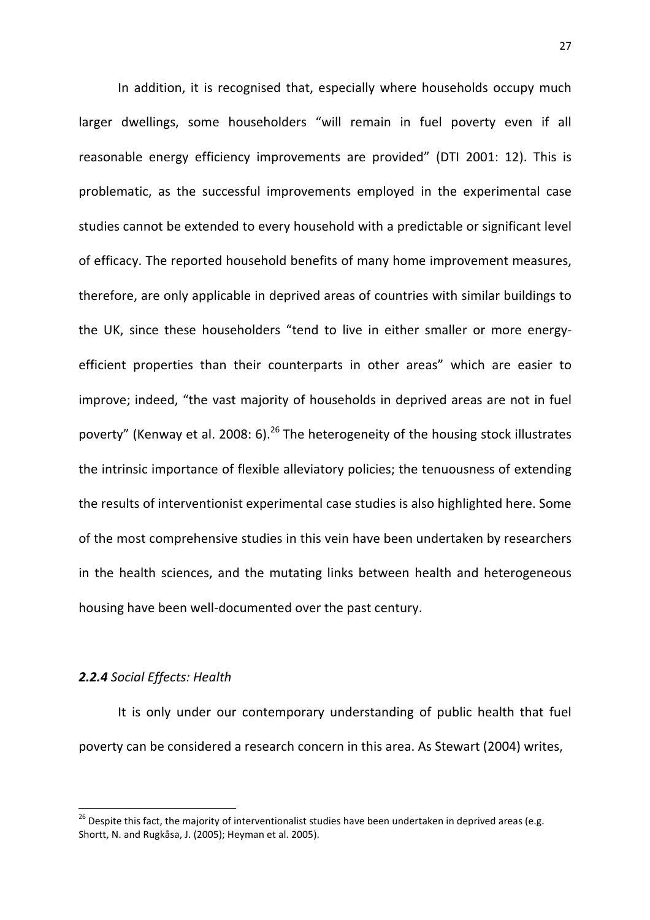In addition, it is recognised that, especially where households occupy much larger dwellings, some householders "will remain in fuel poverty even if all reasonable energy efficiency improvements are provided" (DTI 2001: 12). This is problematic, as the successful improvements employed in the experimental case studies cannot be extended to every household with a predictable or significant level of efficacy. The reported household benefits of many home improvement measures, therefore, are only applicable in deprived areas of countries with similar buildings to the UK, since these householders "tend to live in either smaller or more energy-efficient properties than their counterparts in other areas" which are easier to improve; indeed, "the vast majority of households in deprived areas are not in fuel poverty" (Kenway et al. 2008: 6).[26] The heterogeneity of the housing stock illustrates the intrinsic importance of flexible alleviatory policies; the tenuousness of extending the results of interventionist experimental case studies is also highlighted here. Some of the most comprehensive studies in this vein have been undertaken by researchers in the health sciences, and the mutating links between health and heterogeneous housing have been well-documented over the past century.

### ***2.2.4*** *Social Effects: Health*

It is only under our contemporary understanding of public health that fuel poverty can be considered a research concern in this area. As Stewart (2004) writes,

[26] Despite this fact, the majority of interventionalist studies have been undertaken in deprived areas (e.g. Shortt, N. and Rugkåsa, J. (2005); Heyman et al. 2005).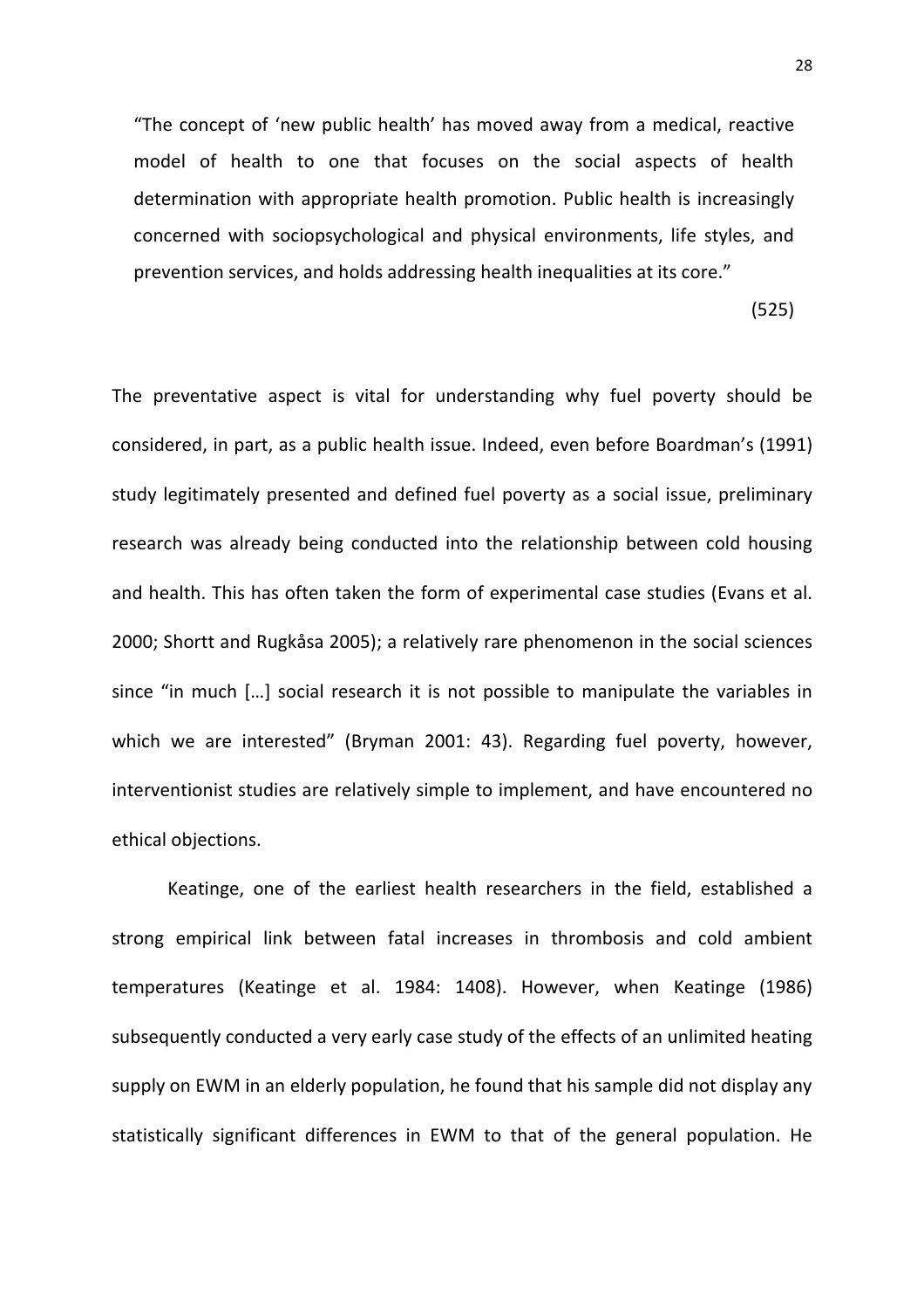> "The concept of 'new public health' has moved away from a medical, reactive model of health to one that focuses on the social aspects of health determination with appropriate health promotion. Public health is increasingly concerned with sociopsychological and physical environments, life styles, and prevention services, and holds addressing health inequalities at its core."
>
> (525)

The preventative aspect is vital for understanding why fuel poverty should be considered, in part, as a public health issue. Indeed, even before Boardman's (1991) study legitimately presented and defined fuel poverty as a social issue, preliminary research was already being conducted into the relationship between cold housing and health. This has often taken the form of experimental case studies (Evans et al. 2000; Shortt and Rugkåsa 2005); a relatively rare phenomenon in the social sciences since "in much […] social research it is not possible to manipulate the variables in which we are interested" (Bryman 2001: 43). Regarding fuel poverty, however, interventionist studies are relatively simple to implement, and have encountered no ethical objections.

Keatinge, one of the earliest health researchers in the field, established a strong empirical link between fatal increases in thrombosis and cold ambient temperatures (Keatinge et al. 1984: 1408). However, when Keatinge (1986) subsequently conducted a very early case study of the effects of an unlimited heating supply on EWM in an elderly population, he found that his sample did not display any statistically significant differences in EWM to that of the general population. He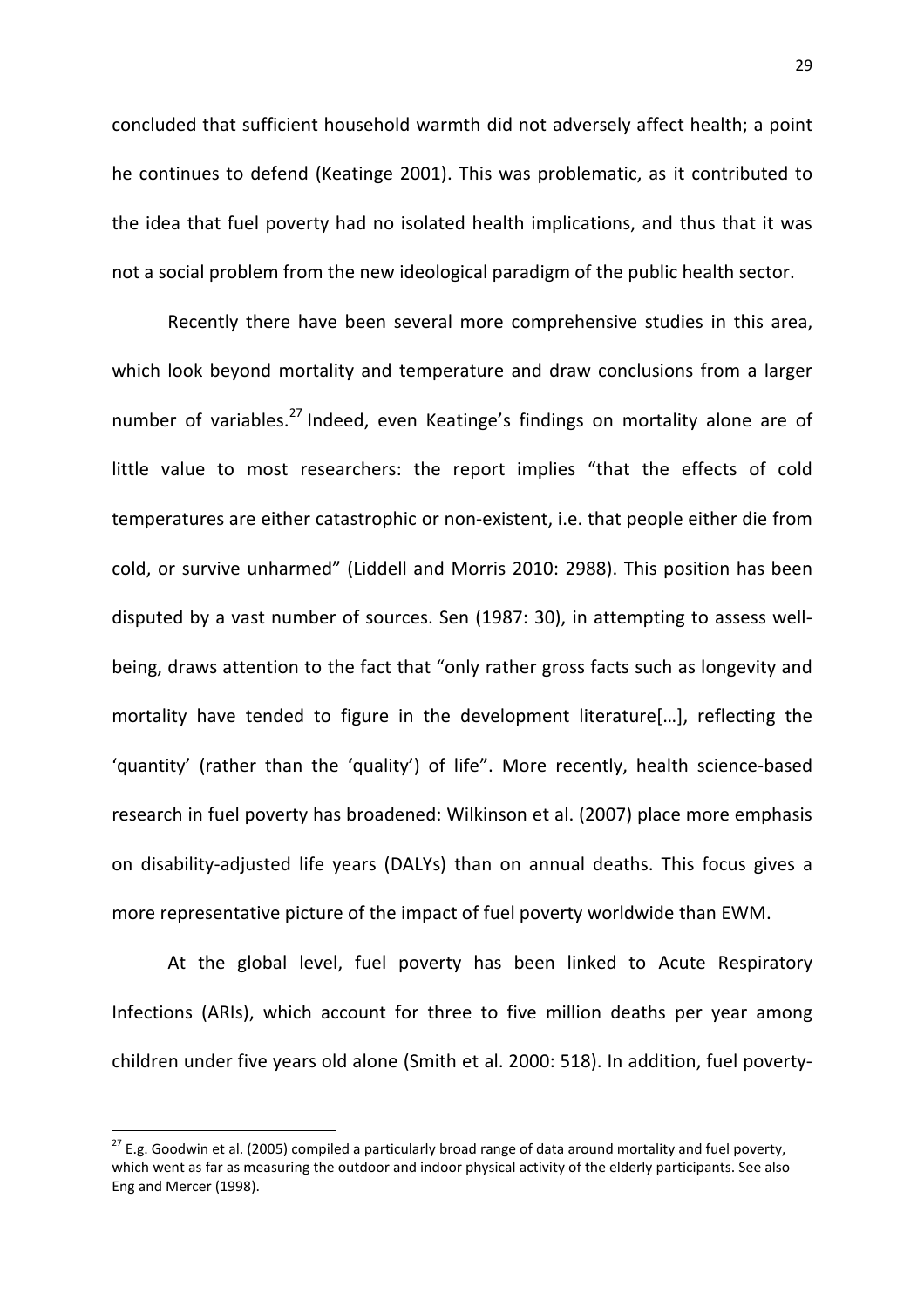concluded that sufficient household warmth did not adversely affect health; a point he continues to defend (Keatinge 2001). This was problematic, as it contributed to the idea that fuel poverty had no isolated health implications, and thus that it was not a social problem from the new ideological paradigm of the public health sector.

Recently there have been several more comprehensive studies in this area, which look beyond mortality and temperature and draw conclusions from a larger number of variables.[27] Indeed, even Keatinge's findings on mortality alone are of little value to most researchers: the report implies "that the effects of cold temperatures are either catastrophic or non-existent, i.e. that people either die from cold, or survive unharmed" (Liddell and Morris 2010: 2988). This position has been disputed by a vast number of sources. Sen (1987: 30), in attempting to assess well-being, draws attention to the fact that "only rather gross facts such as longevity and mortality have tended to figure in the development literature[…], reflecting the 'quantity' (rather than the 'quality') of life". More recently, health science-based research in fuel poverty has broadened: Wilkinson et al. (2007) place more emphasis on disability-adjusted life years (DALYs) than on annual deaths. This focus gives a more representative picture of the impact of fuel poverty worldwide than EWM.

At the global level, fuel poverty has been linked to Acute Respiratory Infections (ARIs), which account for three to five million deaths per year among children under five years old alone (Smith et al. 2000: 518). In addition, fuel poverty-

---

[27] E.g. Goodwin et al. (2005) compiled a particularly broad range of data around mortality and fuel poverty, which went as far as measuring the outdoor and indoor physical activity of the elderly participants. See also Eng and Mercer (1998).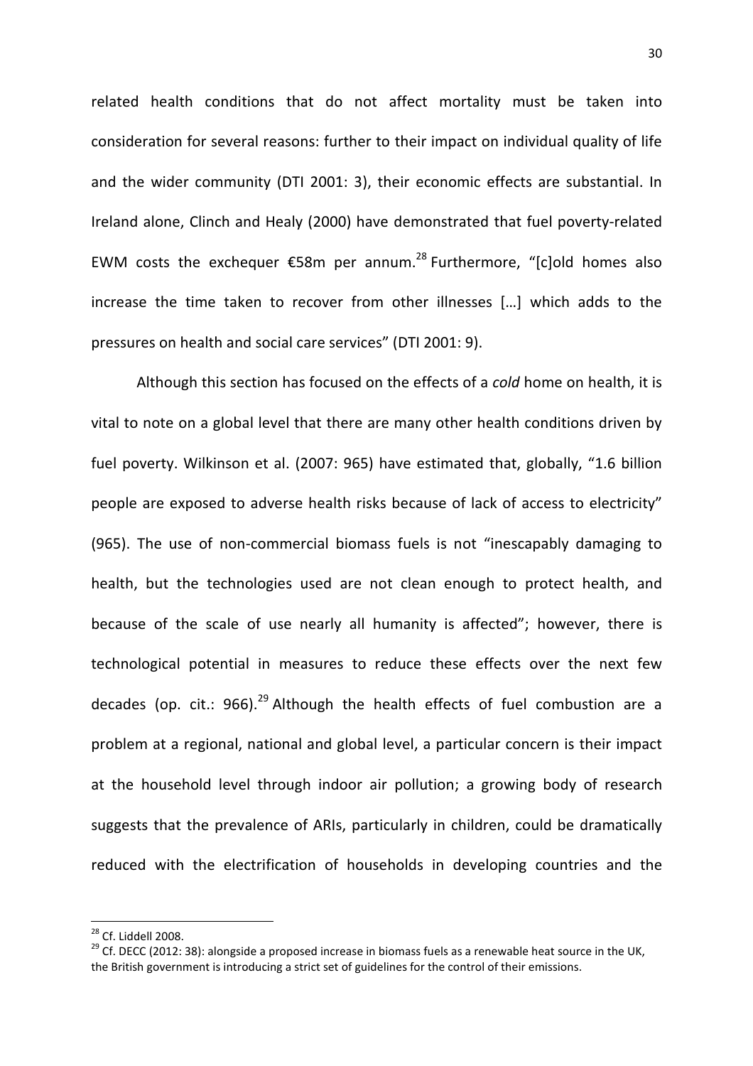related health conditions that do not affect mortality must be taken into consideration for several reasons: further to their impact on individual quality of life and the wider community (DTI 2001: 3), their economic effects are substantial. In Ireland alone, Clinch and Healy (2000) have demonstrated that fuel poverty-related EWM costs the exchequer €58m per annum.[28] Furthermore, "[c]old homes also increase the time taken to recover from other illnesses […] which adds to the pressures on health and social care services" (DTI 2001: 9).

Although this section has focused on the effects of a *cold* home on health, it is vital to note on a global level that there are many other health conditions driven by fuel poverty. Wilkinson et al. (2007: 965) have estimated that, globally, "1.6 billion people are exposed to adverse health risks because of lack of access to electricity" (965). The use of non-commercial biomass fuels is not "inescapably damaging to health, but the technologies used are not clean enough to protect health, and because of the scale of use nearly all humanity is affected"; however, there is technological potential in measures to reduce these effects over the next few decades (op. cit.: 966).[29] Although the health effects of fuel combustion are a problem at a regional, national and global level, a particular concern is their impact at the household level through indoor air pollution; a growing body of research suggests that the prevalence of ARIs, particularly in children, could be dramatically reduced with the electrification of households in developing countries and the

[28] Cf. Liddell 2008.

[29] Cf. DECC (2012: 38): alongside a proposed increase in biomass fuels as a renewable heat source in the UK, the British government is introducing a strict set of guidelines for the control of their emissions.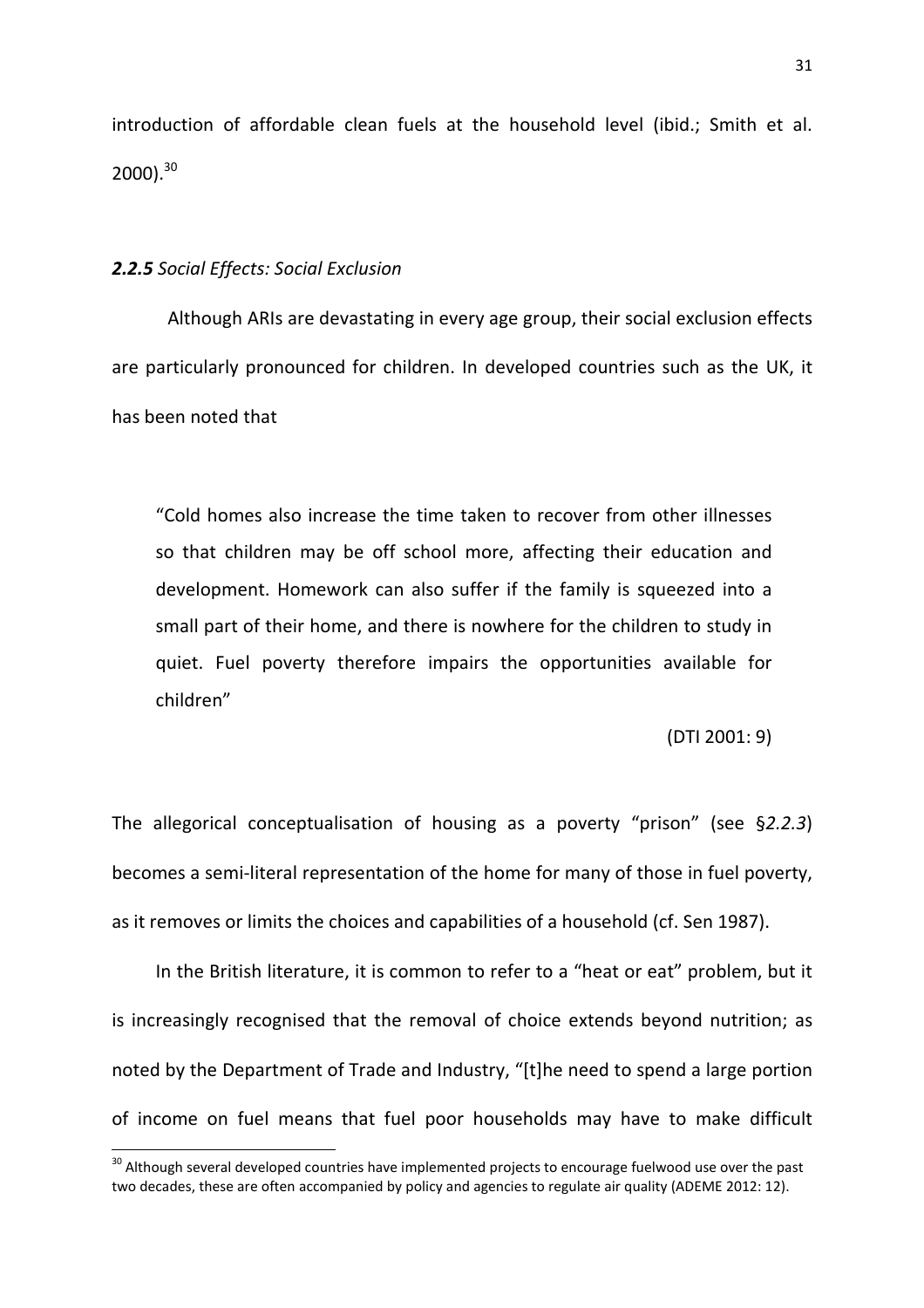introduction of affordable clean fuels at the household level (ibid.; Smith et al. 2000).[30]

### ***2.2.5*** *Social Effects: Social Exclusion*

Although ARIs are devastating in every age group, their social exclusion effects are particularly pronounced for children. In developed countries such as the UK, it has been noted that

> "Cold homes also increase the time taken to recover from other illnesses so that children may be off school more, affecting their education and development. Homework can also suffer if the family is squeezed into a small part of their home, and there is nowhere for the children to study in quiet. Fuel poverty therefore impairs the opportunities available for children"
>
> (DTI 2001: 9)

The allegorical conceptualisation of housing as a poverty "prison" (see §*2.2.3*) becomes a semi-literal representation of the home for many of those in fuel poverty, as it removes or limits the choices and capabilities of a household (cf. Sen 1987).

In the British literature, it is common to refer to a "heat or eat" problem, but it is increasingly recognised that the removal of choice extends beyond nutrition; as noted by the Department of Trade and Industry, "[t]he need to spend a large portion of income on fuel means that fuel poor households may have to make difficult

---

[30] Although several developed countries have implemented projects to encourage fuelwood use over the past two decades, these are often accompanied by policy and agencies to regulate air quality (ADEME 2012: 12).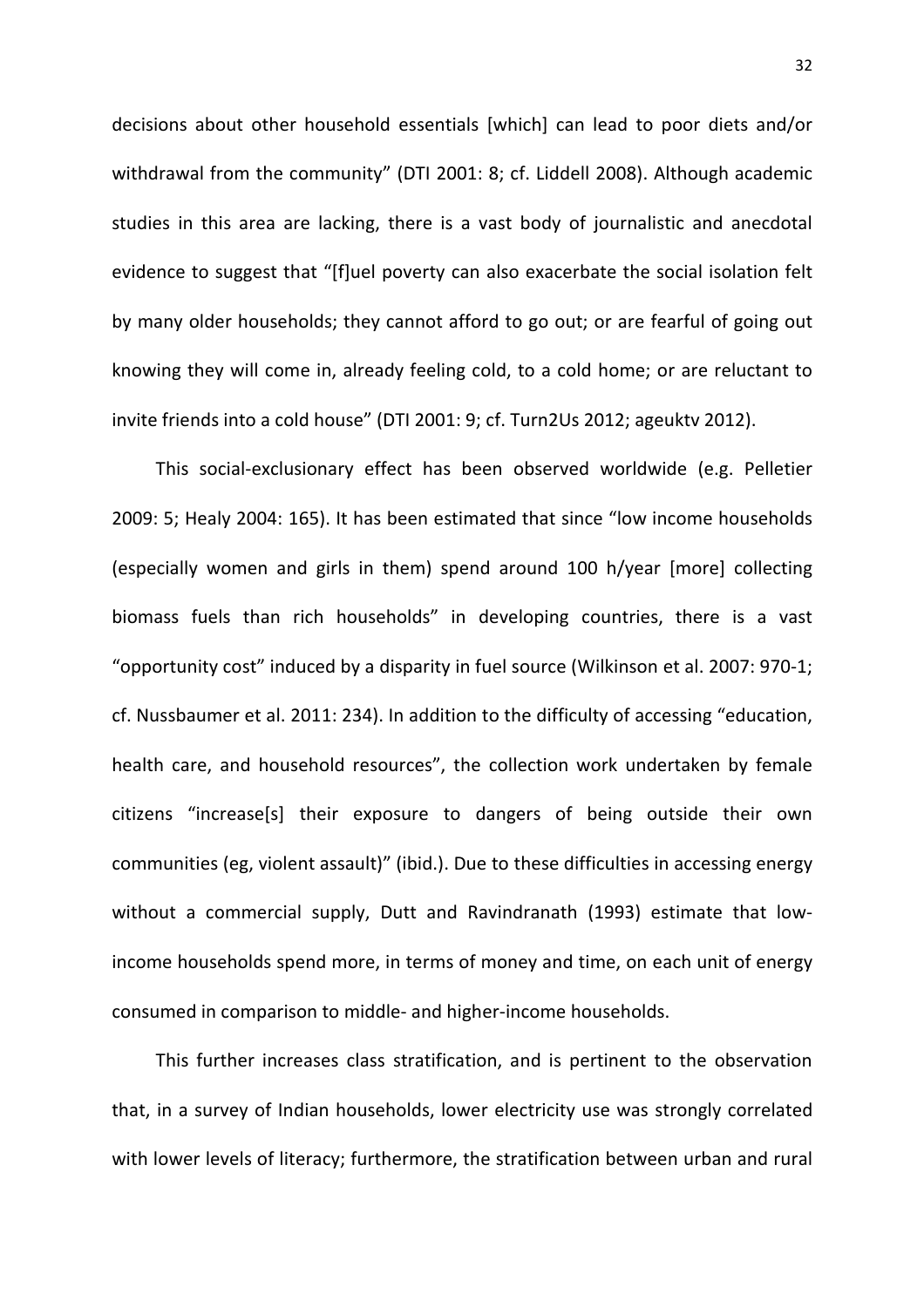decisions about other household essentials [which] can lead to poor diets and/or withdrawal from the community" (DTI 2001: 8; cf. Liddell 2008). Although academic studies in this area are lacking, there is a vast body of journalistic and anecdotal evidence to suggest that "[f]uel poverty can also exacerbate the social isolation felt by many older households; they cannot afford to go out; or are fearful of going out knowing they will come in, already feeling cold, to a cold home; or are reluctant to invite friends into a cold house" (DTI 2001: 9; cf. Turn2Us 2012; ageuktv 2012).

This social-exclusionary effect has been observed worldwide (e.g. Pelletier 2009: 5; Healy 2004: 165). It has been estimated that since "low income households (especially women and girls in them) spend around 100 h/year [more] collecting biomass fuels than rich households" in developing countries, there is a vast "opportunity cost" induced by a disparity in fuel source (Wilkinson et al. 2007: 970-1; cf. Nussbaumer et al. 2011: 234). In addition to the difficulty of accessing "education, health care, and household resources", the collection work undertaken by female citizens "increase[s] their exposure to dangers of being outside their own communities (eg, violent assault)" (ibid.). Due to these difficulties in accessing energy without a commercial supply, Dutt and Ravindranath (1993) estimate that low-income households spend more, in terms of money and time, on each unit of energy consumed in comparison to middle- and higher-income households.

This further increases class stratification, and is pertinent to the observation that, in a survey of Indian households, lower electricity use was strongly correlated with lower levels of literacy; furthermore, the stratification between urban and rural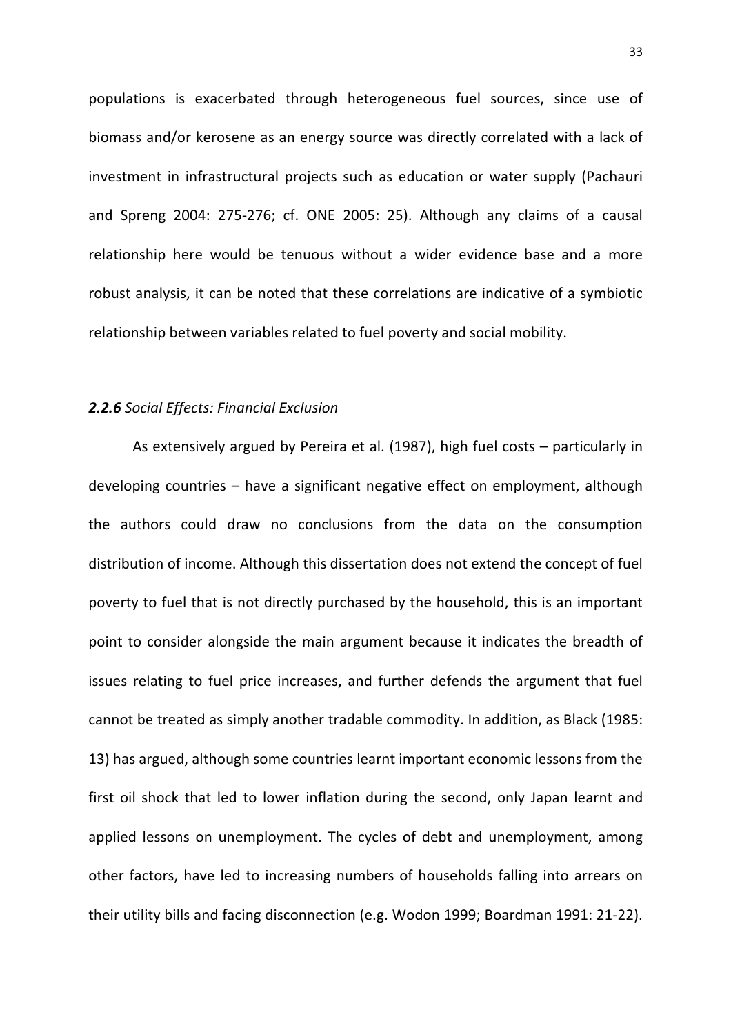populations is exacerbated through heterogeneous fuel sources, since use of biomass and/or kerosene as an energy source was directly correlated with a lack of investment in infrastructural projects such as education or water supply (Pachauri and Spreng 2004: 275-276; cf. ONE 2005: 25). Although any claims of a causal relationship here would be tenuous without a wider evidence base and a more robust analysis, it can be noted that these correlations are indicative of a symbiotic relationship between variables related to fuel poverty and social mobility.

### ***2.2.6*** *Social Effects: Financial Exclusion*

As extensively argued by Pereira et al. (1987), high fuel costs – particularly in developing countries – have a significant negative effect on employment, although the authors could draw no conclusions from the data on the consumption distribution of income. Although this dissertation does not extend the concept of fuel poverty to fuel that is not directly purchased by the household, this is an important point to consider alongside the main argument because it indicates the breadth of issues relating to fuel price increases, and further defends the argument that fuel cannot be treated as simply another tradable commodity. In addition, as Black (1985: 13) has argued, although some countries learnt important economic lessons from the first oil shock that led to lower inflation during the second, only Japan learnt and applied lessons on unemployment. The cycles of debt and unemployment, among other factors, have led to increasing numbers of households falling into arrears on their utility bills and facing disconnection (e.g. Wodon 1999; Boardman 1991: 21-22).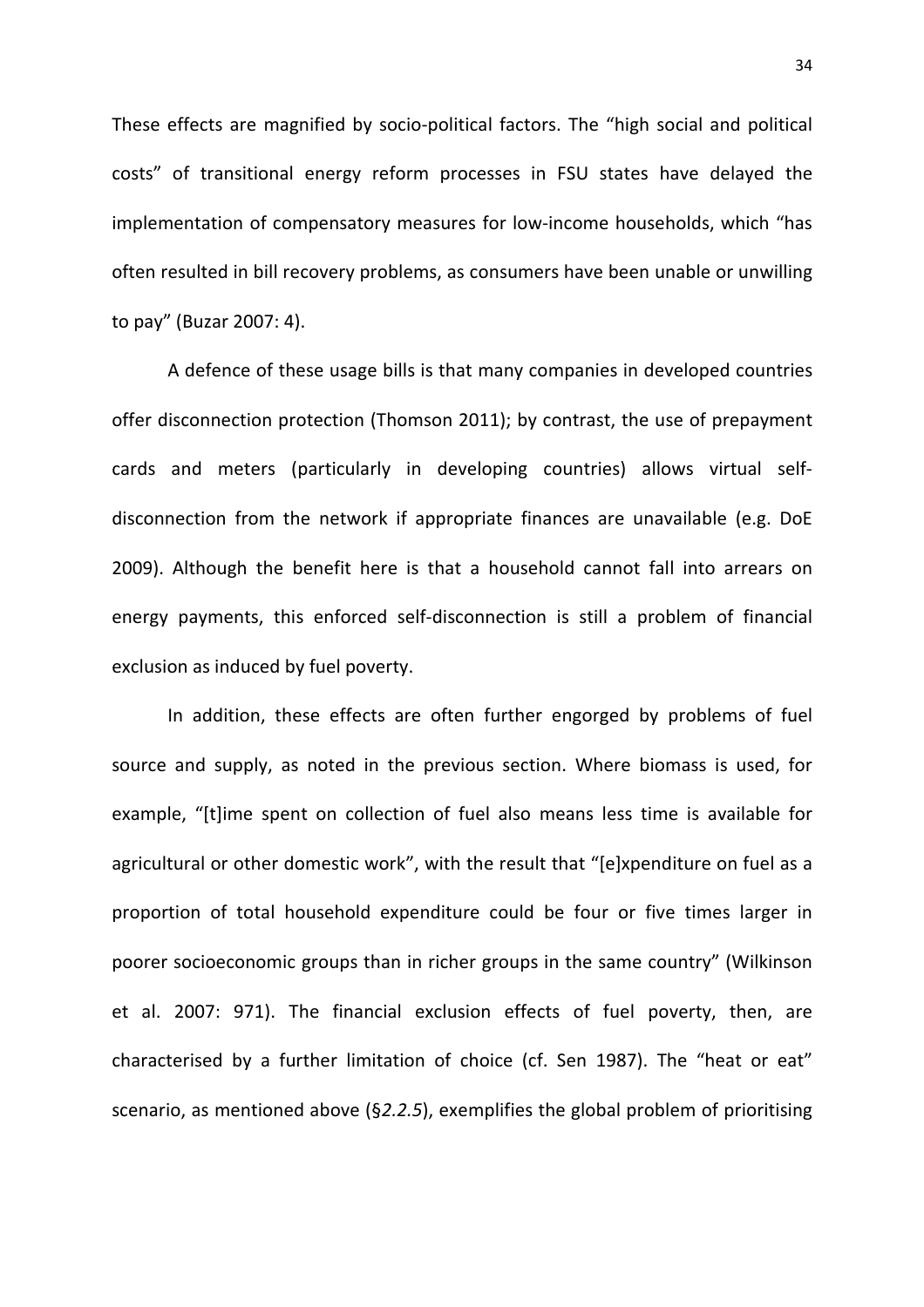These effects are magnified by socio-political factors. The "high social and political costs" of transitional energy reform processes in FSU states have delayed the implementation of compensatory measures for low-income households, which "has often resulted in bill recovery problems, as consumers have been unable or unwilling to pay" (Buzar 2007: 4).

A defence of these usage bills is that many companies in developed countries offer disconnection protection (Thomson 2011); by contrast, the use of prepayment cards and meters (particularly in developing countries) allows virtual self-disconnection from the network if appropriate finances are unavailable (e.g. DoE 2009). Although the benefit here is that a household cannot fall into arrears on energy payments, this enforced self-disconnection is still a problem of financial exclusion as induced by fuel poverty.

In addition, these effects are often further engorged by problems of fuel source and supply, as noted in the previous section. Where biomass is used, for example, "[t]ime spent on collection of fuel also means less time is available for agricultural or other domestic work", with the result that "[e]xpenditure on fuel as a proportion of total household expenditure could be four or five times larger in poorer socioeconomic groups than in richer groups in the same country" (Wilkinson et al. 2007: 971). The financial exclusion effects of fuel poverty, then, are characterised by a further limitation of choice (cf. Sen 1987). The "heat or eat" scenario, as mentioned above (§*2.2.5*), exemplifies the global problem of prioritising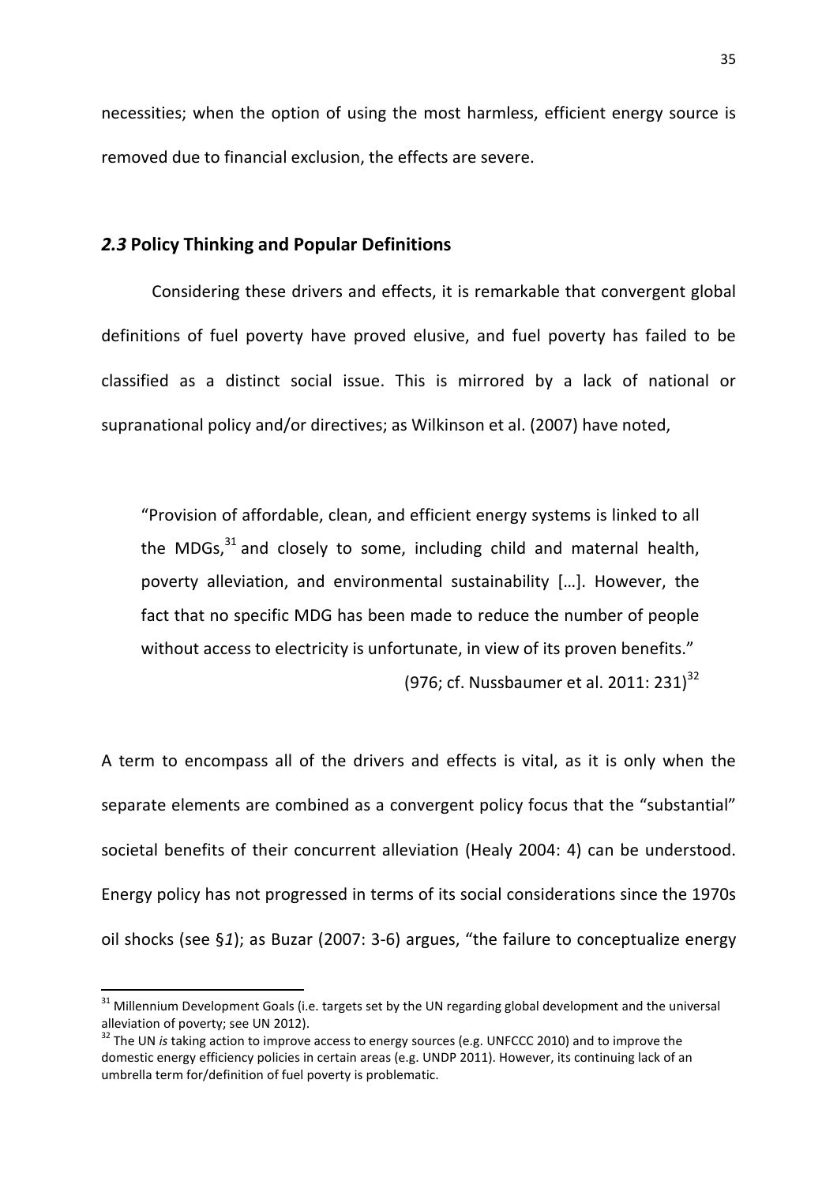necessities; when the option of using the most harmless, efficient energy source is removed due to financial exclusion, the effects are severe.

## *2.3* Policy Thinking and Popular Definitions

Considering these drivers and effects, it is remarkable that convergent global definitions of fuel poverty have proved elusive, and fuel poverty has failed to be classified as a distinct social issue. This is mirrored by a lack of national or supranational policy and/or directives; as Wilkinson et al. (2007) have noted,

> "Provision of affordable, clean, and efficient energy systems is linked to all the MDGs,[31] and closely to some, including child and maternal health, poverty alleviation, and environmental sustainability […]. However, the fact that no specific MDG has been made to reduce the number of people without access to electricity is unfortunate, in view of its proven benefits."
>
> (976; cf. Nussbaumer et al. 2011: 231)[32]

A term to encompass all of the drivers and effects is vital, as it is only when the separate elements are combined as a convergent policy focus that the "substantial" societal benefits of their concurrent alleviation (Healy 2004: 4) can be understood. Energy policy has not progressed in terms of its social considerations since the 1970s oil shocks (see §*1*); as Buzar (2007: 3-6) argues, "the failure to conceptualize energy

---

[31] Millennium Development Goals (i.e. targets set by the UN regarding global development and the universal alleviation of poverty; see UN 2012).

[32] The UN *is* taking action to improve access to energy sources (e.g. UNFCCC 2010) and to improve the domestic energy efficiency policies in certain areas (e.g. UNDP 2011). However, its continuing lack of an umbrella term for/definition of fuel poverty is problematic.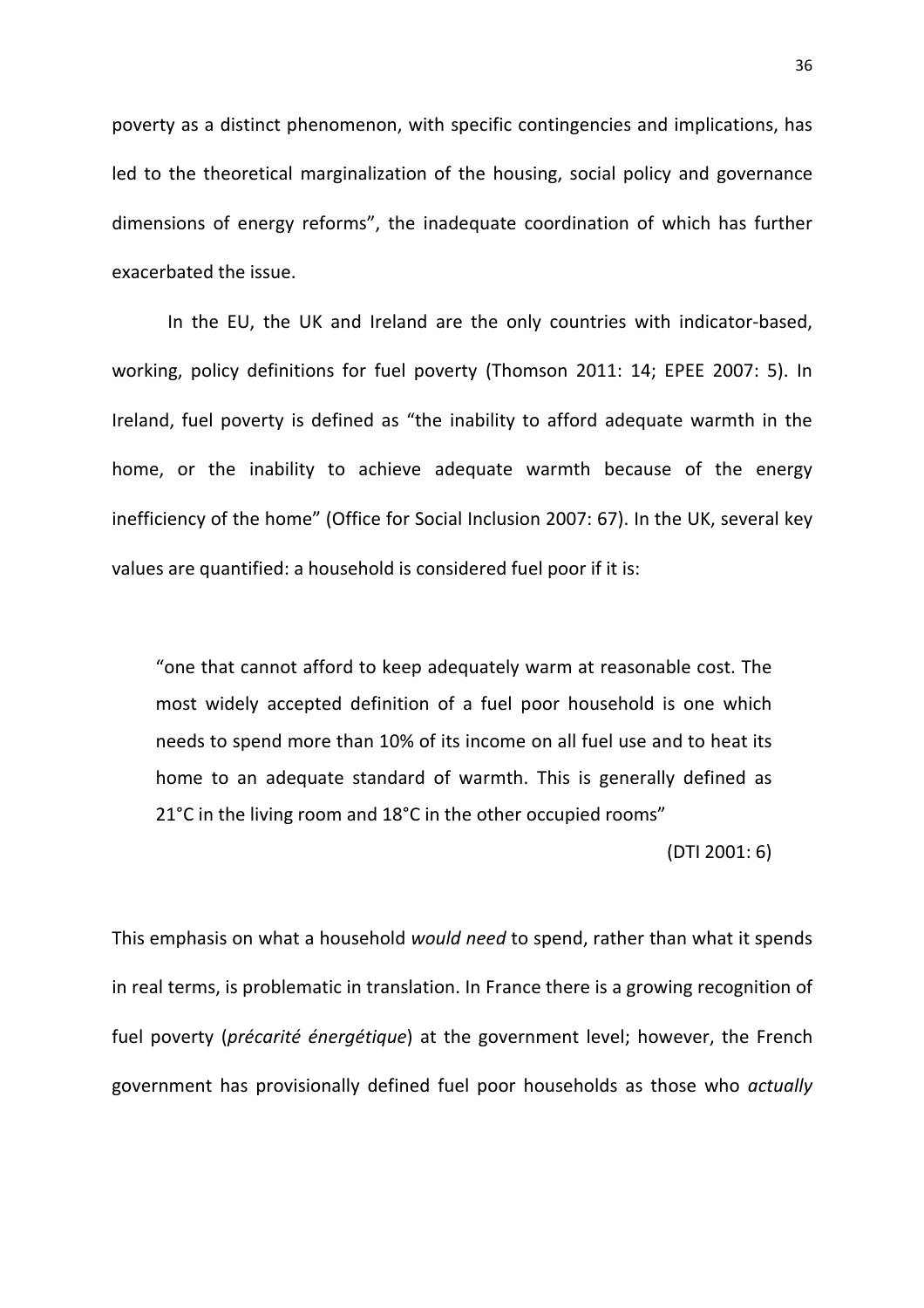poverty as a distinct phenomenon, with specific contingencies and implications, has led to the theoretical marginalization of the housing, social policy and governance dimensions of energy reforms", the inadequate coordination of which has further exacerbated the issue.

In the EU, the UK and Ireland are the only countries with indicator-based, working, policy definitions for fuel poverty (Thomson 2011: 14; EPEE 2007: 5). In Ireland, fuel poverty is defined as "the inability to afford adequate warmth in the home, or the inability to achieve adequate warmth because of the energy inefficiency of the home" (Office for Social Inclusion 2007: 67). In the UK, several key values are quantified: a household is considered fuel poor if it is:

> "one that cannot afford to keep adequately warm at reasonable cost. The most widely accepted definition of a fuel poor household is one which needs to spend more than 10% of its income on all fuel use and to heat its home to an adequate standard of warmth. This is generally defined as 21°C in the living room and 18°C in the other occupied rooms"
>
> (DTI 2001: 6)

This emphasis on what a household *would need* to spend, rather than what it spends in real terms, is problematic in translation. In France there is a growing recognition of fuel poverty (*précarité énergétique*) at the government level; however, the French government has provisionally defined fuel poor households as those who *actually*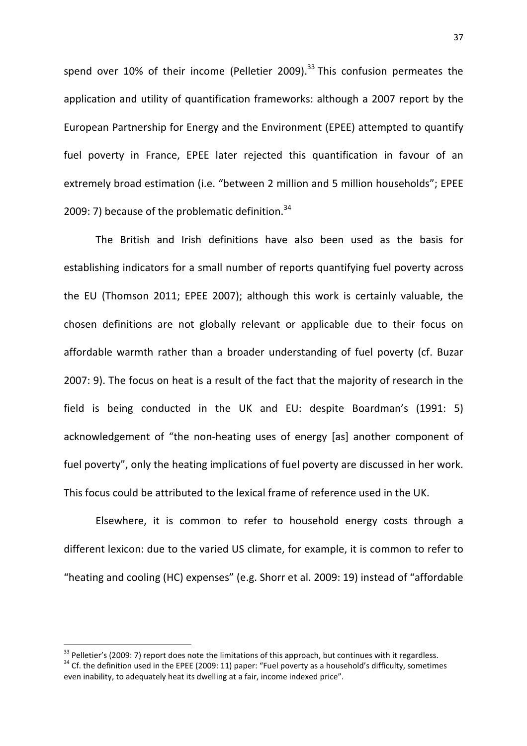spend over 10% of their income (Pelletier 2009).[33] This confusion permeates the application and utility of quantification frameworks: although a 2007 report by the European Partnership for Energy and the Environment (EPEE) attempted to quantify fuel poverty in France, EPEE later rejected this quantification in favour of an extremely broad estimation (i.e. "between 2 million and 5 million households"; EPEE 2009: 7) because of the problematic definition.[34]

The British and Irish definitions have also been used as the basis for establishing indicators for a small number of reports quantifying fuel poverty across the EU (Thomson 2011; EPEE 2007); although this work is certainly valuable, the chosen definitions are not globally relevant or applicable due to their focus on affordable warmth rather than a broader understanding of fuel poverty (cf. Buzar 2007: 9). The focus on heat is a result of the fact that the majority of research in the field is being conducted in the UK and EU: despite Boardman's (1991: 5) acknowledgement of "the non-heating uses of energy [as] another component of fuel poverty", only the heating implications of fuel poverty are discussed in her work. This focus could be attributed to the lexical frame of reference used in the UK.

Elsewhere, it is common to refer to household energy costs through a different lexicon: due to the varied US climate, for example, it is common to refer to "heating and cooling (HC) expenses" (e.g. Shorr et al. 2009: 19) instead of "affordable

---

[33] Pelletier's (2009: 7) report does note the limitations of this approach, but continues with it regardless.

[34] Cf. the definition used in the EPEE (2009: 11) paper: "Fuel poverty as a household's difficulty, sometimes even inability, to adequately heat its dwelling at a fair, income indexed price".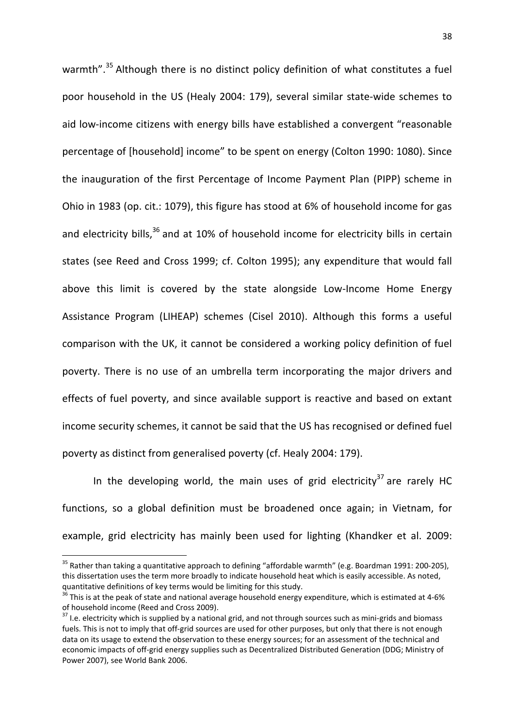warmth".[35] Although there is no distinct policy definition of what constitutes a fuel poor household in the US (Healy 2004: 179), several similar state-wide schemes to aid low-income citizens with energy bills have established a convergent "reasonable percentage of [household] income" to be spent on energy (Colton 1990: 1080). Since the inauguration of the first Percentage of Income Payment Plan (PIPP) scheme in Ohio in 1983 (op. cit.: 1079), this figure has stood at 6% of household income for gas and electricity bills,[36] and at 10% of household income for electricity bills in certain states (see Reed and Cross 1999; cf. Colton 1995); any expenditure that would fall above this limit is covered by the state alongside Low-Income Home Energy Assistance Program (LIHEAP) schemes (Cisel 2010). Although this forms a useful comparison with the UK, it cannot be considered a working policy definition of fuel poverty. There is no use of an umbrella term incorporating the major drivers and effects of fuel poverty, and since available support is reactive and based on extant income security schemes, it cannot be said that the US has recognised or defined fuel poverty as distinct from generalised poverty (cf. Healy 2004: 179).

In the developing world, the main uses of grid electricity[37] are rarely HC functions, so a global definition must be broadened once again; in Vietnam, for example, grid electricity has mainly been used for lighting (Khandker et al. 2009:

[35] Rather than taking a quantitative approach to defining "affordable warmth" (e.g. Boardman 1991: 200-205), this dissertation uses the term more broadly to indicate household heat which is easily accessible. As noted, quantitative definitions of key terms would be limiting for this study.

[36] This is at the peak of state and national average household energy expenditure, which is estimated at 4-6% of household income (Reed and Cross 2009).

[37] I.e. electricity which is supplied by a national grid, and not through sources such as mini-grids and biomass fuels. This is not to imply that off-grid sources are used for other purposes, but only that there is not enough data on its usage to extend the observation to these energy sources; for an assessment of the technical and economic impacts of off-grid energy supplies such as Decentralized Distributed Generation (DDG; Ministry of Power 2007), see World Bank 2006.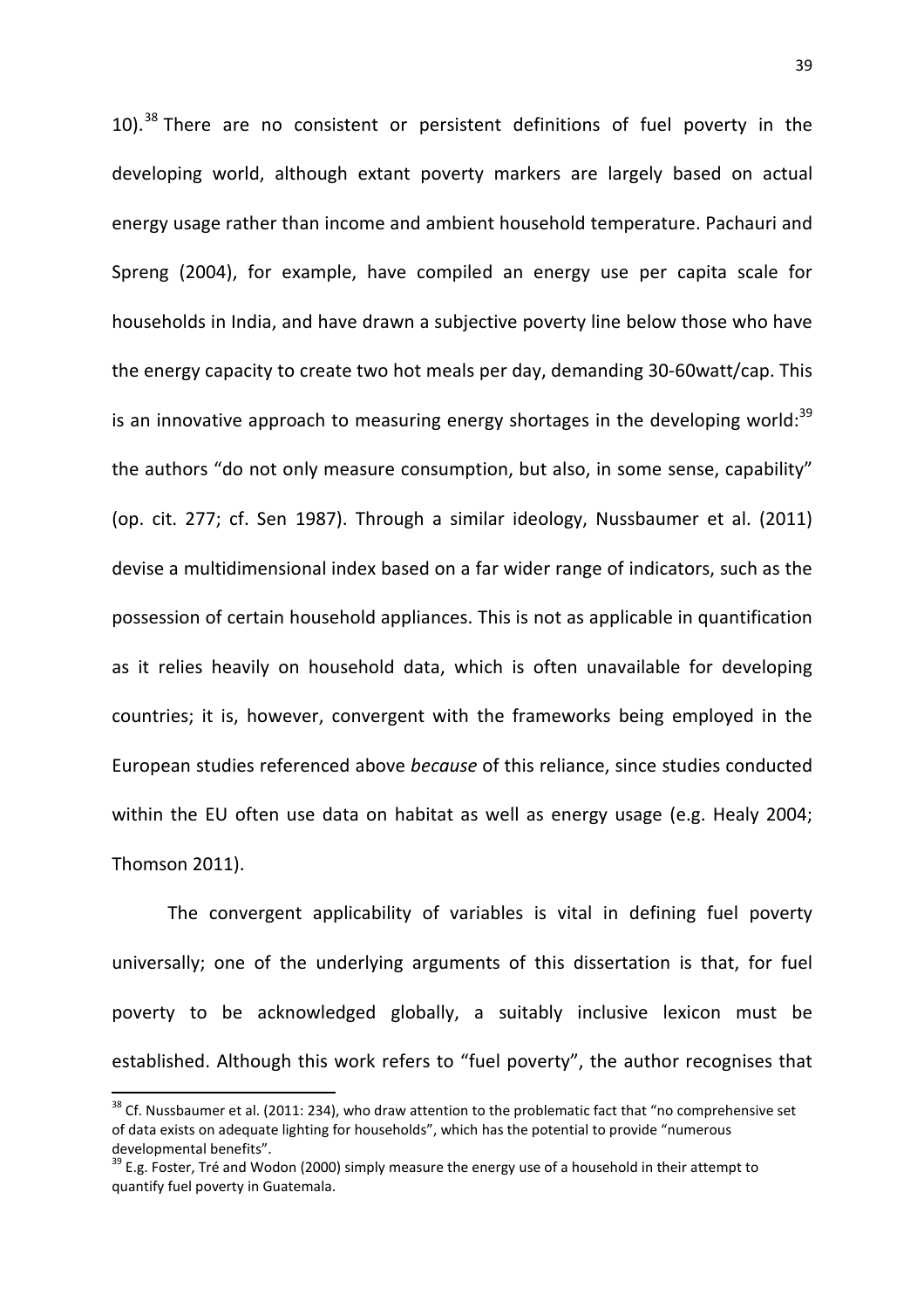10).[38] There are no consistent or persistent definitions of fuel poverty in the developing world, although extant poverty markers are largely based on actual energy usage rather than income and ambient household temperature. Pachauri and Spreng (2004), for example, have compiled an energy use per capita scale for households in India, and have drawn a subjective poverty line below those who have the energy capacity to create two hot meals per day, demanding 30-60watt/cap. This is an innovative approach to measuring energy shortages in the developing world:[39] the authors "do not only measure consumption, but also, in some sense, capability" (op. cit. 277; cf. Sen 1987). Through a similar ideology, Nussbaumer et al. (2011) devise a multidimensional index based on a far wider range of indicators, such as the possession of certain household appliances. This is not as applicable in quantification as it relies heavily on household data, which is often unavailable for developing countries; it is, however, convergent with the frameworks being employed in the European studies referenced above *because* of this reliance, since studies conducted within the EU often use data on habitat as well as energy usage (e.g. Healy 2004; Thomson 2011).

The convergent applicability of variables is vital in defining fuel poverty universally; one of the underlying arguments of this dissertation is that, for fuel poverty to be acknowledged globally, a suitably inclusive lexicon must be established. Although this work refers to "fuel poverty", the author recognises that

---

[38] Cf. Nussbaumer et al. (2011: 234), who draw attention to the problematic fact that "no comprehensive set of data exists on adequate lighting for households", which has the potential to provide "numerous developmental benefits".

[39] E.g. Foster, Tré and Wodon (2000) simply measure the energy use of a household in their attempt to quantify fuel poverty in Guatemala.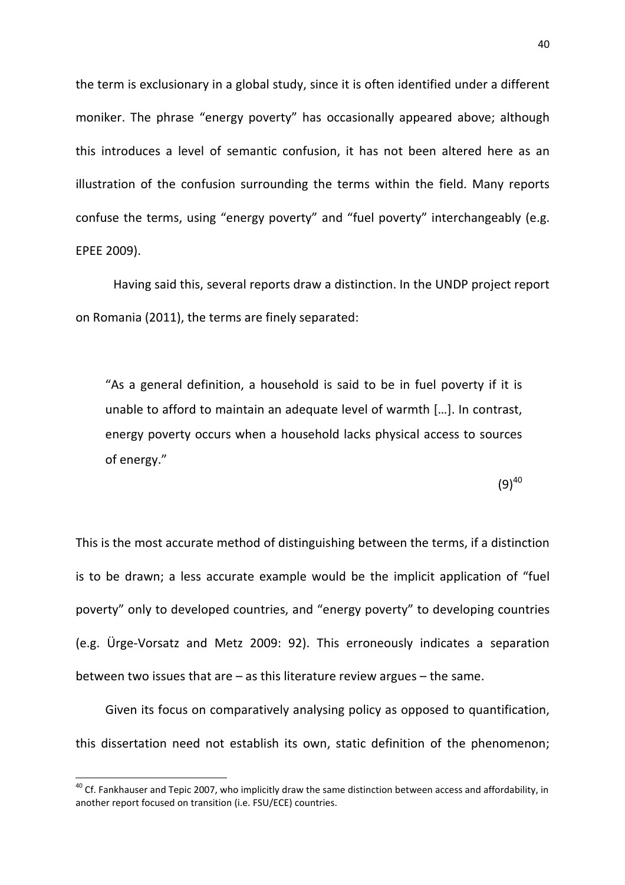the term is exclusionary in a global study, since it is often identified under a different moniker. The phrase "energy poverty" has occasionally appeared above; although this introduces a level of semantic confusion, it has not been altered here as an illustration of the confusion surrounding the terms within the field. Many reports confuse the terms, using "energy poverty" and "fuel poverty" interchangeably (e.g. EPEE 2009).

Having said this, several reports draw a distinction. In the UNDP project report on Romania (2011), the terms are finely separated:

> "As a general definition, a household is said to be in fuel poverty if it is unable to afford to maintain an adequate level of warmth […]. In contrast, energy poverty occurs when a household lacks physical access to sources of energy."
>
> (9)[40]

This is the most accurate method of distinguishing between the terms, if a distinction is to be drawn; a less accurate example would be the implicit application of "fuel poverty" only to developed countries, and "energy poverty" to developing countries (e.g. Ürge-Vorsatz and Metz 2009: 92). This erroneously indicates a separation between two issues that are – as this literature review argues – the same.

Given its focus on comparatively analysing policy as opposed to quantification, this dissertation need not establish its own, static definition of the phenomenon;

[40] Cf. Fankhauser and Tepic 2007, who implicitly draw the same distinction between access and affordability, in another report focused on transition (i.e. FSU/ECE) countries.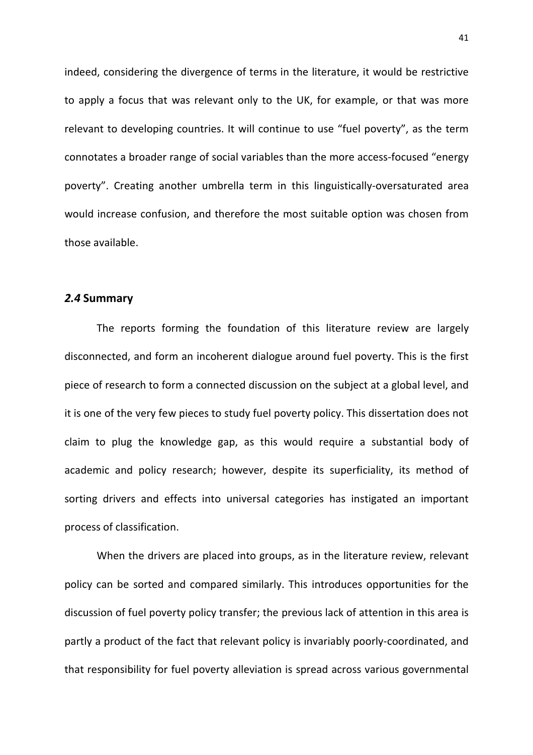indeed, considering the divergence of terms in the literature, it would be restrictive to apply a focus that was relevant only to the UK, for example, or that was more relevant to developing countries. It will continue to use "fuel poverty", as the term connotates a broader range of social variables than the more access-focused "energy poverty". Creating another umbrella term in this linguistically-oversaturated area would increase confusion, and therefore the most suitable option was chosen from those available.

### *2.4* Summary

The reports forming the foundation of this literature review are largely disconnected, and form an incoherent dialogue around fuel poverty. This is the first piece of research to form a connected discussion on the subject at a global level, and it is one of the very few pieces to study fuel poverty policy. This dissertation does not claim to plug the knowledge gap, as this would require a substantial body of academic and policy research; however, despite its superficiality, its method of sorting drivers and effects into universal categories has instigated an important process of classification.

When the drivers are placed into groups, as in the literature review, relevant policy can be sorted and compared similarly. This introduces opportunities for the discussion of fuel poverty policy transfer; the previous lack of attention in this area is partly a product of the fact that relevant policy is invariably poorly-coordinated, and that responsibility for fuel poverty alleviation is spread across various governmental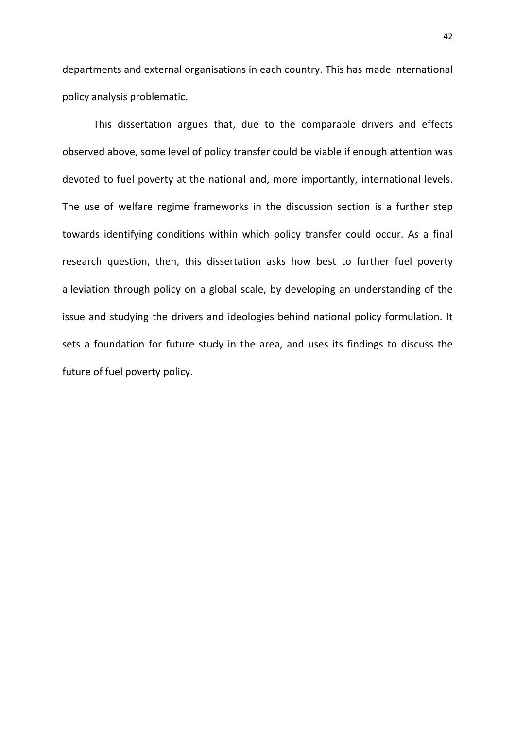departments and external organisations in each country. This has made international policy analysis problematic.

This dissertation argues that, due to the comparable drivers and effects observed above, some level of policy transfer could be viable if enough attention was devoted to fuel poverty at the national and, more importantly, international levels. The use of welfare regime frameworks in the discussion section is a further step towards identifying conditions within which policy transfer could occur. As a final research question, then, this dissertation asks how best to further fuel poverty alleviation through policy on a global scale, by developing an understanding of the issue and studying the drivers and ideologies behind national policy formulation. It sets a foundation for future study in the area, and uses its findings to discuss the future of fuel poverty policy.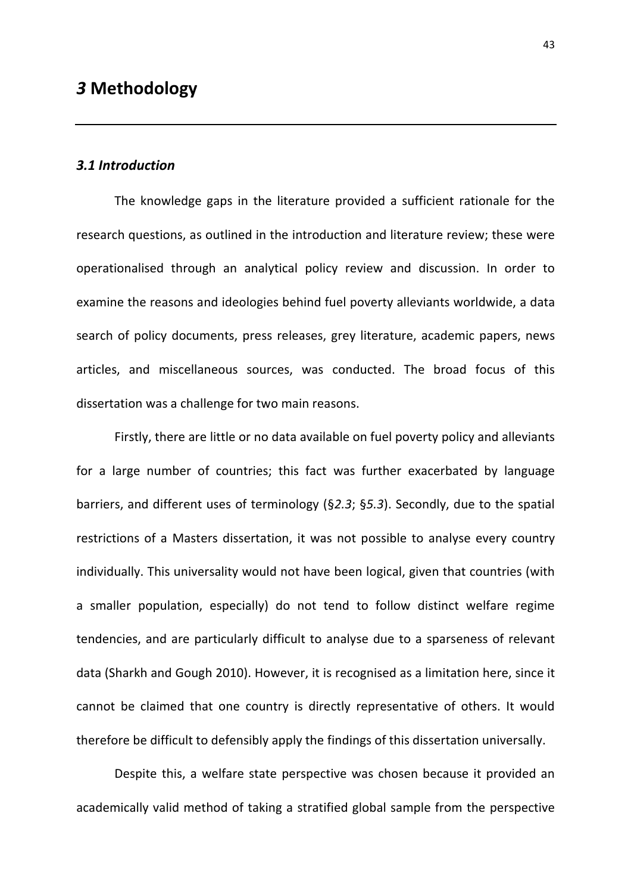# *3* Methodology

### *3.1 Introduction*

The knowledge gaps in the literature provided a sufficient rationale for the research questions, as outlined in the introduction and literature review; these were operationalised through an analytical policy review and discussion. In order to examine the reasons and ideologies behind fuel poverty alleviants worldwide, a data search of policy documents, press releases, grey literature, academic papers, news articles, and miscellaneous sources, was conducted. The broad focus of this dissertation was a challenge for two main reasons.

Firstly, there are little or no data available on fuel poverty policy and alleviants for a large number of countries; this fact was further exacerbated by language barriers, and different uses of terminology (§*2.3*; §*5.3*). Secondly, due to the spatial restrictions of a Masters dissertation, it was not possible to analyse every country individually. This universality would not have been logical, given that countries (with a smaller population, especially) do not tend to follow distinct welfare regime tendencies, and are particularly difficult to analyse due to a sparseness of relevant data (Sharkh and Gough 2010). However, it is recognised as a limitation here, since it cannot be claimed that one country is directly representative of others. It would therefore be difficult to defensibly apply the findings of this dissertation universally.

Despite this, a welfare state perspective was chosen because it provided an academically valid method of taking a stratified global sample from the perspective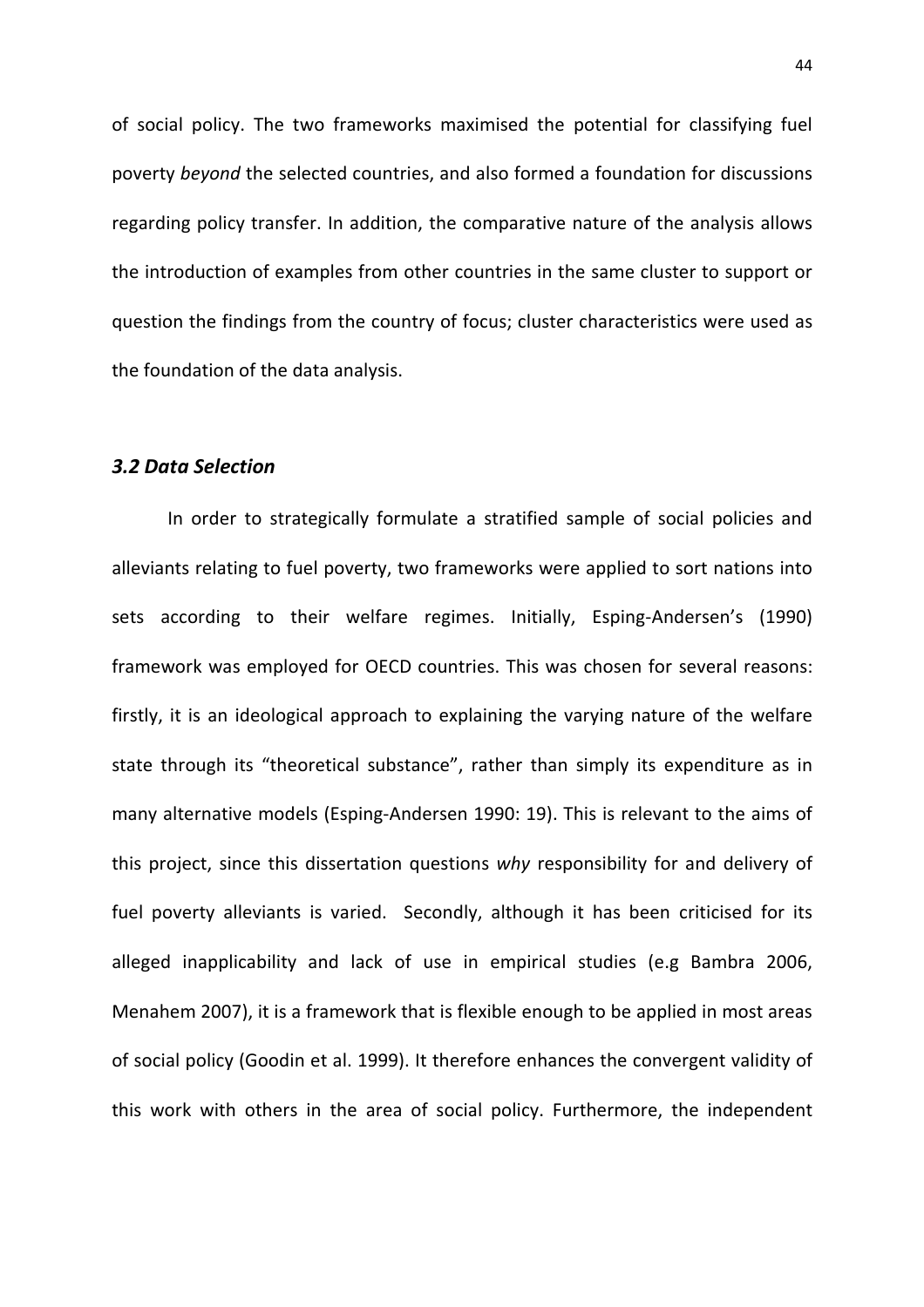of social policy. The two frameworks maximised the potential for classifying fuel poverty *beyond* the selected countries, and also formed a foundation for discussions regarding policy transfer. In addition, the comparative nature of the analysis allows the introduction of examples from other countries in the same cluster to support or question the findings from the country of focus; cluster characteristics were used as the foundation of the data analysis.

### *3.2 Data Selection*

In order to strategically formulate a stratified sample of social policies and alleviants relating to fuel poverty, two frameworks were applied to sort nations into sets according to their welfare regimes. Initially, Esping-Andersen's (1990) framework was employed for OECD countries. This was chosen for several reasons: firstly, it is an ideological approach to explaining the varying nature of the welfare state through its "theoretical substance", rather than simply its expenditure as in many alternative models (Esping-Andersen 1990: 19). This is relevant to the aims of this project, since this dissertation questions *why* responsibility for and delivery of fuel poverty alleviants is varied. Secondly, although it has been criticised for its alleged inapplicability and lack of use in empirical studies (e.g Bambra 2006, Menahem 2007), it is a framework that is flexible enough to be applied in most areas of social policy (Goodin et al. 1999). It therefore enhances the convergent validity of this work with others in the area of social policy. Furthermore, the independent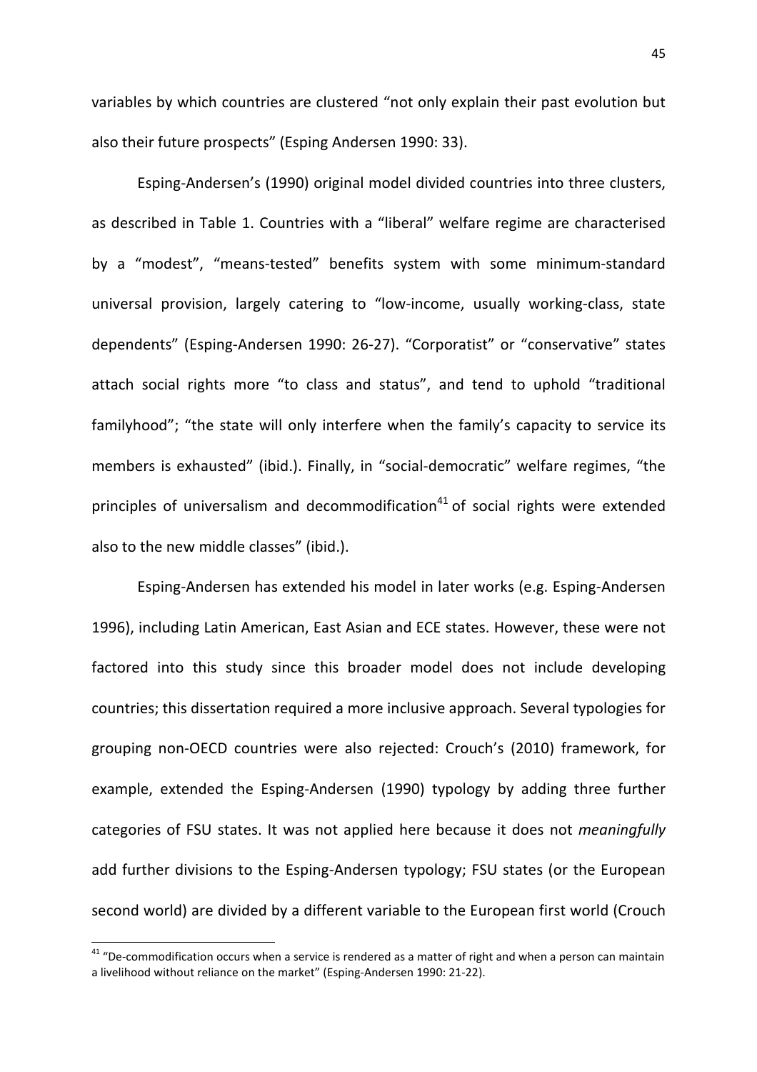variables by which countries are clustered "not only explain their past evolution but also their future prospects" (Esping Andersen 1990: 33).

Esping-Andersen's (1990) original model divided countries into three clusters, as described in Table 1. Countries with a "liberal" welfare regime are characterised by a "modest", "means-tested" benefits system with some minimum-standard universal provision, largely catering to "low-income, usually working-class, state dependents" (Esping-Andersen 1990: 26-27). "Corporatist" or "conservative" states attach social rights more "to class and status", and tend to uphold "traditional familyhood"; "the state will only interfere when the family's capacity to service its members is exhausted" (ibid.). Finally, in "social-democratic" welfare regimes, "the principles of universalism and decommodification[41] of social rights were extended also to the new middle classes" (ibid.).

Esping-Andersen has extended his model in later works (e.g. Esping-Andersen 1996), including Latin American, East Asian and ECE states. However, these were not factored into this study since this broader model does not include developing countries; this dissertation required a more inclusive approach. Several typologies for grouping non-OECD countries were also rejected: Crouch's (2010) framework, for example, extended the Esping-Andersen (1990) typology by adding three further categories of FSU states. It was not applied here because it does not *meaningfully* add further divisions to the Esping-Andersen typology; FSU states (or the European second world) are divided by a different variable to the European first world (Crouch

---

[41] "De-commodification occurs when a service is rendered as a matter of right and when a person can maintain a livelihood without reliance on the market" (Esping-Andersen 1990: 21-22).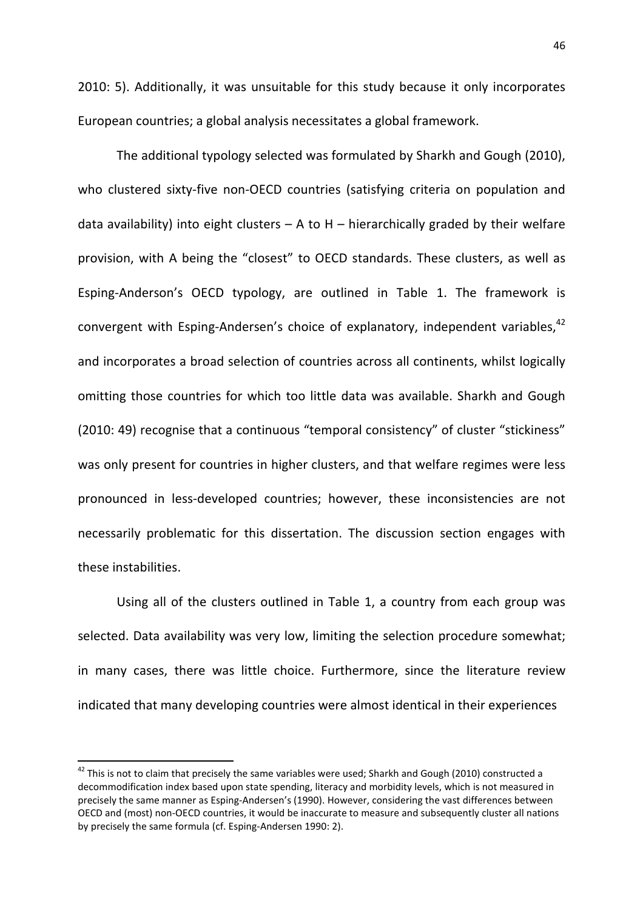2010: 5). Additionally, it was unsuitable for this study because it only incorporates European countries; a global analysis necessitates a global framework.

The additional typology selected was formulated by Sharkh and Gough (2010), who clustered sixty-five non-OECD countries (satisfying criteria on population and data availability) into eight clusters – A to H – hierarchically graded by their welfare provision, with A being the "closest" to OECD standards. These clusters, as well as Esping-Anderson's OECD typology, are outlined in Table 1. The framework is convergent with Esping-Andersen's choice of explanatory, independent variables,[42] and incorporates a broad selection of countries across all continents, whilst logically omitting those countries for which too little data was available. Sharkh and Gough (2010: 49) recognise that a continuous "temporal consistency" of cluster "stickiness" was only present for countries in higher clusters, and that welfare regimes were less pronounced in less-developed countries; however, these inconsistencies are not necessarily problematic for this dissertation. The discussion section engages with these instabilities.

Using all of the clusters outlined in Table 1, a country from each group was selected. Data availability was very low, limiting the selection procedure somewhat; in many cases, there was little choice. Furthermore, since the literature review indicated that many developing countries were almost identical in their experiences

[42] This is not to claim that precisely the same variables were used; Sharkh and Gough (2010) constructed a decommodification index based upon state spending, literacy and morbidity levels, which is not measured in precisely the same manner as Esping-Andersen's (1990). However, considering the vast differences between OECD and (most) non-OECD countries, it would be inaccurate to measure and subsequently cluster all nations by precisely the same formula (cf. Esping-Andersen 1990: 2).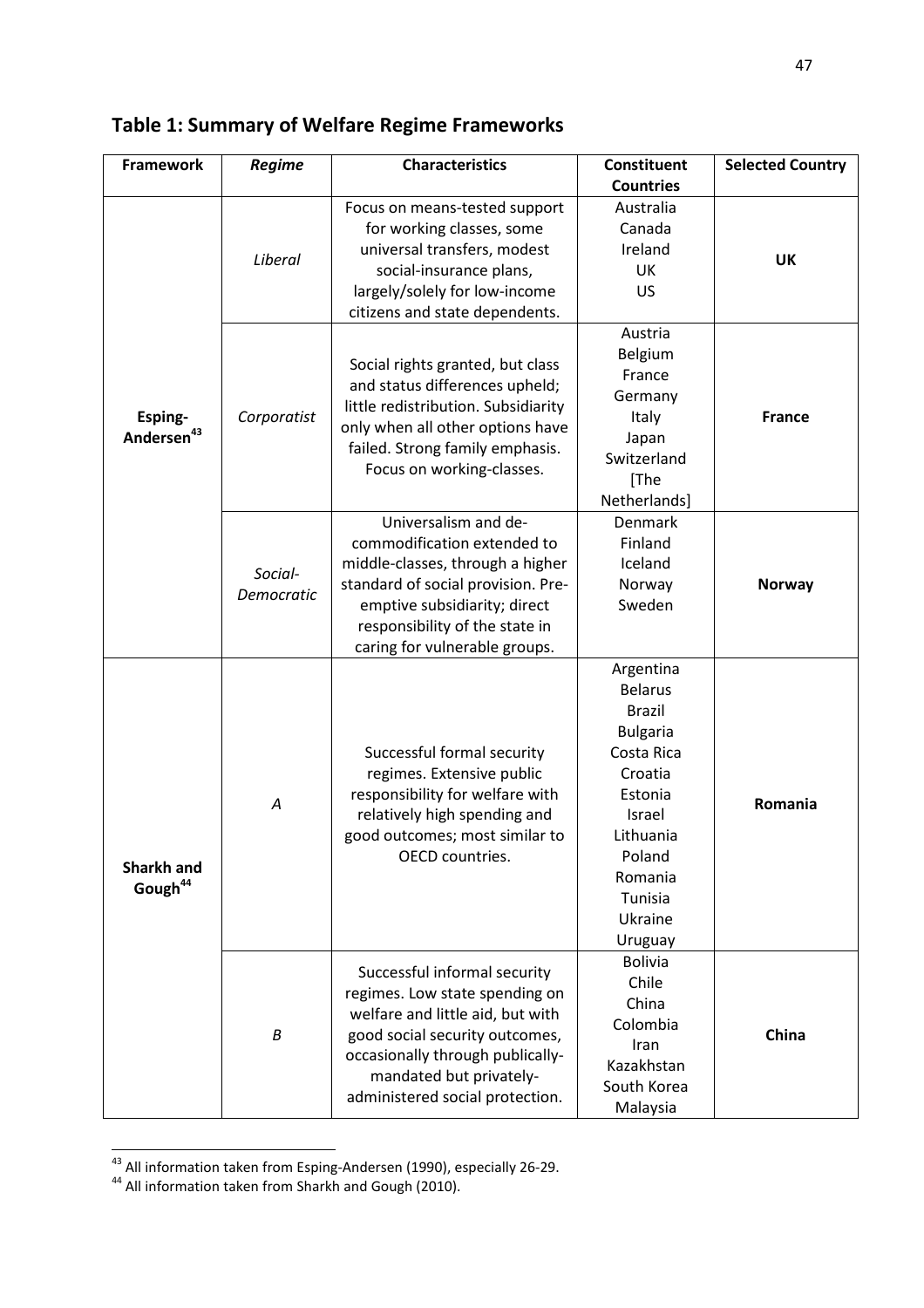## Table 1: Summary of Welfare Regime Frameworks

| Framework | *Regime* | Characteristics | Constituent Countries | Selected Country |
|---|---|---|---|---|
| Esping-Andersen[43] | *Liberal* | Focus on means-tested support for working classes, some universal transfers, modest social-insurance plans, largely/solely for low-income citizens and state dependents. | Australia<br>Canada<br>Ireland<br>UK<br>US | **UK** |
| | *Corporatist* | Social rights granted, but class and status differences upheld; little redistribution. Subsidiarity only when all other options have failed. Strong family emphasis. Focus on working-classes. | Austria<br>Belgium<br>France<br>Germany<br>Italy<br>Japan<br>Switzerland<br>[The Netherlands] | **France** |
| | *Social-Democratic* | Universalism and de-commodification extended to middle-classes, through a higher standard of social provision. Pre-emptive subsidiarity; direct responsibility of the state in caring for vulnerable groups. | Denmark<br>Finland<br>Iceland<br>Norway<br>Sweden | **Norway** |
| Sharkh and Gough[44] | *A* | Successful formal security regimes. Extensive public responsibility for welfare with relatively high spending and good outcomes; most similar to OECD countries. | Argentina<br>Belarus<br>Brazil<br>Bulgaria<br>Costa Rica<br>Croatia<br>Estonia<br>Israel<br>Lithuania<br>Poland<br>Romania<br>Tunisia<br>Ukraine<br>Uruguay | **Romania** |
| | *B* | Successful informal security regimes. Low state spending on welfare and little aid, but with good social security outcomes, occasionally through publically-mandated but privately-administered social protection. | Bolivia<br>Chile<br>China<br>Colombia<br>Iran<br>Kazakhstan<br>South Korea<br>Malaysia | **China** |

[43] All information taken from Esping-Andersen (1990), especially 26-29.

[44] All information taken from Sharkh and Gough (2010).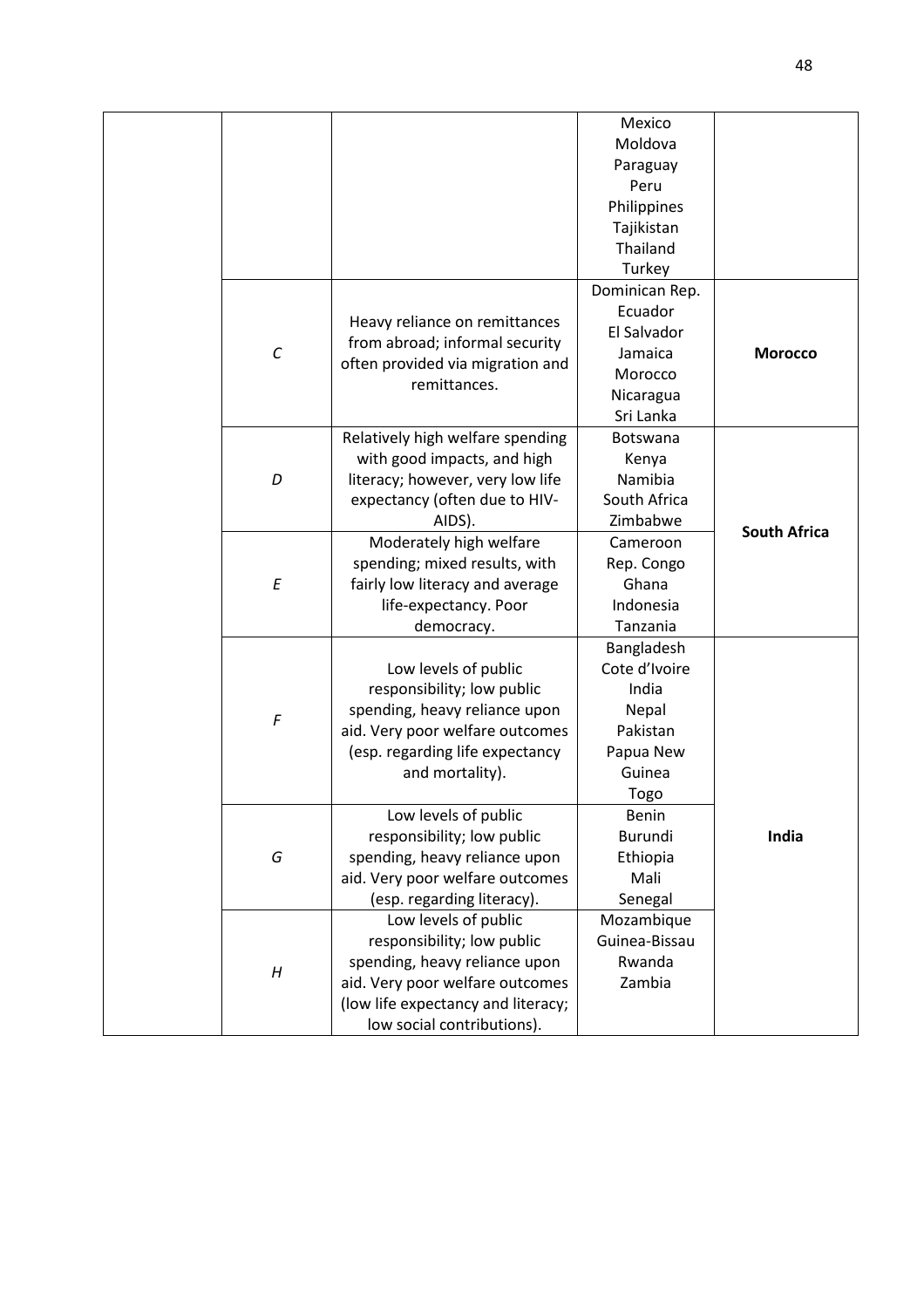| | | | | |
|---|---|---|---|---|
| | | | Mexico<br>Moldova<br>Paraguay<br>Peru<br>Philippines<br>Tajikistan<br>Thailand<br>Turkey | |
| | *C* | Heavy reliance on remittances from abroad; informal security often provided via migration and remittances. | Dominican Rep.<br>Ecuador<br>El Salvador<br>Jamaica<br>Morocco<br>Nicaragua<br>Sri Lanka | **Morocco** |
| | *D* | Relatively high welfare spending with good impacts, and high literacy; however, very low life expectancy (often due to HIV-AIDS). | Botswana<br>Kenya<br>Namibia<br>South Africa<br>Zimbabwe | **South Africa** |
| | *E* | Moderately high welfare spending; mixed results, with fairly low literacy and average life-expectancy. Poor democracy. | Cameroon<br>Rep. Congo<br>Ghana<br>Indonesia<br>Tanzania | |
| | *F* | Low levels of public responsibility; low public spending, heavy reliance upon aid. Very poor welfare outcomes (esp. regarding life expectancy and mortality). | Bangladesh<br>Cote d'Ivoire<br>India<br>Nepal<br>Pakistan<br>Papua New Guinea<br>Togo | **India** |
| | *G* | Low levels of public responsibility; low public spending, heavy reliance upon aid. Very poor welfare outcomes (esp. regarding literacy). | Benin<br>Burundi<br>Ethiopia<br>Mali<br>Senegal | |
| | *H* | Low levels of public responsibility; low public spending, heavy reliance upon aid. Very poor welfare outcomes (low life expectancy and literacy; low social contributions). | Mozambique<br>Guinea-Bissau<br>Rwanda<br>Zambia | |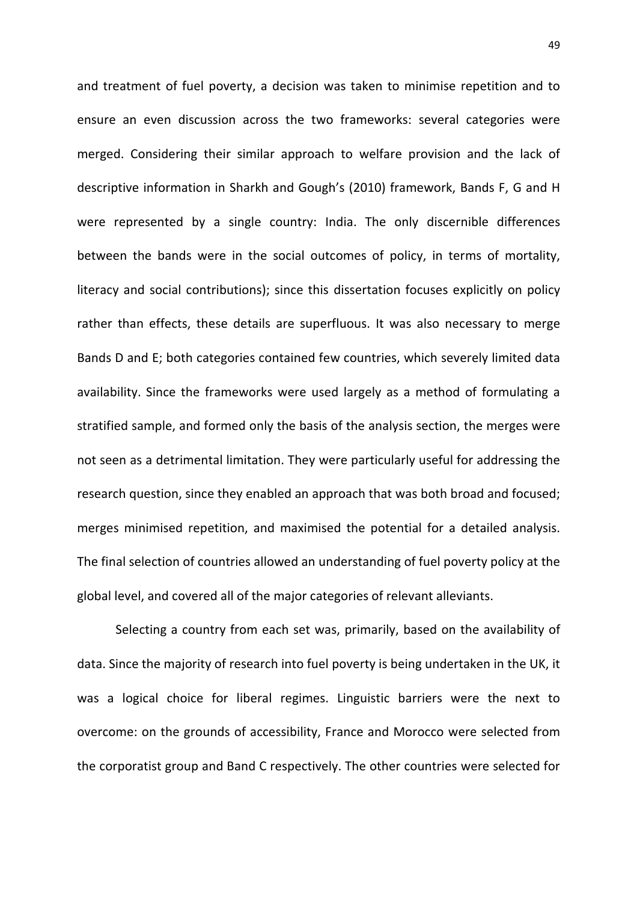and treatment of fuel poverty, a decision was taken to minimise repetition and to ensure an even discussion across the two frameworks: several categories were merged. Considering their similar approach to welfare provision and the lack of descriptive information in Sharkh and Gough's (2010) framework, Bands F, G and H were represented by a single country: India. The only discernible differences between the bands were in the social outcomes of policy, in terms of mortality, literacy and social contributions); since this dissertation focuses explicitly on policy rather than effects, these details are superfluous. It was also necessary to merge Bands D and E; both categories contained few countries, which severely limited data availability. Since the frameworks were used largely as a method of formulating a stratified sample, and formed only the basis of the analysis section, the merges were not seen as a detrimental limitation. They were particularly useful for addressing the research question, since they enabled an approach that was both broad and focused; merges minimised repetition, and maximised the potential for a detailed analysis. The final selection of countries allowed an understanding of fuel poverty policy at the global level, and covered all of the major categories of relevant alleviants.

Selecting a country from each set was, primarily, based on the availability of data. Since the majority of research into fuel poverty is being undertaken in the UK, it was a logical choice for liberal regimes. Linguistic barriers were the next to overcome: on the grounds of accessibility, France and Morocco were selected from the corporatist group and Band C respectively. The other countries were selected for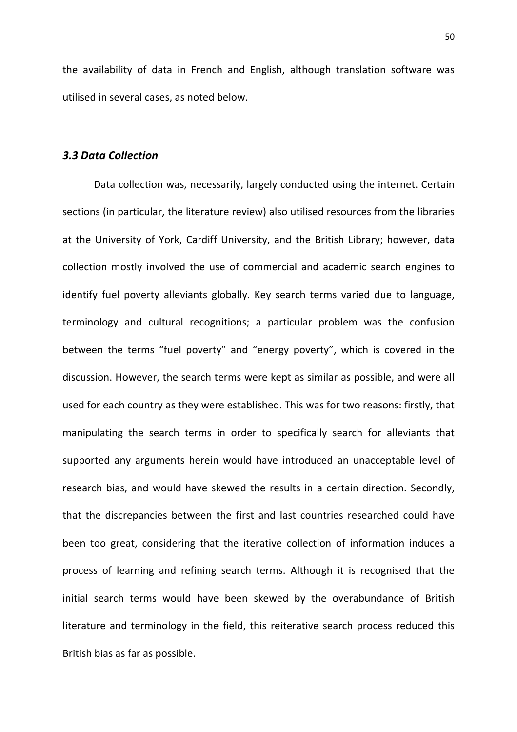the availability of data in French and English, although translation software was utilised in several cases, as noted below.

### *3.3 Data Collection*

Data collection was, necessarily, largely conducted using the internet. Certain sections (in particular, the literature review) also utilised resources from the libraries at the University of York, Cardiff University, and the British Library; however, data collection mostly involved the use of commercial and academic search engines to identify fuel poverty alleviants globally. Key search terms varied due to language, terminology and cultural recognitions; a particular problem was the confusion between the terms "fuel poverty" and "energy poverty", which is covered in the discussion. However, the search terms were kept as similar as possible, and were all used for each country as they were established. This was for two reasons: firstly, that manipulating the search terms in order to specifically search for alleviants that supported any arguments herein would have introduced an unacceptable level of research bias, and would have skewed the results in a certain direction. Secondly, that the discrepancies between the first and last countries researched could have been too great, considering that the iterative collection of information induces a process of learning and refining search terms. Although it is recognised that the initial search terms would have been skewed by the overabundance of British literature and terminology in the field, this reiterative search process reduced this British bias as far as possible.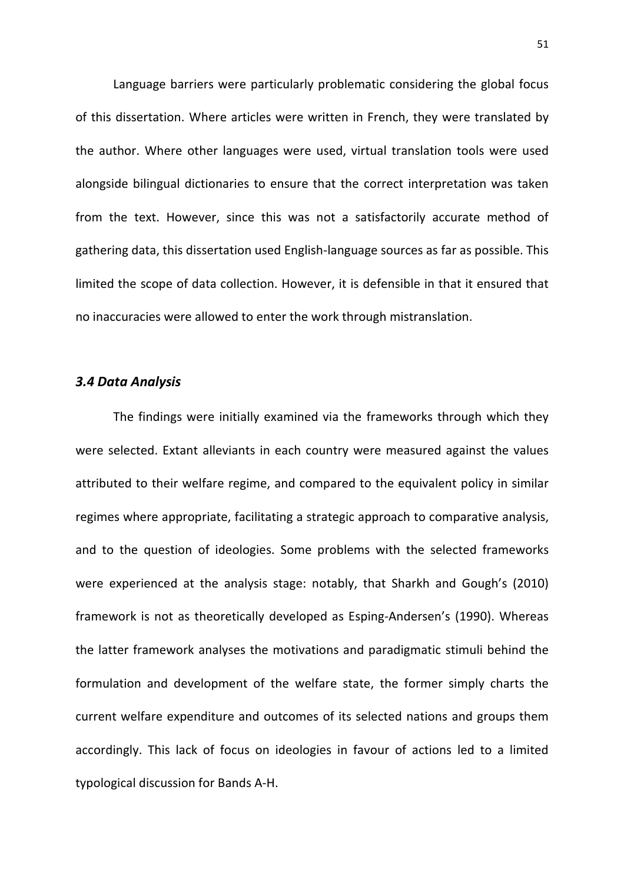Language barriers were particularly problematic considering the global focus of this dissertation. Where articles were written in French, they were translated by the author. Where other languages were used, virtual translation tools were used alongside bilingual dictionaries to ensure that the correct interpretation was taken from the text. However, since this was not a satisfactorily accurate method of gathering data, this dissertation used English-language sources as far as possible. This limited the scope of data collection. However, it is defensible in that it ensured that no inaccuracies were allowed to enter the work through mistranslation.

### *3.4 Data Analysis*

The findings were initially examined via the frameworks through which they were selected. Extant alleviants in each country were measured against the values attributed to their welfare regime, and compared to the equivalent policy in similar regimes where appropriate, facilitating a strategic approach to comparative analysis, and to the question of ideologies. Some problems with the selected frameworks were experienced at the analysis stage: notably, that Sharkh and Gough's (2010) framework is not as theoretically developed as Esping-Andersen's (1990). Whereas the latter framework analyses the motivations and paradigmatic stimuli behind the formulation and development of the welfare state, the former simply charts the current welfare expenditure and outcomes of its selected nations and groups them accordingly. This lack of focus on ideologies in favour of actions led to a limited typological discussion for Bands A-H.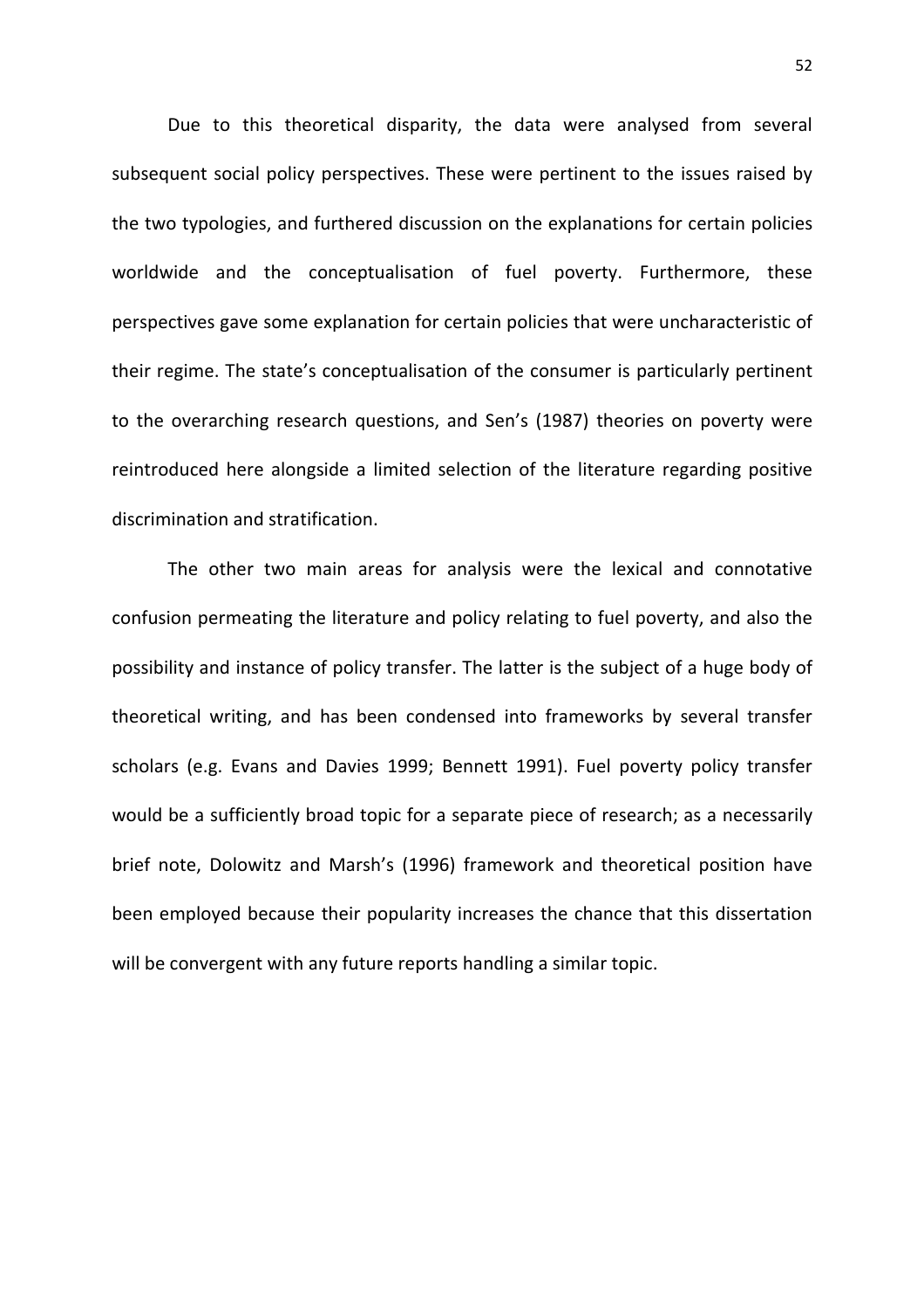Due to this theoretical disparity, the data were analysed from several subsequent social policy perspectives. These were pertinent to the issues raised by the two typologies, and furthered discussion on the explanations for certain policies worldwide and the conceptualisation of fuel poverty. Furthermore, these perspectives gave some explanation for certain policies that were uncharacteristic of their regime. The state's conceptualisation of the consumer is particularly pertinent to the overarching research questions, and Sen's (1987) theories on poverty were reintroduced here alongside a limited selection of the literature regarding positive discrimination and stratification.

The other two main areas for analysis were the lexical and connotative confusion permeating the literature and policy relating to fuel poverty, and also the possibility and instance of policy transfer. The latter is the subject of a huge body of theoretical writing, and has been condensed into frameworks by several transfer scholars (e.g. Evans and Davies 1999; Bennett 1991). Fuel poverty policy transfer would be a sufficiently broad topic for a separate piece of research; as a necessarily brief note, Dolowitz and Marsh's (1996) framework and theoretical position have been employed because their popularity increases the chance that this dissertation will be convergent with any future reports handling a similar topic.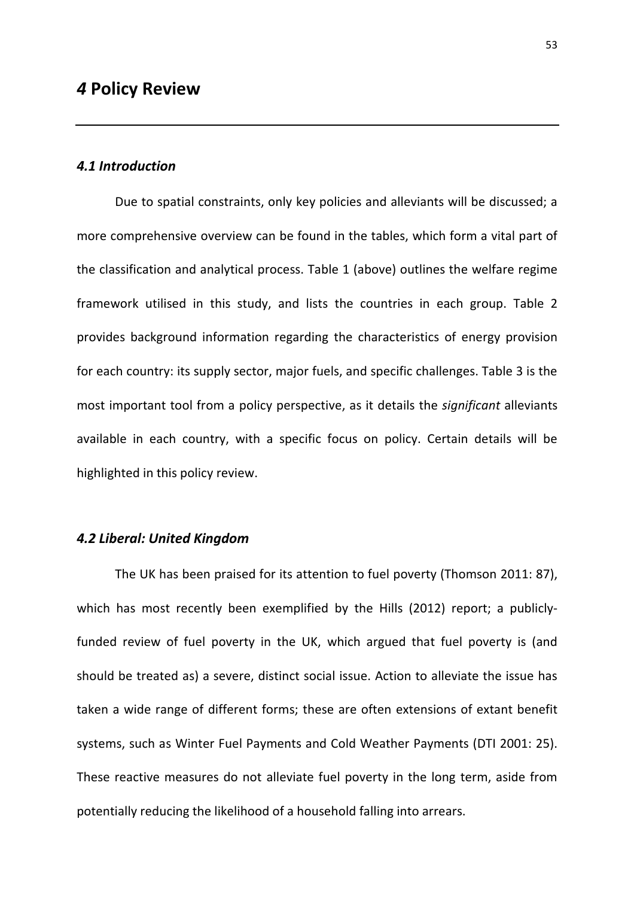# *4* Policy Review

### *4.1 Introduction*

Due to spatial constraints, only key policies and alleviants will be discussed; a more comprehensive overview can be found in the tables, which form a vital part of the classification and analytical process. Table 1 (above) outlines the welfare regime framework utilised in this study, and lists the countries in each group. Table 2 provides background information regarding the characteristics of energy provision for each country: its supply sector, major fuels, and specific challenges. Table 3 is the most important tool from a policy perspective, as it details the *significant* alleviants available in each country, with a specific focus on policy. Certain details will be highlighted in this policy review.

### *4.2 Liberal: United Kingdom*

The UK has been praised for its attention to fuel poverty (Thomson 2011: 87), which has most recently been exemplified by the Hills (2012) report; a publicly-funded review of fuel poverty in the UK, which argued that fuel poverty is (and should be treated as) a severe, distinct social issue. Action to alleviate the issue has taken a wide range of different forms; these are often extensions of extant benefit systems, such as Winter Fuel Payments and Cold Weather Payments (DTI 2001: 25). These reactive measures do not alleviate fuel poverty in the long term, aside from potentially reducing the likelihood of a household falling into arrears.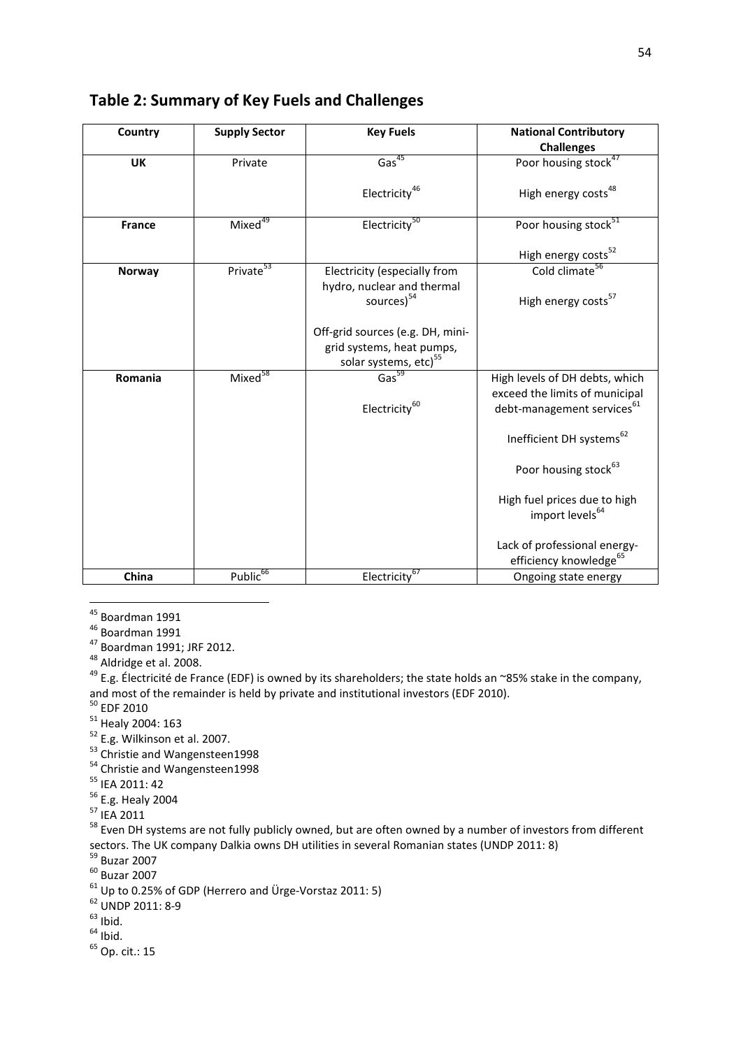## Table 2: Summary of Key Fuels and Challenges

| Country | Supply Sector | Key Fuels | National Contributory Challenges |
|---|---|---|---|
| **UK** | Private | Gas[45]<br><br>Electricity[46] | Poor housing stock[47]<br><br>High energy costs[48] |
| **France** | Mixed[49] | Electricity[50] | Poor housing stock[51]<br><br>High energy costs[52] |
| **Norway** | Private[53] | Electricity (especially from hydro, nuclear and thermal sources)[54]<br><br>Off-grid sources (e.g. DH, mini-grid systems, heat pumps, solar systems, etc)[55] | Cold climate[56]<br><br>High energy costs[57] |
| **Romania** | Mixed[58] | Gas[59]<br><br>Electricity[60] | High levels of DH debts, which exceed the limits of municipal debt-management services[61]<br><br>Inefficient DH systems[62]<br><br>Poor housing stock[63]<br><br>High fuel prices due to high import levels[64]<br><br>Lack of professional energy-efficiency knowledge[65] |
| **China** | Public[66] | Electricity[67] | Ongoing state energy |

[45] Boardman 1991

[46] Boardman 1991

[47] Boardman 1991; JRF 2012.

[48] Aldridge et al. 2008.

[49] E.g. Électricité de France (EDF) is owned by its shareholders; the state holds an ~85% stake in the company, and most of the remainder is held by private and institutional investors (EDF 2010).

[50] EDF 2010

[51] Healy 2004: 163

[52] E.g. Wilkinson et al. 2007.

[53] Christie and Wangensteen1998

[54] Christie and Wangensteen1998

[55] IEA 2011: 42

[56] E.g. Healy 2004

[57] IEA 2011

[58] Even DH systems are not fully publicly owned, but are often owned by a number of investors from different sectors. The UK company Dalkia owns DH utilities in several Romanian states (UNDP 2011: 8)

[59] Buzar 2007

[60] Buzar 2007

[61] Up to 0.25% of GDP (Herrero and Ürge-Vorstaz 2011: 5)

[62] UNDP 2011: 8-9

[63] Ibid.

[64] Ibid.

[65] Op. cit.: 15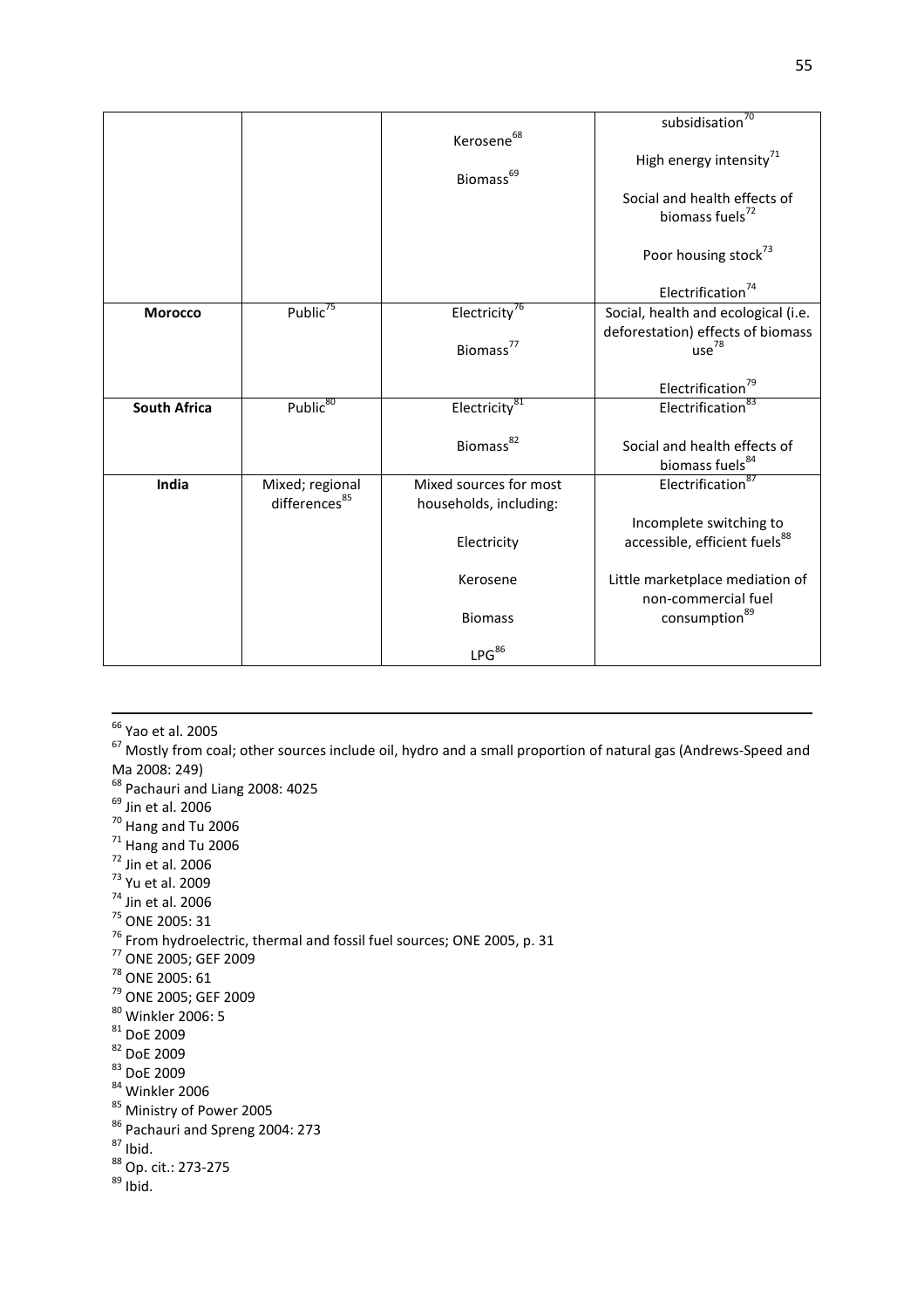| | | | |
|---|---|---|---|
| | | Kerosene[68]<br><br>Biomass[69] | subsidisation[70]<br><br>High energy intensity[71]<br><br>Social and health effects of biomass fuels[72]<br><br>Poor housing stock[73]<br><br>Electrification[74] |
| **Morocco** | Public[75] | Electricity[76]<br><br>Biomass[77] | Social, health and ecological (i.e. deforestation) effects of biomass use[78]<br><br>Electrification[79] |
| **South Africa** | Public[80] | Electricity[81]<br><br>Biomass[82] | Electrification[83]<br><br>Social and health effects of biomass fuels[84] |
| **India** | Mixed; regional differences[85] | Mixed sources for most households, including:<br><br>Electricity<br><br>Kerosene<br><br>Biomass<br><br>LPG[86] | Electrification[87]<br><br>Incomplete switching to accessible, efficient fuels[88]<br><br>Little marketplace mediation of non-commercial fuel consumption[89] |

---

[66] Yao et al. 2005
[67] Mostly from coal; other sources include oil, hydro and a small proportion of natural gas (Andrews-Speed and Ma 2008: 249)
[68] Pachauri and Liang 2008: 4025
[69] Jin et al. 2006
[70] Hang and Tu 2006
[71] Hang and Tu 2006
[72] Jin et al. 2006
[73] Yu et al. 2009
[74] Jin et al. 2006
[75] ONE 2005: 31
[76] From hydroelectric, thermal and fossil fuel sources; ONE 2005, p. 31
[77] ONE 2005; GEF 2009
[78] ONE 2005: 61
[79] ONE 2005; GEF 2009
[80] Winkler 2006: 5
[81] DoE 2009
[82] DoE 2009
[83] DoE 2009
[84] Winkler 2006
[85] Ministry of Power 2005
[86] Pachauri and Spreng 2004: 273
[87] Ibid.
[88] Op. cit.: 273-275
[89] Ibid.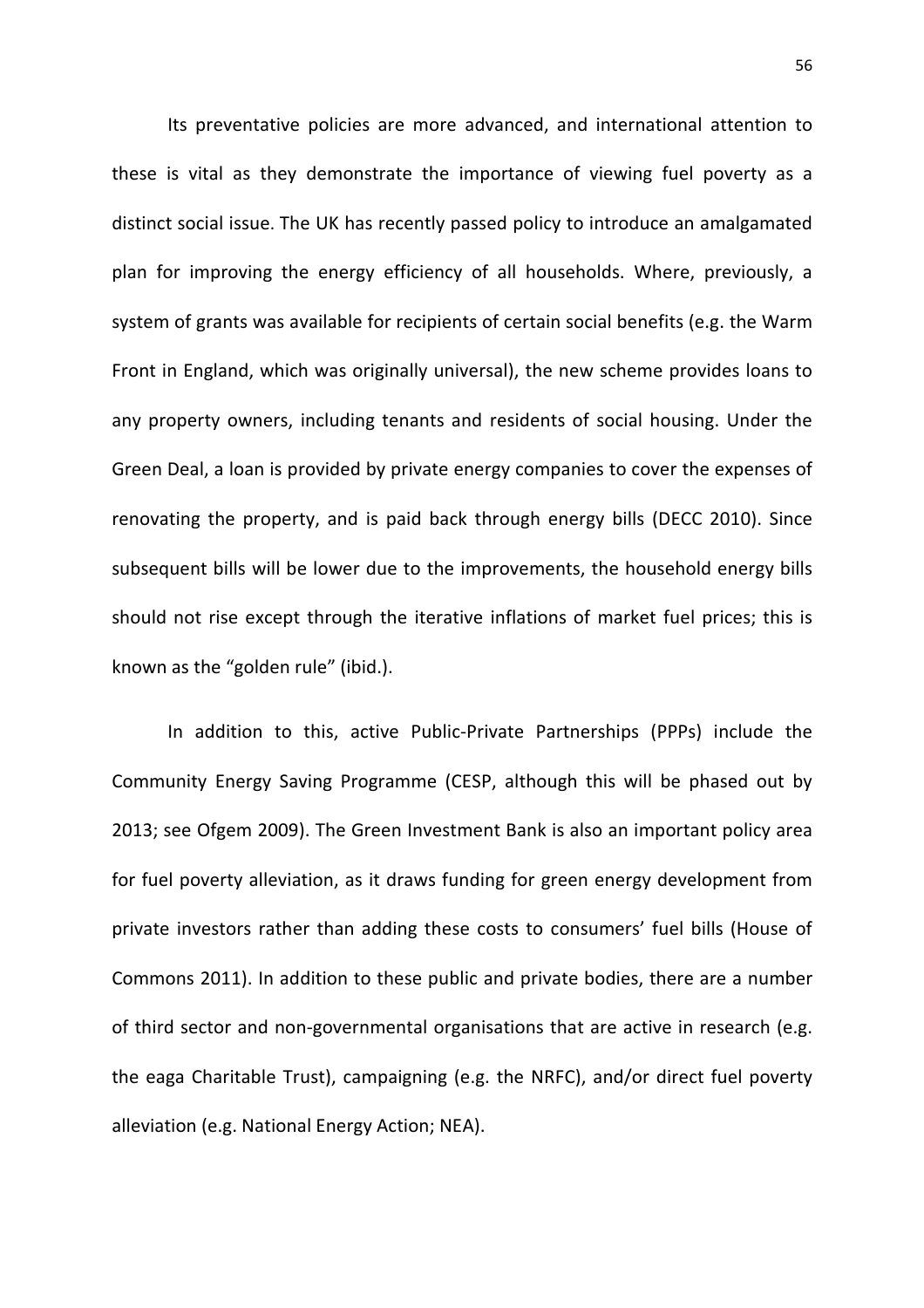Its preventative policies are more advanced, and international attention to these is vital as they demonstrate the importance of viewing fuel poverty as a distinct social issue. The UK has recently passed policy to introduce an amalgamated plan for improving the energy efficiency of all households. Where, previously, a system of grants was available for recipients of certain social benefits (e.g. the Warm Front in England, which was originally universal), the new scheme provides loans to any property owners, including tenants and residents of social housing. Under the Green Deal, a loan is provided by private energy companies to cover the expenses of renovating the property, and is paid back through energy bills (DECC 2010). Since subsequent bills will be lower due to the improvements, the household energy bills should not rise except through the iterative inflations of market fuel prices; this is known as the "golden rule" (ibid.).

In addition to this, active Public-Private Partnerships (PPPs) include the Community Energy Saving Programme (CESP, although this will be phased out by 2013; see Ofgem 2009). The Green Investment Bank is also an important policy area for fuel poverty alleviation, as it draws funding for green energy development from private investors rather than adding these costs to consumers' fuel bills (House of Commons 2011). In addition to these public and private bodies, there are a number of third sector and non-governmental organisations that are active in research (e.g. the eaga Charitable Trust), campaigning (e.g. the NRFC), and/or direct fuel poverty alleviation (e.g. National Energy Action; NEA).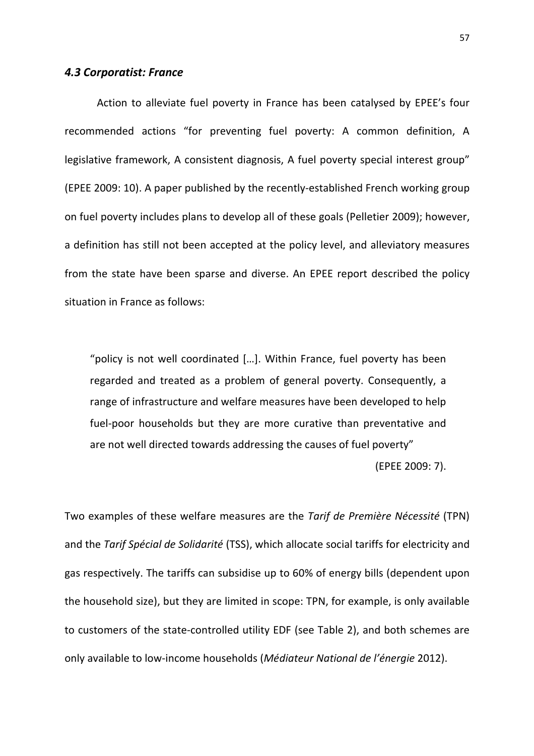### *4.3 Corporatist: France*

Action to alleviate fuel poverty in France has been catalysed by EPEE's four recommended actions "for preventing fuel poverty: A common definition, A legislative framework, A consistent diagnosis, A fuel poverty special interest group" (EPEE 2009: 10). A paper published by the recently-established French working group on fuel poverty includes plans to develop all of these goals (Pelletier 2009); however, a definition has still not been accepted at the policy level, and alleviatory measures from the state have been sparse and diverse. An EPEE report described the policy situation in France as follows:

> "policy is not well coordinated […]. Within France, fuel poverty has been regarded and treated as a problem of general poverty. Consequently, a range of infrastructure and welfare measures have been developed to help fuel-poor households but they are more curative than preventative and are not well directed towards addressing the causes of fuel poverty"
>
> (EPEE 2009: 7).

Two examples of these welfare measures are the *Tarif de Première Nécessité* (TPN) and the *Tarif Spécial de Solidarité* (TSS), which allocate social tariffs for electricity and gas respectively. The tariffs can subsidise up to 60% of energy bills (dependent upon the household size), but they are limited in scope: TPN, for example, is only available to customers of the state-controlled utility EDF (see Table 2), and both schemes are only available to low-income households (*Médiateur National de l'énergie* 2012).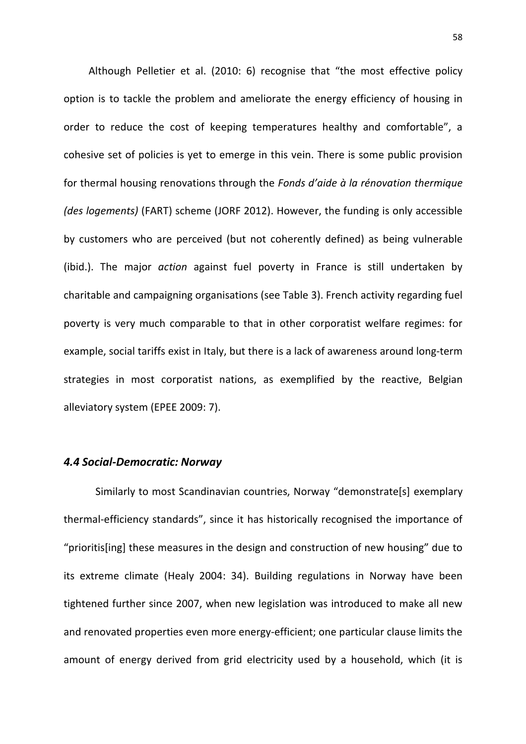Although Pelletier et al. (2010: 6) recognise that "the most effective policy option is to tackle the problem and ameliorate the energy efficiency of housing in order to reduce the cost of keeping temperatures healthy and comfortable", a cohesive set of policies is yet to emerge in this vein. There is some public provision for thermal housing renovations through the *Fonds d'aide à la rénovation thermique (des logements)* (FART) scheme (JORF 2012). However, the funding is only accessible by customers who are perceived (but not coherently defined) as being vulnerable (ibid.). The major *action* against fuel poverty in France is still undertaken by charitable and campaigning organisations (see Table 3). French activity regarding fuel poverty is very much comparable to that in other corporatist welfare regimes: for example, social tariffs exist in Italy, but there is a lack of awareness around long-term strategies in most corporatist nations, as exemplified by the reactive, Belgian alleviatory system (EPEE 2009: 7).

### *4.4 Social-Democratic: Norway*

Similarly to most Scandinavian countries, Norway "demonstrate[s] exemplary thermal-efficiency standards", since it has historically recognised the importance of "prioritis[ing] these measures in the design and construction of new housing" due to its extreme climate (Healy 2004: 34). Building regulations in Norway have been tightened further since 2007, when new legislation was introduced to make all new and renovated properties even more energy-efficient; one particular clause limits the amount of energy derived from grid electricity used by a household, which (it is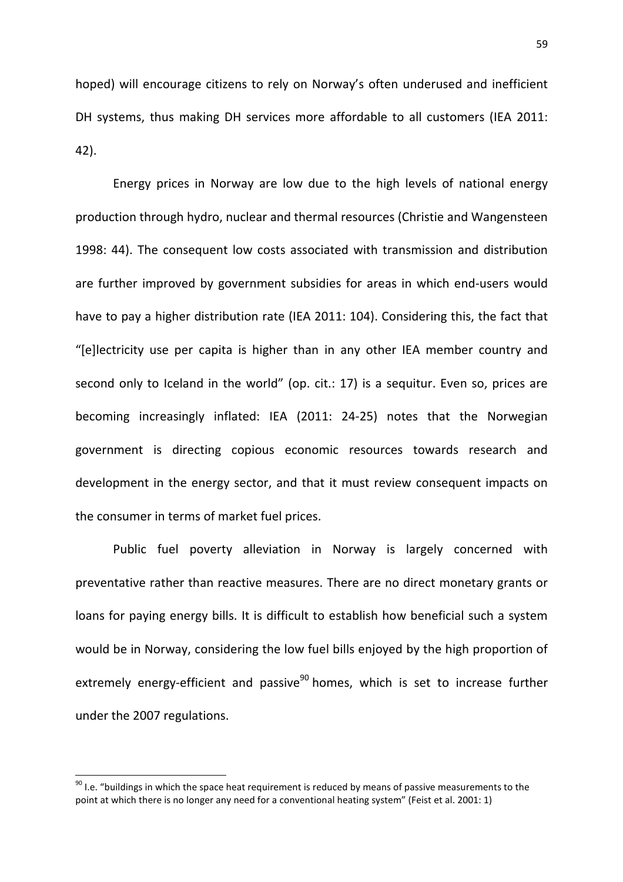hoped) will encourage citizens to rely on Norway's often underused and inefficient DH systems, thus making DH services more affordable to all customers (IEA 2011: 42).

Energy prices in Norway are low due to the high levels of national energy production through hydro, nuclear and thermal resources (Christie and Wangensteen 1998: 44). The consequent low costs associated with transmission and distribution are further improved by government subsidies for areas in which end-users would have to pay a higher distribution rate (IEA 2011: 104). Considering this, the fact that "[e]lectricity use per capita is higher than in any other IEA member country and second only to Iceland in the world" (op. cit.: 17) is a sequitur. Even so, prices are becoming increasingly inflated: IEA (2011: 24-25) notes that the Norwegian government is directing copious economic resources towards research and development in the energy sector, and that it must review consequent impacts on the consumer in terms of market fuel prices.

Public fuel poverty alleviation in Norway is largely concerned with preventative rather than reactive measures. There are no direct monetary grants or loans for paying energy bills. It is difficult to establish how beneficial such a system would be in Norway, considering the low fuel bills enjoyed by the high proportion of extremely energy-efficient and passive[90] homes, which is set to increase further under the 2007 regulations.

[90] I.e. "buildings in which the space heat requirement is reduced by means of passive measurements to the point at which there is no longer any need for a conventional heating system" (Feist et al. 2001: 1)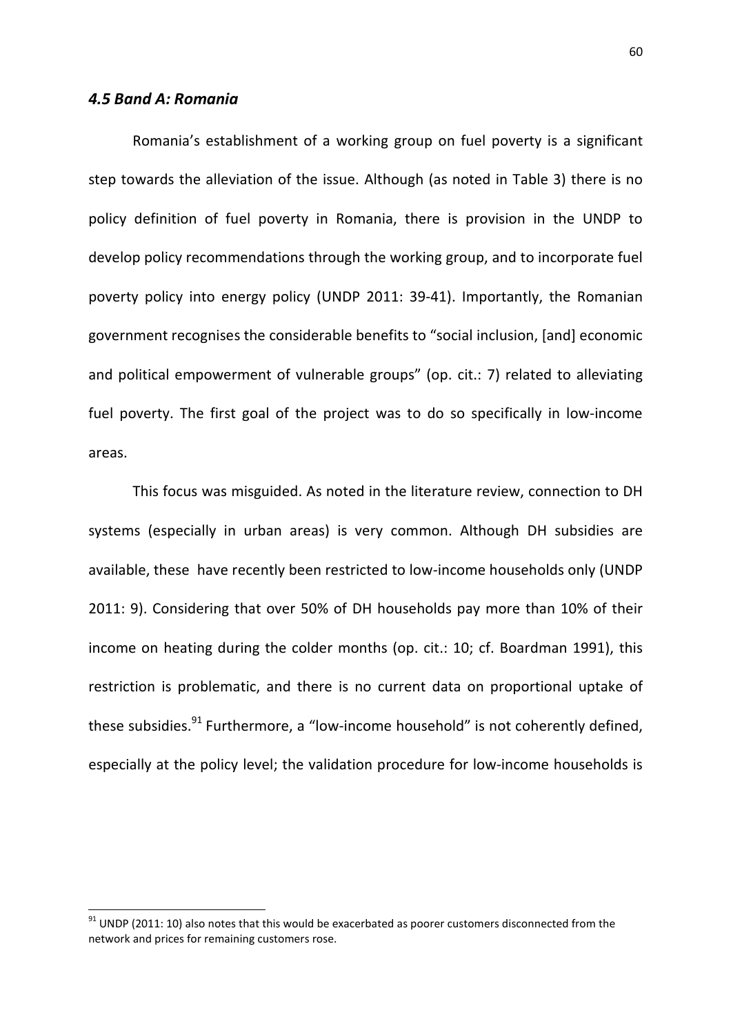### *4.5 Band A: Romania*

Romania's establishment of a working group on fuel poverty is a significant step towards the alleviation of the issue. Although (as noted in Table 3) there is no policy definition of fuel poverty in Romania, there is provision in the UNDP to develop policy recommendations through the working group, and to incorporate fuel poverty policy into energy policy (UNDP 2011: 39-41). Importantly, the Romanian government recognises the considerable benefits to "social inclusion, [and] economic and political empowerment of vulnerable groups" (op. cit.: 7) related to alleviating fuel poverty. The first goal of the project was to do so specifically in low-income areas.

This focus was misguided. As noted in the literature review, connection to DH systems (especially in urban areas) is very common. Although DH subsidies are available, these have recently been restricted to low-income households only (UNDP 2011: 9). Considering that over 50% of DH households pay more than 10% of their income on heating during the colder months (op. cit.: 10; cf. Boardman 1991), this restriction is problematic, and there is no current data on proportional uptake of these subsidies.[91] Furthermore, a "low-income household" is not coherently defined, especially at the policy level; the validation procedure for low-income households is

---

[91] UNDP (2011: 10) also notes that this would be exacerbated as poorer customers disconnected from the network and prices for remaining customers rose.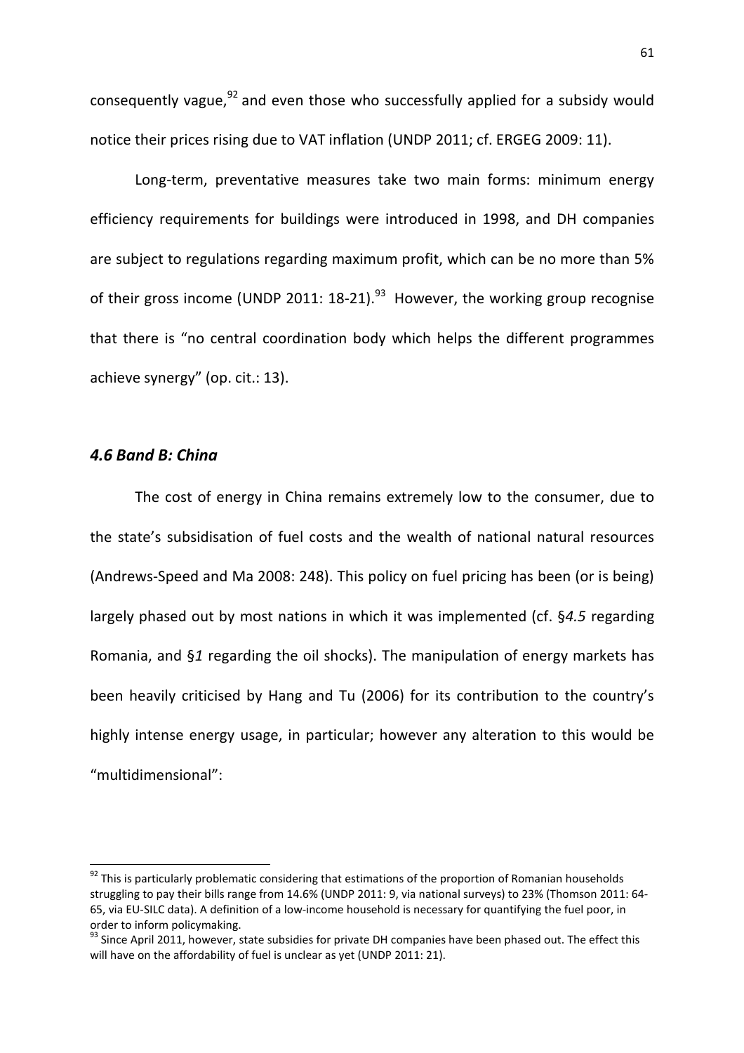consequently vague,[92] and even those who successfully applied for a subsidy would notice their prices rising due to VAT inflation (UNDP 2011; cf. ERGEG 2009: 11).

Long-term, preventative measures take two main forms: minimum energy efficiency requirements for buildings were introduced in 1998, and DH companies are subject to regulations regarding maximum profit, which can be no more than 5% of their gross income (UNDP 2011: 18-21).[93] However, the working group recognise that there is "no central coordination body which helps the different programmes achieve synergy" (op. cit.: 13).

### *4.6 Band B: China*

The cost of energy in China remains extremely low to the consumer, due to the state's subsidisation of fuel costs and the wealth of national natural resources (Andrews-Speed and Ma 2008: 248). This policy on fuel pricing has been (or is being) largely phased out by most nations in which it was implemented (cf. §*4.5* regarding Romania, and §*1* regarding the oil shocks). The manipulation of energy markets has been heavily criticised by Hang and Tu (2006) for its contribution to the country's highly intense energy usage, in particular; however any alteration to this would be "multidimensional":

---

[92] This is particularly problematic considering that estimations of the proportion of Romanian households struggling to pay their bills range from 14.6% (UNDP 2011: 9, via national surveys) to 23% (Thomson 2011: 64-65, via EU-SILC data). A definition of a low-income household is necessary for quantifying the fuel poor, in order to inform policymaking.

[93] Since April 2011, however, state subsidies for private DH companies have been phased out. The effect this will have on the affordability of fuel is unclear as yet (UNDP 2011: 21).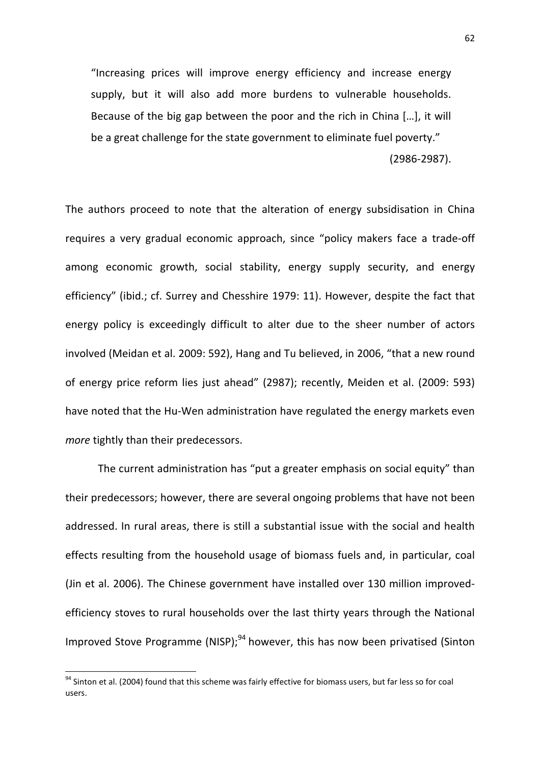> "Increasing prices will improve energy efficiency and increase energy supply, but it will also add more burdens to vulnerable households. Because of the big gap between the poor and the rich in China […], it will be a great challenge for the state government to eliminate fuel poverty."
>
> (2986-2987).

The authors proceed to note that the alteration of energy subsidisation in China requires a very gradual economic approach, since "policy makers face a trade-off among economic growth, social stability, energy supply security, and energy efficiency" (ibid.; cf. Surrey and Chesshire 1979: 11). However, despite the fact that energy policy is exceedingly difficult to alter due to the sheer number of actors involved (Meidan et al. 2009: 592), Hang and Tu believed, in 2006, "that a new round of energy price reform lies just ahead" (2987); recently, Meiden et al. (2009: 593) have noted that the Hu-Wen administration have regulated the energy markets even *more* tightly than their predecessors.

The current administration has "put a greater emphasis on social equity" than their predecessors; however, there are several ongoing problems that have not been addressed. In rural areas, there is still a substantial issue with the social and health effects resulting from the household usage of biomass fuels and, in particular, coal (Jin et al. 2006). The Chinese government have installed over 130 million improved-efficiency stoves to rural households over the last thirty years through the National Improved Stove Programme (NISP);[94] however, this has now been privatised (Sinton

[94] Sinton et al. (2004) found that this scheme was fairly effective for biomass users, but far less so for coal users.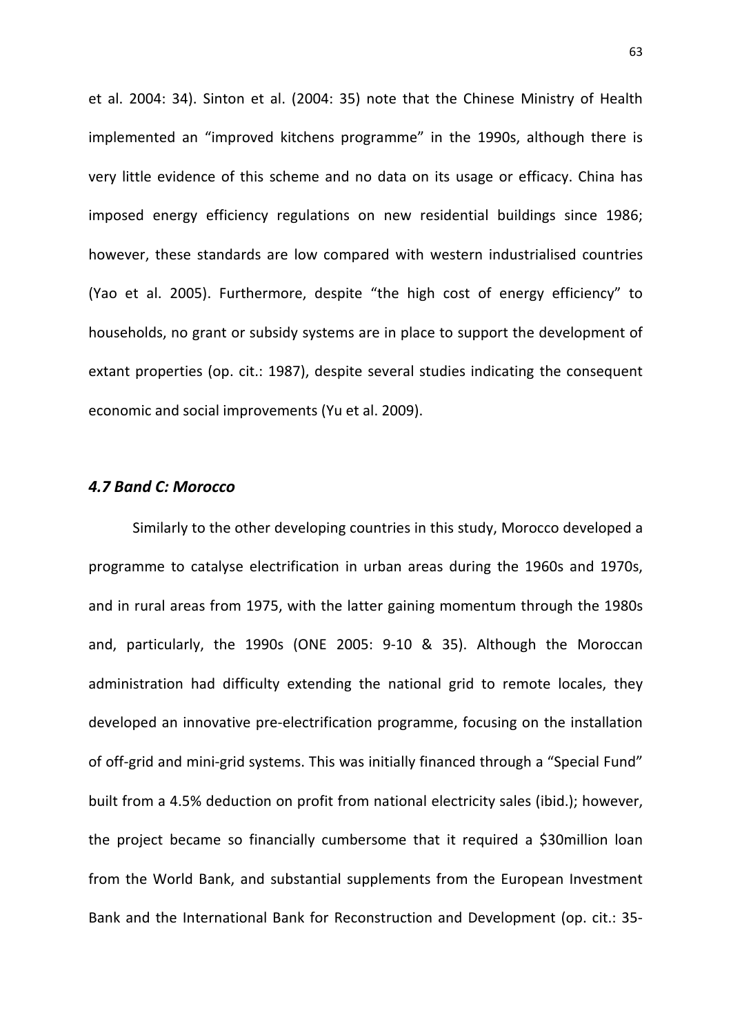et al. 2004: 34). Sinton et al. (2004: 35) note that the Chinese Ministry of Health implemented an "improved kitchens programme" in the 1990s, although there is very little evidence of this scheme and no data on its usage or efficacy. China has imposed energy efficiency regulations on new residential buildings since 1986; however, these standards are low compared with western industrialised countries (Yao et al. 2005). Furthermore, despite "the high cost of energy efficiency" to households, no grant or subsidy systems are in place to support the development of extant properties (op. cit.: 1987), despite several studies indicating the consequent economic and social improvements (Yu et al. 2009).

### *4.7 Band C: Morocco*

Similarly to the other developing countries in this study, Morocco developed a programme to catalyse electrification in urban areas during the 1960s and 1970s, and in rural areas from 1975, with the latter gaining momentum through the 1980s and, particularly, the 1990s (ONE 2005: 9-10 & 35). Although the Moroccan administration had difficulty extending the national grid to remote locales, they developed an innovative pre-electrification programme, focusing on the installation of off-grid and mini-grid systems. This was initially financed through a "Special Fund" built from a 4.5% deduction on profit from national electricity sales (ibid.); however, the project became so financially cumbersome that it required a $30million loan from the World Bank, and substantial supplements from the European Investment Bank and the International Bank for Reconstruction and Development (op. cit.: 35-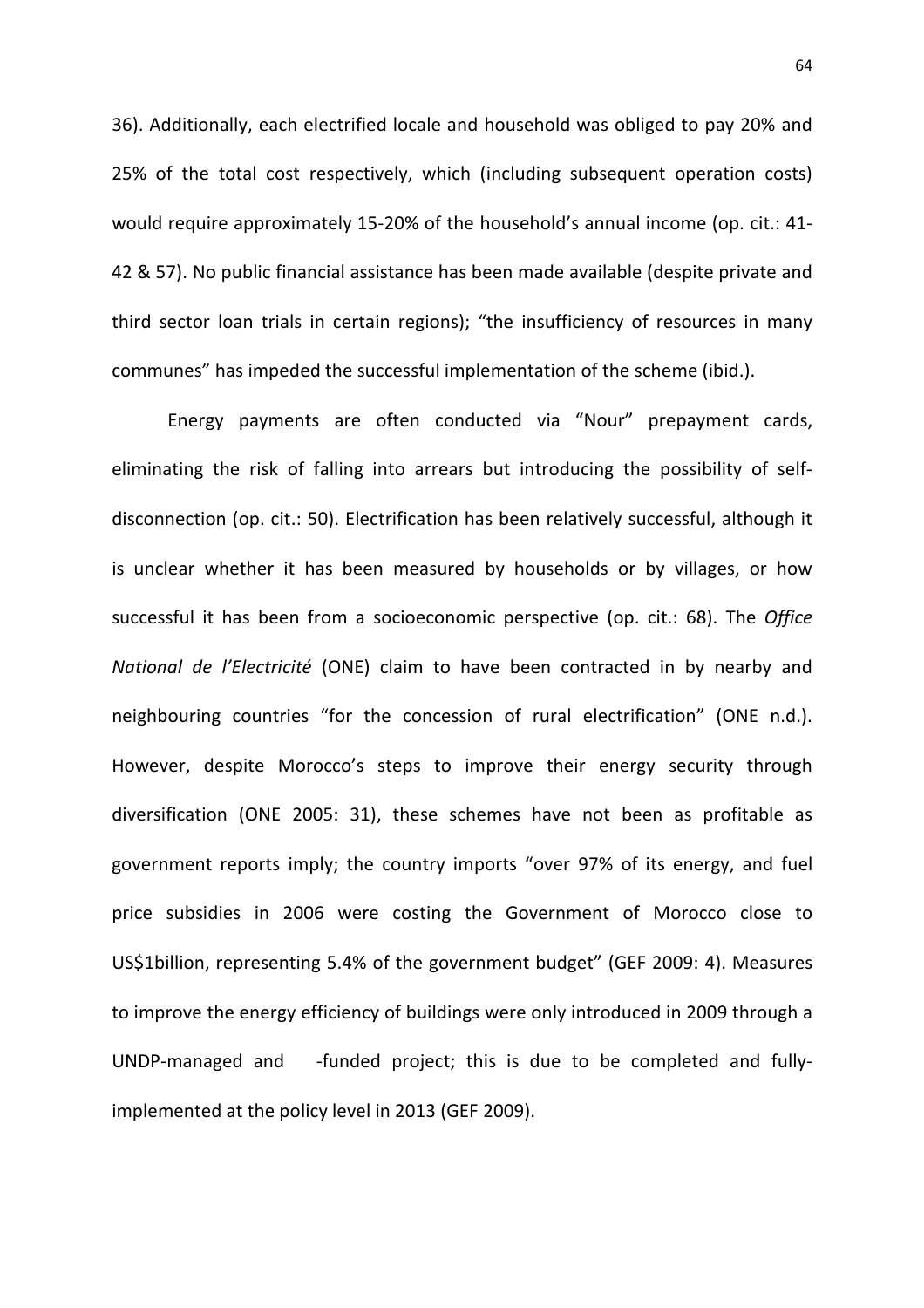36). Additionally, each electrified locale and household was obliged to pay 20% and 25% of the total cost respectively, which (including subsequent operation costs) would require approximately 15-20% of the household's annual income (op. cit.: 41-42 & 57). No public financial assistance has been made available (despite private and third sector loan trials in certain regions); "the insufficiency of resources in many communes" has impeded the successful implementation of the scheme (ibid.).

Energy payments are often conducted via "Nour" prepayment cards, eliminating the risk of falling into arrears but introducing the possibility of self-disconnection (op. cit.: 50). Electrification has been relatively successful, although it is unclear whether it has been measured by households or by villages, or how successful it has been from a socioeconomic perspective (op. cit.: 68). The *Office National de l'Electricité* (ONE) claim to have been contracted in by nearby and neighbouring countries "for the concession of rural electrification" (ONE n.d.). However, despite Morocco's steps to improve their energy security through diversification (ONE 2005: 31), these schemes have not been as profitable as government reports imply; the country imports "over 97% of its energy, and fuel price subsidies in 2006 were costing the Government of Morocco close to US$1billion, representing 5.4% of the government budget" (GEF 2009: 4). Measures to improve the energy efficiency of buildings were only introduced in 2009 through a UNDP-managed and -funded project; this is due to be completed and fully-implemented at the policy level in 2013 (GEF 2009).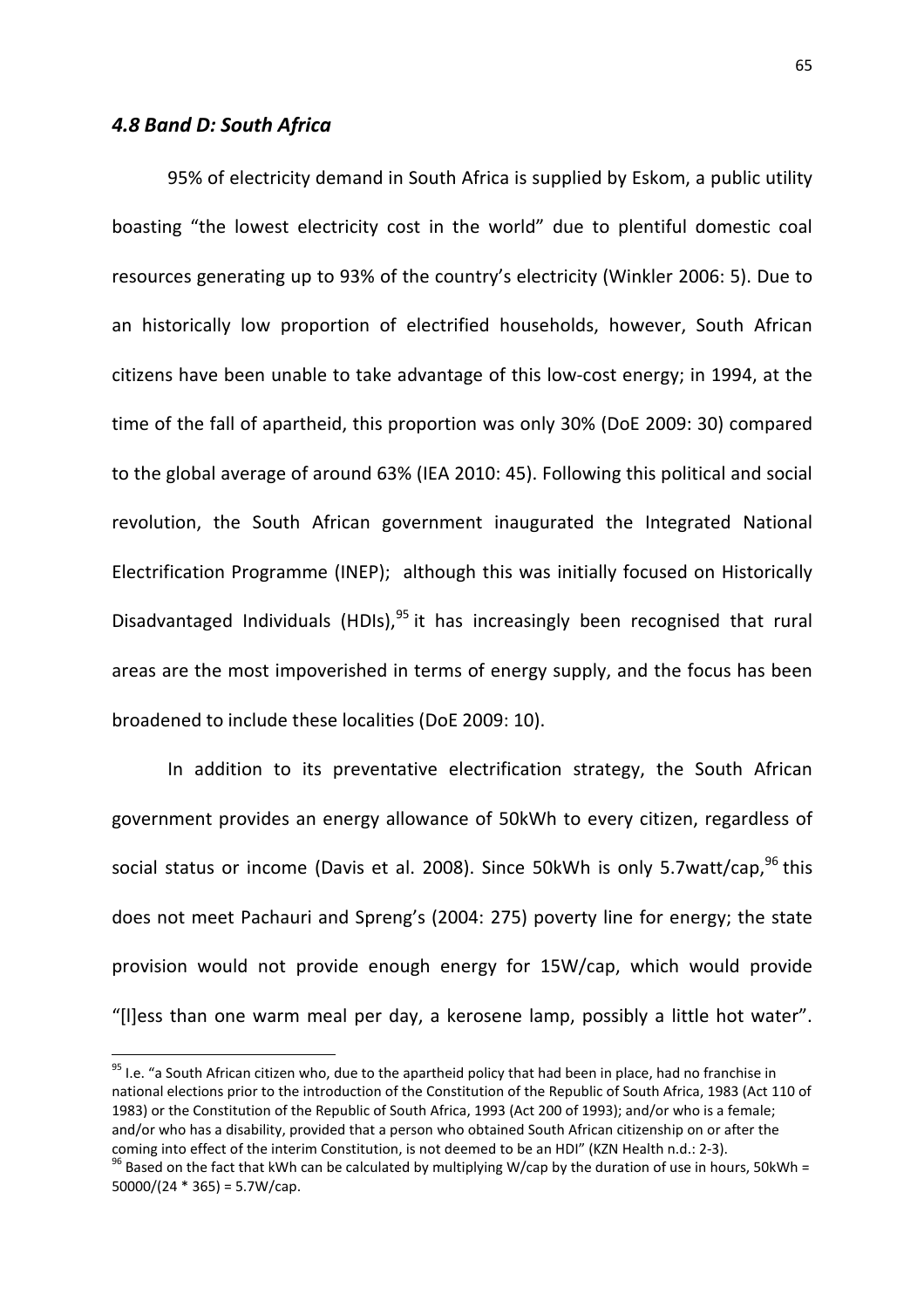### *4.8 Band D: South Africa*

95% of electricity demand in South Africa is supplied by Eskom, a public utility boasting "the lowest electricity cost in the world" due to plentiful domestic coal resources generating up to 93% of the country's electricity (Winkler 2006: 5). Due to an historically low proportion of electrified households, however, South African citizens have been unable to take advantage of this low-cost energy; in 1994, at the time of the fall of apartheid, this proportion was only 30% (DoE 2009: 30) compared to the global average of around 63% (IEA 2010: 45). Following this political and social revolution, the South African government inaugurated the Integrated National Electrification Programme (INEP); although this was initially focused on Historically Disadvantaged Individuals (HDIs),[95] it has increasingly been recognised that rural areas are the most impoverished in terms of energy supply, and the focus has been broadened to include these localities (DoE 2009: 10).

In addition to its preventative electrification strategy, the South African government provides an energy allowance of 50kWh to every citizen, regardless of social status or income (Davis et al. 2008). Since 50kWh is only 5.7watt/cap,[96] this does not meet Pachauri and Spreng's (2004: 275) poverty line for energy; the state provision would not provide enough energy for 15W/cap, which would provide "[l]ess than one warm meal per day, a kerosene lamp, possibly a little hot water".

---

[95] I.e. "a South African citizen who, due to the apartheid policy that had been in place, had no franchise in national elections prior to the introduction of the Constitution of the Republic of South Africa, 1983 (Act 110 of 1983) or the Constitution of the Republic of South Africa, 1993 (Act 200 of 1993); and/or who is a female; and/or who has a disability, provided that a person who obtained South African citizenship on or after the coming into effect of the interim Constitution, is not deemed to be an HDI" (KZN Health n.d.: 2-3).

[96] Based on the fact that kWh can be calculated by multiplying W/cap by the duration of use in hours, 50kWh = 50000/(24 * 365) = 5.7W/cap.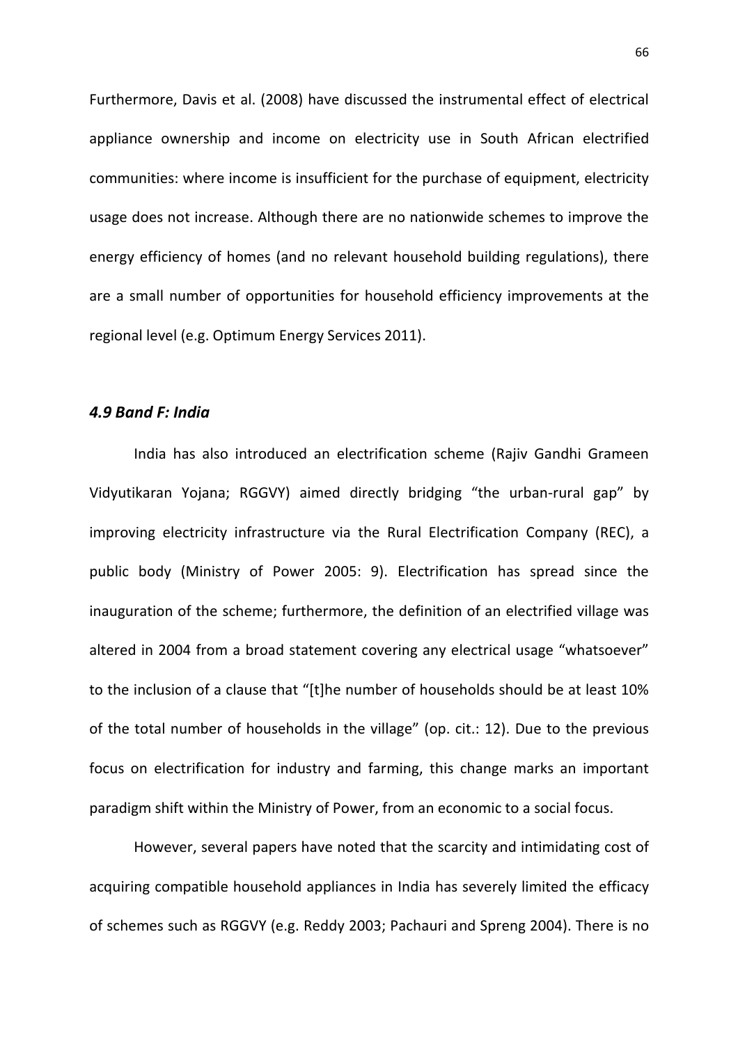Furthermore, Davis et al. (2008) have discussed the instrumental effect of electrical appliance ownership and income on electricity use in South African electrified communities: where income is insufficient for the purchase of equipment, electricity usage does not increase. Although there are no nationwide schemes to improve the energy efficiency of homes (and no relevant household building regulations), there are a small number of opportunities for household efficiency improvements at the regional level (e.g. Optimum Energy Services 2011).

### *4.9 Band F: India*

India has also introduced an electrification scheme (Rajiv Gandhi Grameen Vidyutikaran Yojana; RGGVY) aimed directly bridging "the urban-rural gap" by improving electricity infrastructure via the Rural Electrification Company (REC), a public body (Ministry of Power 2005: 9). Electrification has spread since the inauguration of the scheme; furthermore, the definition of an electrified village was altered in 2004 from a broad statement covering any electrical usage "whatsoever" to the inclusion of a clause that "[t]he number of households should be at least 10% of the total number of households in the village" (op. cit.: 12). Due to the previous focus on electrification for industry and farming, this change marks an important paradigm shift within the Ministry of Power, from an economic to a social focus.

However, several papers have noted that the scarcity and intimidating cost of acquiring compatible household appliances in India has severely limited the efficacy of schemes such as RGGVY (e.g. Reddy 2003; Pachauri and Spreng 2004). There is no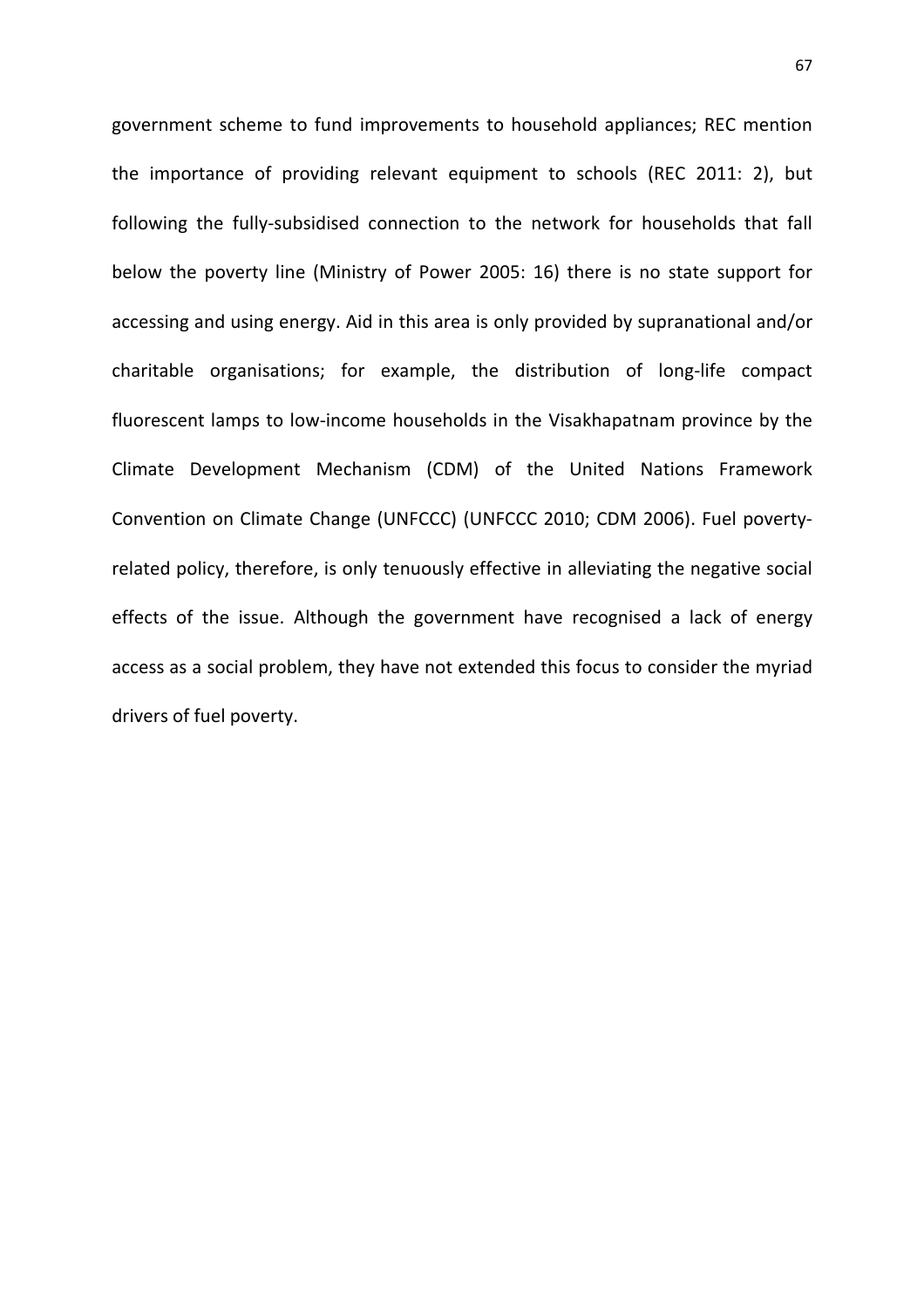government scheme to fund improvements to household appliances; REC mention the importance of providing relevant equipment to schools (REC 2011: 2), but following the fully-subsidised connection to the network for households that fall below the poverty line (Ministry of Power 2005: 16) there is no state support for accessing and using energy. Aid in this area is only provided by supranational and/or charitable organisations; for example, the distribution of long-life compact fluorescent lamps to low-income households in the Visakhapatnam province by the Climate Development Mechanism (CDM) of the United Nations Framework Convention on Climate Change (UNFCCC) (UNFCCC 2010; CDM 2006). Fuel poverty-related policy, therefore, is only tenuously effective in alleviating the negative social effects of the issue. Although the government have recognised a lack of energy access as a social problem, they have not extended this focus to consider the myriad drivers of fuel poverty.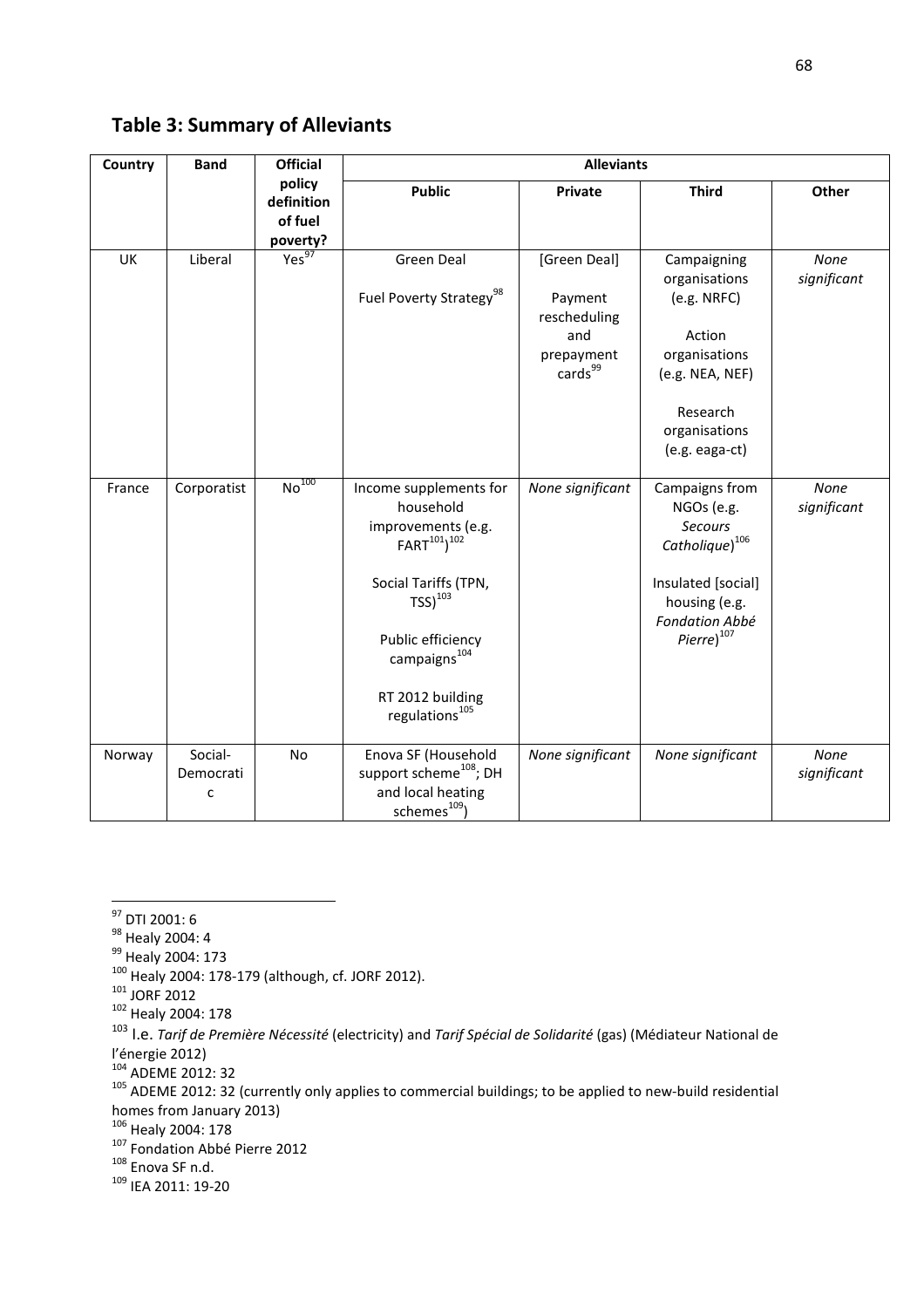## Table 3: Summary of Alleviants

| Country | Band | Official policy definition of fuel poverty? | Alleviants | | | |
|---|---|---|---|---|---|---|
| | | | Public | Private | Third | Other |
| UK | Liberal | Yes[97] | Green Deal<br><br>Fuel Poverty Strategy[98] | [Green Deal]<br><br>Payment rescheduling and prepayment cards[99] | Campaigning organisations (e.g. NRFC)<br><br>Action organisations (e.g. NEA, NEF)<br><br>Research organisations (e.g. eaga-ct) | *None significant* |
| France | Corporatist | No[100] | Income supplements for household improvements (e.g. FART[101])[102]<br><br>Social Tariffs (TPN, TSS)[103]<br><br>Public efficiency campaigns[104]<br><br>RT 2012 building regulations[105] | *None significant* | Campaigns from NGOs (e.g. *Secours Catholique*)[106]<br><br>Insulated [social] housing (e.g. *Fondation Abbé Pierre*)[107] | *None significant* |
| Norway | Social-Democratic | No | Enova SF (Household support scheme[108]; DH and local heating schemes[109]) | *None significant* | *None significant* | *None significant* |

[97] DTI 2001: 6

[98] Healy 2004: 4

[99] Healy 2004: 173

[100] Healy 2004: 178-179 (although, cf. JORF 2012).

[101] JORF 2012

[102] Healy 2004: 178

[103] I.e. *Tarif de Première Nécessité* (electricity) and *Tarif Spécial de Solidarité* (gas) (Médiateur National de l'énergie 2012)

[104] ADEME 2012: 32

[105] ADEME 2012: 32 (currently only applies to commercial buildings; to be applied to new-build residential homes from January 2013)

[106] Healy 2004: 178

[107] Fondation Abbé Pierre 2012

[108] Enova SF n.d.

[109] IEA 2011: 19-20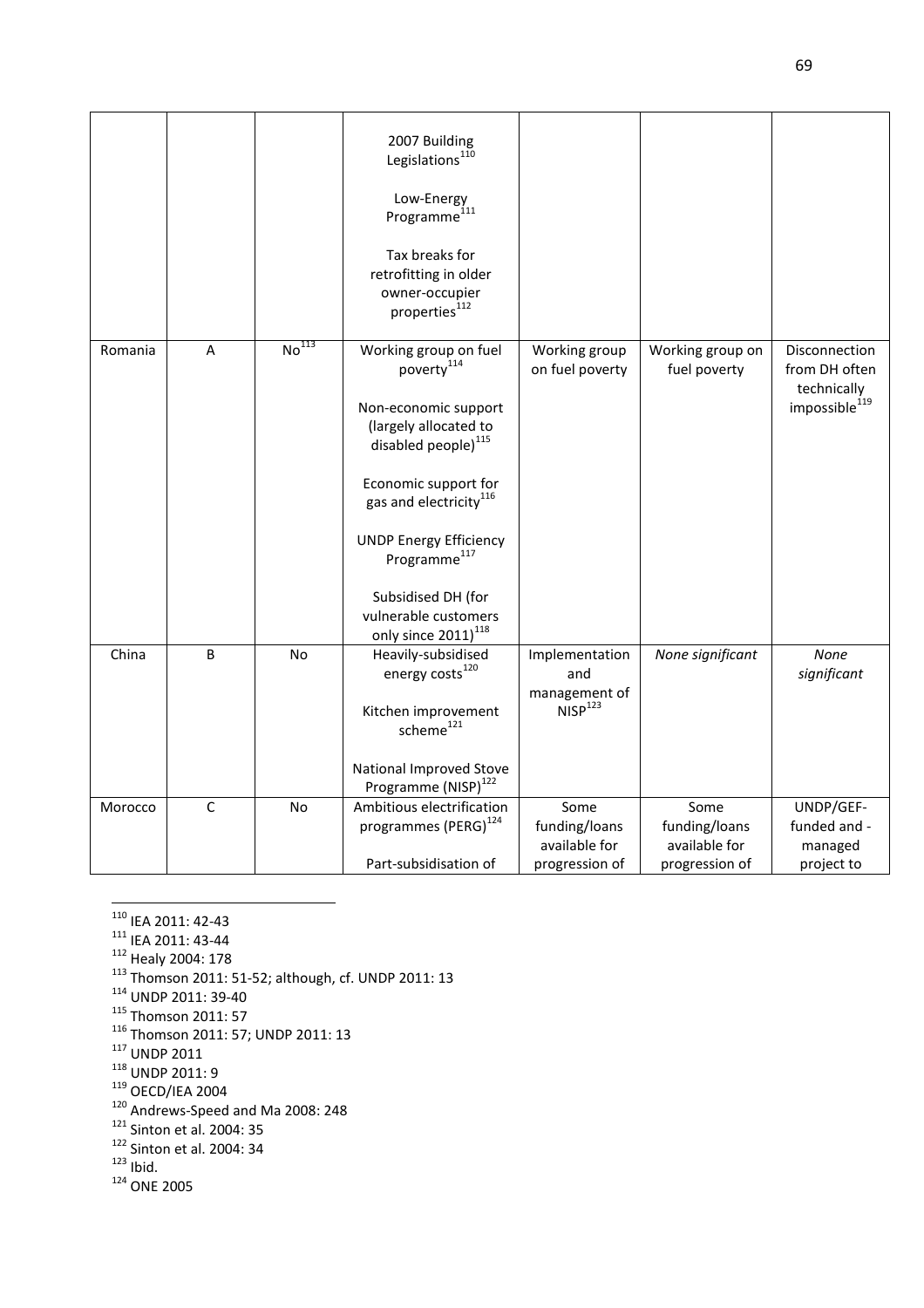| | | | 2007 Building Legislations[110]<br><br>Low-Energy Programme[111]<br><br>Tax breaks for retrofitting in older owner-occupier properties[112] | | | |
|---|---|---|---|---|---|---|
| Romania | A | No[113] | Working group on fuel poverty[114]<br><br>Non-economic support (largely allocated to disabled people)[115]<br><br>Economic support for gas and electricity[116]<br><br>UNDP Energy Efficiency Programme[117]<br><br>Subsidised DH (for vulnerable customers only since 2011)[118] | Working group on fuel poverty | Working group on fuel poverty | Disconnection from DH often technically impossible[119] |
| China | B | No | Heavily-subsidised energy costs[120]<br><br>Kitchen improvement scheme[121]<br><br>National Improved Stove Programme (NISP)[122] | Implementation and management of NISP[123] | *None significant* | *None significant* |
| Morocco | C | No | Ambitious electrification programmes (PERG)[124]<br><br>Part-subsidisation of | Some funding/loans available for progression of | Some funding/loans available for progression of | UNDP/GEF-funded and -managed project to |

[110] IEA 2011: 42-43
[111] IEA 2011: 43-44
[112] Healy 2004: 178
[113] Thomson 2011: 51-52; although, cf. UNDP 2011: 13
[114] UNDP 2011: 39-40
[115] Thomson 2011: 57
[116] Thomson 2011: 57; UNDP 2011: 13
[117] UNDP 2011
[118] UNDP 2011: 9
[119] OECD/IEA 2004
[120] Andrews-Speed and Ma 2008: 248
[121] Sinton et al. 2004: 35
[122] Sinton et al. 2004: 34
[123] Ibid.
[124] ONE 2005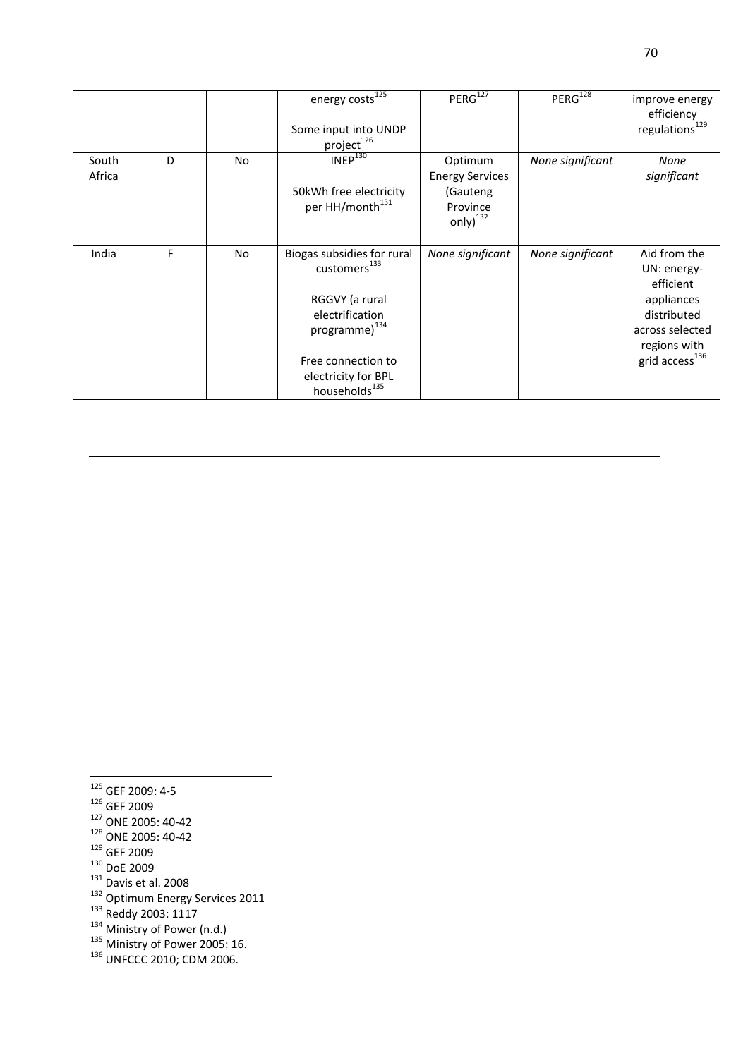| | | | energy costs[125]<br><br>Some input into UNDP project[126] | PERG[127] | PERG[128] | improve energy efficiency regulations[129] |
|---|---|---|---|---|---|---|
| South Africa | D | No | INEP[130]<br><br>50kWh free electricity per HH/month[131] | Optimum Energy Services (Gauteng Province only)[132] | *None significant* | *None significant* |
| India | F | No | Biogas subsidies for rural customers[133]<br><br>RGGVY (a rural electrification programme)[134]<br><br>Free connection to electricity for BPL households[135] | *None significant* | *None significant* | Aid from the UN: energy-efficient appliances distributed across selected regions with grid access[136] |

---

[125] GEF 2009: 4-5

[126] GEF 2009

[127] ONE 2005: 40-42

[128] ONE 2005: 40-42

[129] GEF 2009

[130] DoE 2009

[131] Davis et al. 2008

[132] Optimum Energy Services 2011

[133] Reddy 2003: 1117

[134] Ministry of Power (n.d.)

[135] Ministry of Power 2005: 16.

[136] UNFCCC 2010; CDM 2006.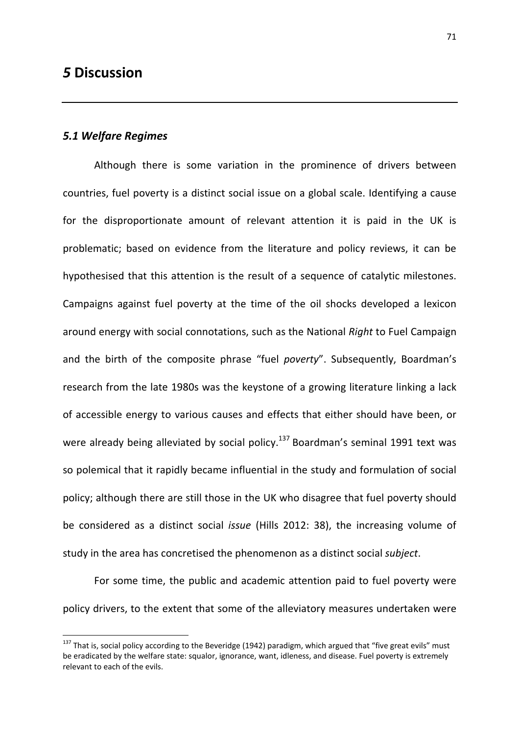# *5* Discussion

## *5.1 Welfare Regimes*

Although there is some variation in the prominence of drivers between countries, fuel poverty is a distinct social issue on a global scale. Identifying a cause for the disproportionate amount of relevant attention it is paid in the UK is problematic; based on evidence from the literature and policy reviews, it can be hypothesised that this attention is the result of a sequence of catalytic milestones. Campaigns against fuel poverty at the time of the oil shocks developed a lexicon around energy with social connotations, such as the National *Right* to Fuel Campaign and the birth of the composite phrase "fuel *poverty*". Subsequently, Boardman's research from the late 1980s was the keystone of a growing literature linking a lack of accessible energy to various causes and effects that either should have been, or were already being alleviated by social policy.[137] Boardman's seminal 1991 text was so polemical that it rapidly became influential in the study and formulation of social policy; although there are still those in the UK who disagree that fuel poverty should be considered as a distinct social *issue* (Hills 2012: 38), the increasing volume of study in the area has concretised the phenomenon as a distinct social *subject*.

For some time, the public and academic attention paid to fuel poverty were policy drivers, to the extent that some of the alleviatory measures undertaken were

[137] That is, social policy according to the Beveridge (1942) paradigm, which argued that "five great evils" must be eradicated by the welfare state: squalor, ignorance, want, idleness, and disease. Fuel poverty is extremely relevant to each of the evils.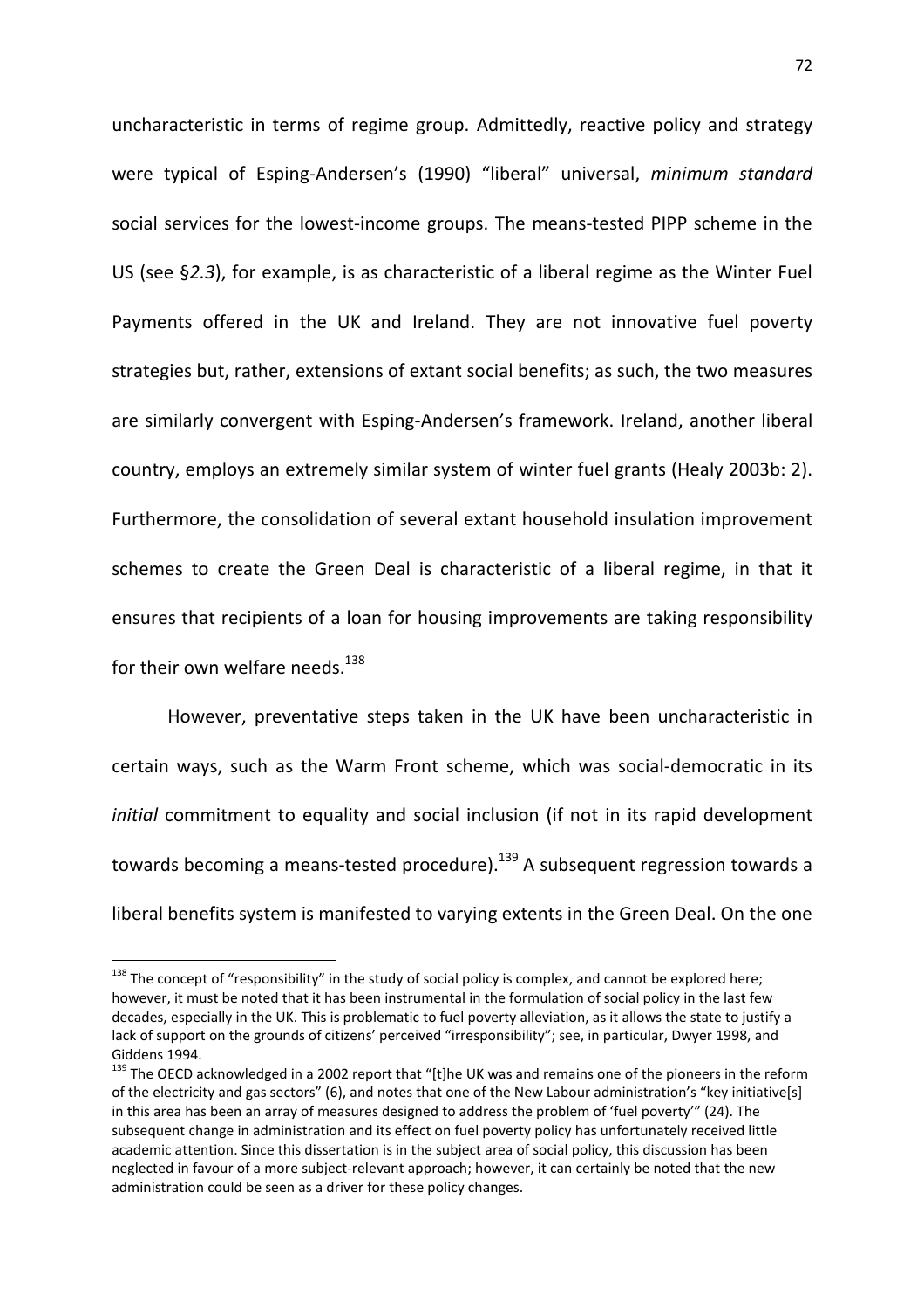uncharacteristic in terms of regime group. Admittedly, reactive policy and strategy were typical of Esping-Andersen's (1990) "liberal" universal, *minimum standard* social services for the lowest-income groups. The means-tested PIPP scheme in the US (see §*2.3*), for example, is as characteristic of a liberal regime as the Winter Fuel Payments offered in the UK and Ireland. They are not innovative fuel poverty strategies but, rather, extensions of extant social benefits; as such, the two measures are similarly convergent with Esping-Andersen's framework. Ireland, another liberal country, employs an extremely similar system of winter fuel grants (Healy 2003b: 2). Furthermore, the consolidation of several extant household insulation improvement schemes to create the Green Deal is characteristic of a liberal regime, in that it ensures that recipients of a loan for housing improvements are taking responsibility for their own welfare needs.[138]

However, preventative steps taken in the UK have been uncharacteristic in certain ways, such as the Warm Front scheme, which was social-democratic in its *initial* commitment to equality and social inclusion (if not in its rapid development towards becoming a means-tested procedure).[139] A subsequent regression towards a liberal benefits system is manifested to varying extents in the Green Deal. On the one

---

[138] The concept of "responsibility" in the study of social policy is complex, and cannot be explored here; however, it must be noted that it has been instrumental in the formulation of social policy in the last few decades, especially in the UK. This is problematic to fuel poverty alleviation, as it allows the state to justify a lack of support on the grounds of citizens' perceived "irresponsibility"; see, in particular, Dwyer 1998, and Giddens 1994.

[139] The OECD acknowledged in a 2002 report that "[t]he UK was and remains one of the pioneers in the reform of the electricity and gas sectors" (6), and notes that one of the New Labour administration's "key initiative[s] in this area has been an array of measures designed to address the problem of 'fuel poverty'" (24). The subsequent change in administration and its effect on fuel poverty policy has unfortunately received little academic attention. Since this dissertation is in the subject area of social policy, this discussion has been neglected in favour of a more subject-relevant approach; however, it can certainly be noted that the new administration could be seen as a driver for these policy changes.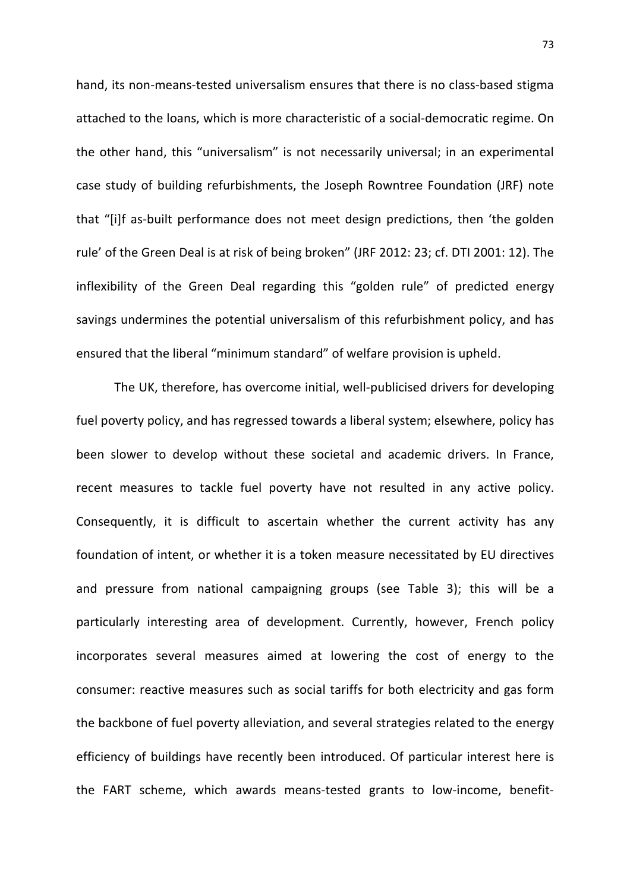hand, its non-means-tested universalism ensures that there is no class-based stigma attached to the loans, which is more characteristic of a social-democratic regime. On the other hand, this "universalism" is not necessarily universal; in an experimental case study of building refurbishments, the Joseph Rowntree Foundation (JRF) note that "[i]f as-built performance does not meet design predictions, then 'the golden rule' of the Green Deal is at risk of being broken" (JRF 2012: 23; cf. DTI 2001: 12). The inflexibility of the Green Deal regarding this "golden rule" of predicted energy savings undermines the potential universalism of this refurbishment policy, and has ensured that the liberal "minimum standard" of welfare provision is upheld.

The UK, therefore, has overcome initial, well-publicised drivers for developing fuel poverty policy, and has regressed towards a liberal system; elsewhere, policy has been slower to develop without these societal and academic drivers. In France, recent measures to tackle fuel poverty have not resulted in any active policy. Consequently, it is difficult to ascertain whether the current activity has any foundation of intent, or whether it is a token measure necessitated by EU directives and pressure from national campaigning groups (see Table 3); this will be a particularly interesting area of development. Currently, however, French policy incorporates several measures aimed at lowering the cost of energy to the consumer: reactive measures such as social tariffs for both electricity and gas form the backbone of fuel poverty alleviation, and several strategies related to the energy efficiency of buildings have recently been introduced. Of particular interest here is the FART scheme, which awards means-tested grants to low-income, benefit-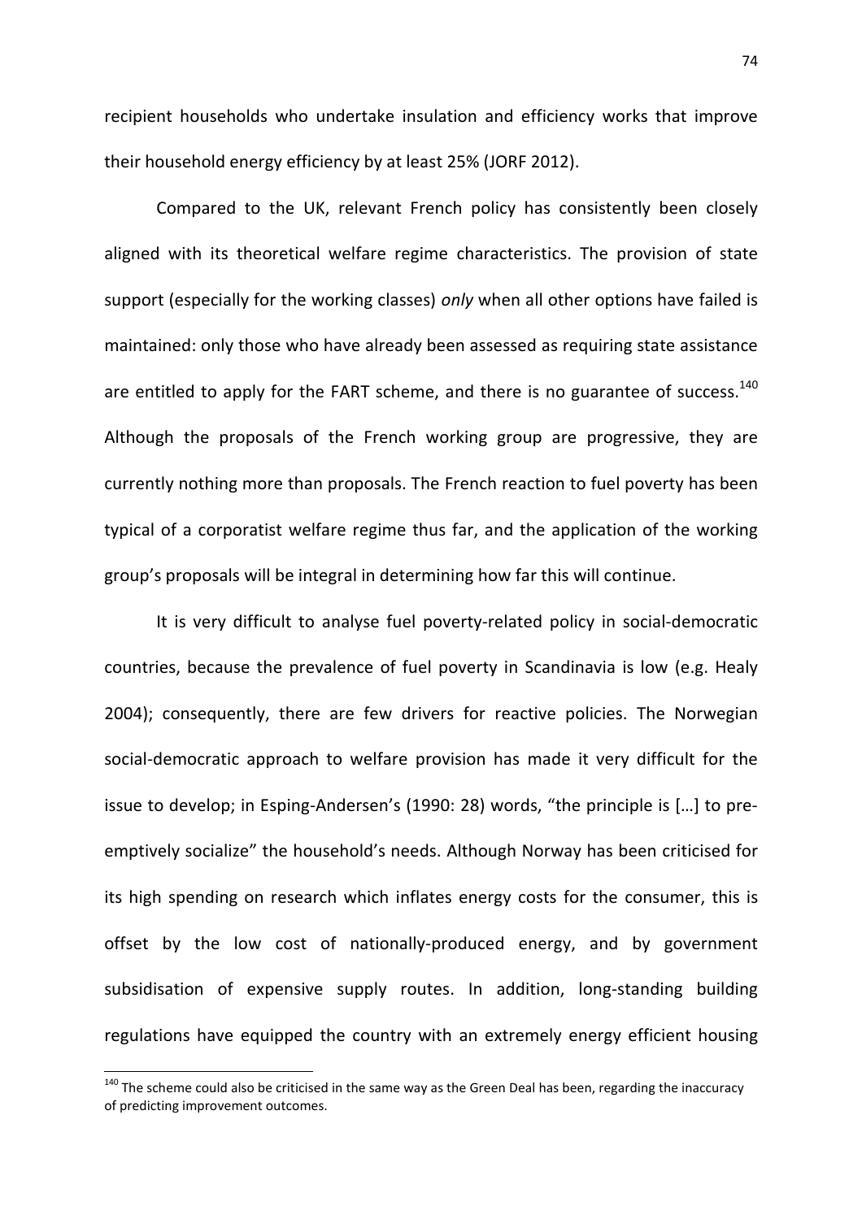recipient households who undertake insulation and efficiency works that improve their household energy efficiency by at least 25% (JORF 2012).

Compared to the UK, relevant French policy has consistently been closely aligned with its theoretical welfare regime characteristics. The provision of state support (especially for the working classes) *only* when all other options have failed is maintained: only those who have already been assessed as requiring state assistance are entitled to apply for the FART scheme, and there is no guarantee of success.[140] Although the proposals of the French working group are progressive, they are currently nothing more than proposals. The French reaction to fuel poverty has been typical of a corporatist welfare regime thus far, and the application of the working group's proposals will be integral in determining how far this will continue.

It is very difficult to analyse fuel poverty-related policy in social-democratic countries, because the prevalence of fuel poverty in Scandinavia is low (e.g. Healy 2004); consequently, there are few drivers for reactive policies. The Norwegian social-democratic approach to welfare provision has made it very difficult for the issue to develop; in Esping-Andersen's (1990: 28) words, "the principle is […] to pre-emptively socialize" the household's needs. Although Norway has been criticised for its high spending on research which inflates energy costs for the consumer, this is offset by the low cost of nationally-produced energy, and by government subsidisation of expensive supply routes. In addition, long-standing building regulations have equipped the country with an extremely energy efficient housing

[140] The scheme could also be criticised in the same way as the Green Deal has been, regarding the inaccuracy of predicting improvement outcomes.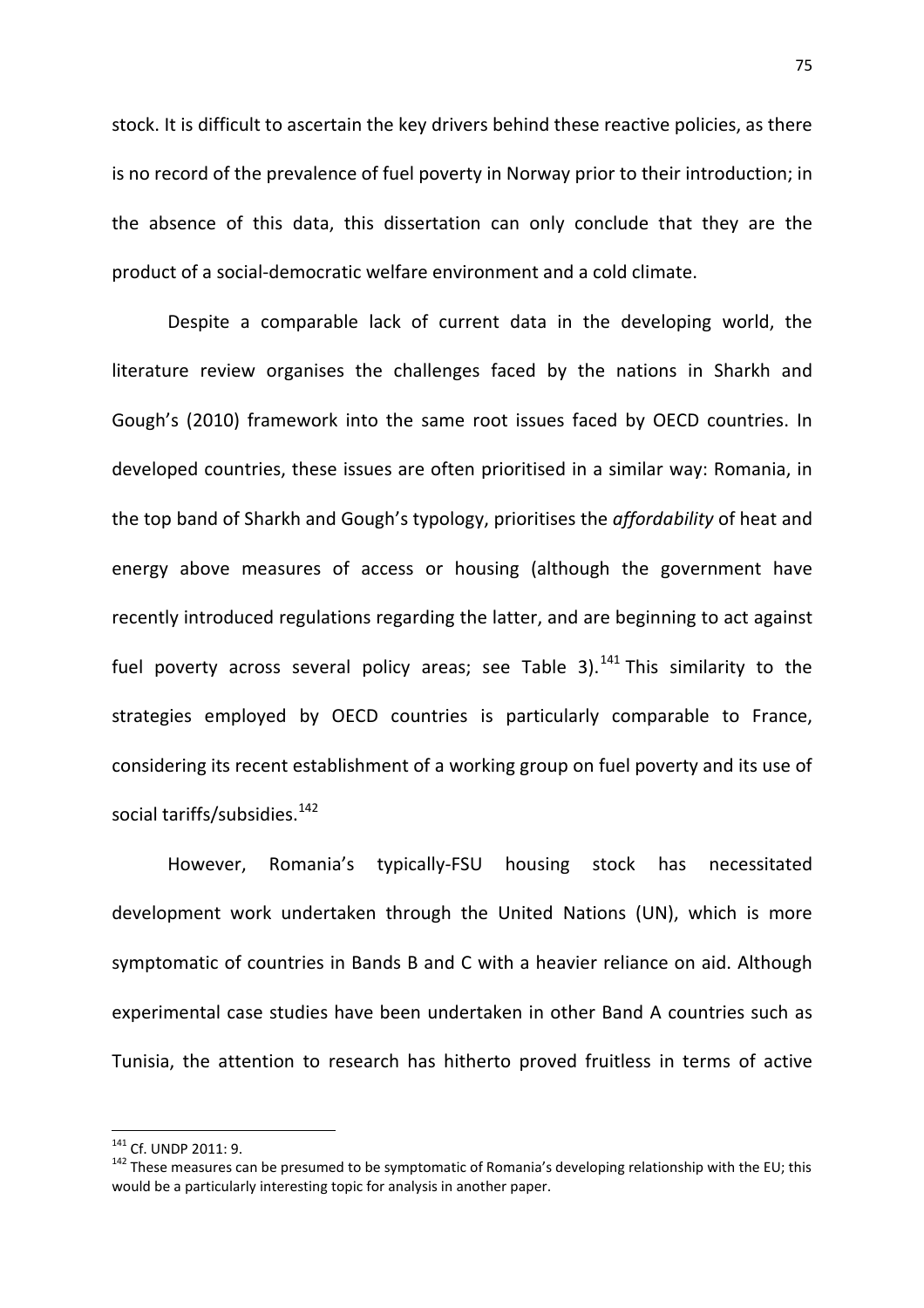stock. It is difficult to ascertain the key drivers behind these reactive policies, as there is no record of the prevalence of fuel poverty in Norway prior to their introduction; in the absence of this data, this dissertation can only conclude that they are the product of a social-democratic welfare environment and a cold climate.

Despite a comparable lack of current data in the developing world, the literature review organises the challenges faced by the nations in Sharkh and Gough's (2010) framework into the same root issues faced by OECD countries. In developed countries, these issues are often prioritised in a similar way: Romania, in the top band of Sharkh and Gough's typology, prioritises the *affordability* of heat and energy above measures of access or housing (although the government have recently introduced regulations regarding the latter, and are beginning to act against fuel poverty across several policy areas; see Table 3).[141] This similarity to the strategies employed by OECD countries is particularly comparable to France, considering its recent establishment of a working group on fuel poverty and its use of social tariffs/subsidies.[142]

However, Romania's typically-FSU housing stock has necessitated development work undertaken through the United Nations (UN), which is more symptomatic of countries in Bands B and C with a heavier reliance on aid. Although experimental case studies have been undertaken in other Band A countries such as Tunisia, the attention to research has hitherto proved fruitless in terms of active

---

[141] Cf. UNDP 2011: 9.

[142] These measures can be presumed to be symptomatic of Romania's developing relationship with the EU; this would be a particularly interesting topic for analysis in another paper.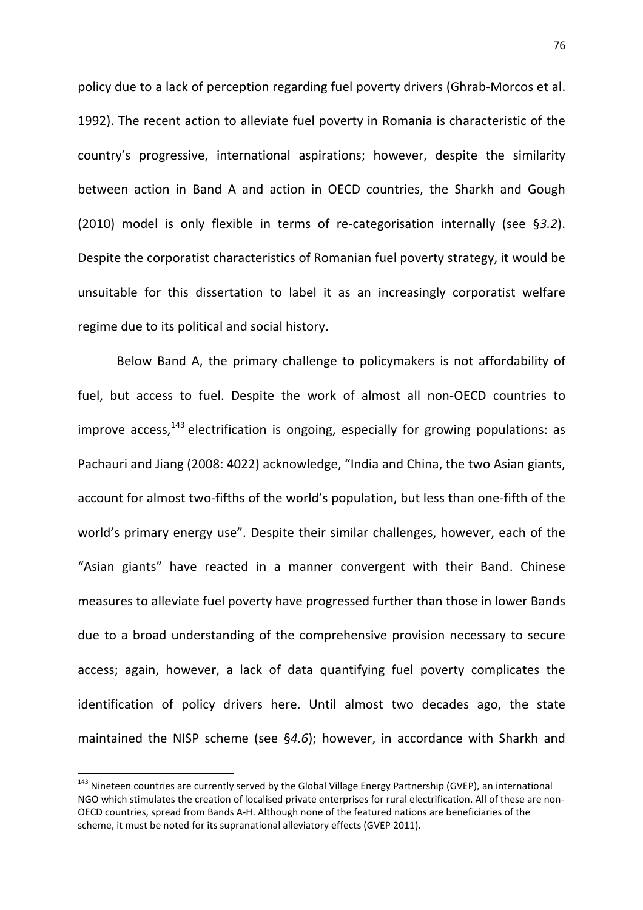policy due to a lack of perception regarding fuel poverty drivers (Ghrab-Morcos et al. 1992). The recent action to alleviate fuel poverty in Romania is characteristic of the country's progressive, international aspirations; however, despite the similarity between action in Band A and action in OECD countries, the Sharkh and Gough (2010) model is only flexible in terms of re-categorisation internally (see §*3.2*). Despite the corporatist characteristics of Romanian fuel poverty strategy, it would be unsuitable for this dissertation to label it as an increasingly corporatist welfare regime due to its political and social history.

Below Band A, the primary challenge to policymakers is not affordability of fuel, but access to fuel. Despite the work of almost all non-OECD countries to improve access,[143] electrification is ongoing, especially for growing populations: as Pachauri and Jiang (2008: 4022) acknowledge, "India and China, the two Asian giants, account for almost two-fifths of the world's population, but less than one-fifth of the world's primary energy use". Despite their similar challenges, however, each of the "Asian giants" have reacted in a manner convergent with their Band. Chinese measures to alleviate fuel poverty have progressed further than those in lower Bands due to a broad understanding of the comprehensive provision necessary to secure access; again, however, a lack of data quantifying fuel poverty complicates the identification of policy drivers here. Until almost two decades ago, the state maintained the NISP scheme (see §*4.6*); however, in accordance with Sharkh and

[143] Nineteen countries are currently served by the Global Village Energy Partnership (GVEP), an international NGO which stimulates the creation of localised private enterprises for rural electrification. All of these are non-OECD countries, spread from Bands A-H. Although none of the featured nations are beneficiaries of the scheme, it must be noted for its supranational alleviatory effects (GVEP 2011).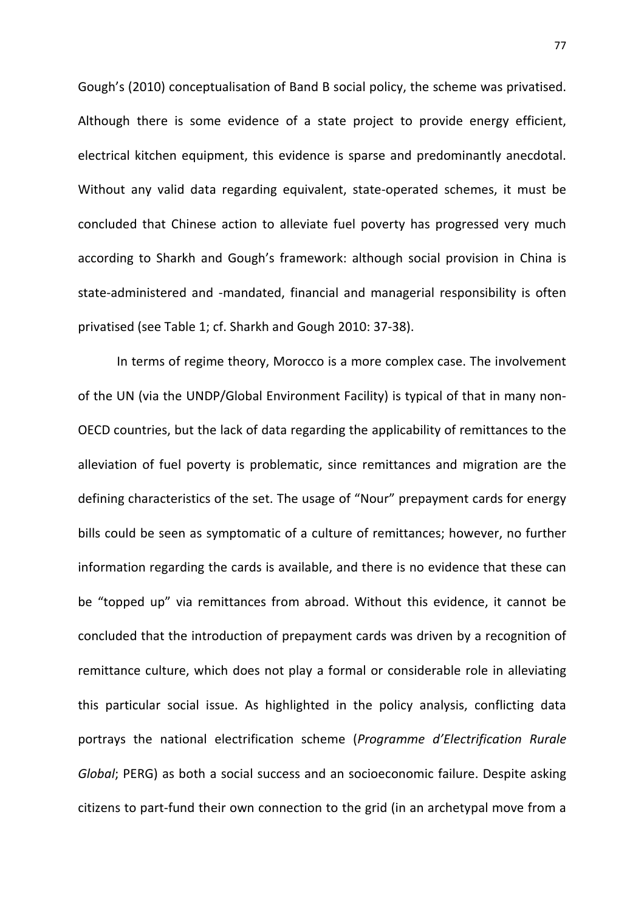Gough's (2010) conceptualisation of Band B social policy, the scheme was privatised. Although there is some evidence of a state project to provide energy efficient, electrical kitchen equipment, this evidence is sparse and predominantly anecdotal. Without any valid data regarding equivalent, state-operated schemes, it must be concluded that Chinese action to alleviate fuel poverty has progressed very much according to Sharkh and Gough's framework: although social provision in China is state-administered and -mandated, financial and managerial responsibility is often privatised (see Table 1; cf. Sharkh and Gough 2010: 37-38).

In terms of regime theory, Morocco is a more complex case. The involvement of the UN (via the UNDP/Global Environment Facility) is typical of that in many non-OECD countries, but the lack of data regarding the applicability of remittances to the alleviation of fuel poverty is problematic, since remittances and migration are the defining characteristics of the set. The usage of "Nour" prepayment cards for energy bills could be seen as symptomatic of a culture of remittances; however, no further information regarding the cards is available, and there is no evidence that these can be "topped up" via remittances from abroad. Without this evidence, it cannot be concluded that the introduction of prepayment cards was driven by a recognition of remittance culture, which does not play a formal or considerable role in alleviating this particular social issue. As highlighted in the policy analysis, conflicting data portrays the national electrification scheme (*Programme d'Electrification Rurale Global*; PERG) as both a social success and an socioeconomic failure. Despite asking citizens to part-fund their own connection to the grid (in an archetypal move from a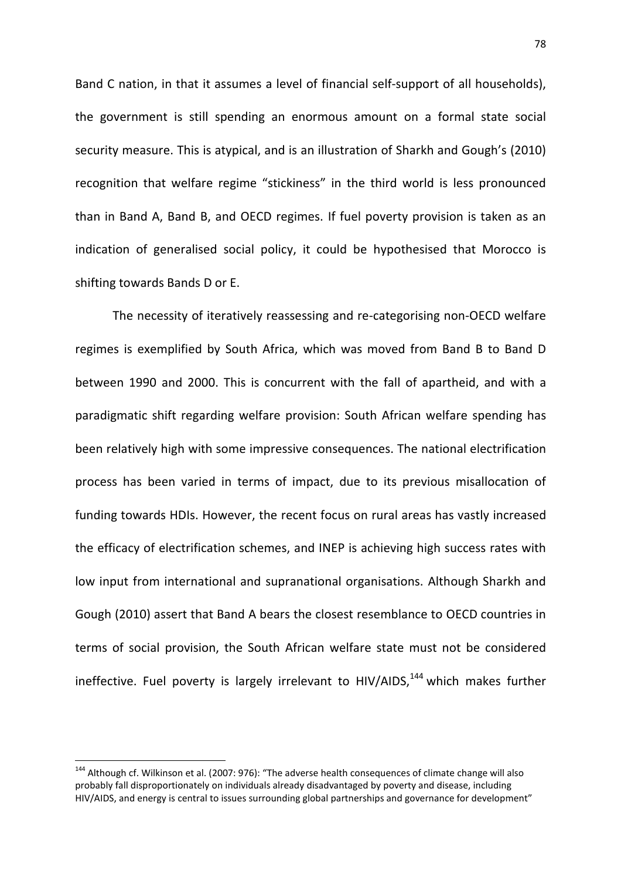Band C nation, in that it assumes a level of financial self-support of all households), the government is still spending an enormous amount on a formal state social security measure. This is atypical, and is an illustration of Sharkh and Gough's (2010) recognition that welfare regime "stickiness" in the third world is less pronounced than in Band A, Band B, and OECD regimes. If fuel poverty provision is taken as an indication of generalised social policy, it could be hypothesised that Morocco is shifting towards Bands D or E.

The necessity of iteratively reassessing and re-categorising non-OECD welfare regimes is exemplified by South Africa, which was moved from Band B to Band D between 1990 and 2000. This is concurrent with the fall of apartheid, and with a paradigmatic shift regarding welfare provision: South African welfare spending has been relatively high with some impressive consequences. The national electrification process has been varied in terms of impact, due to its previous misallocation of funding towards HDIs. However, the recent focus on rural areas has vastly increased the efficacy of electrification schemes, and INEP is achieving high success rates with low input from international and supranational organisations. Although Sharkh and Gough (2010) assert that Band A bears the closest resemblance to OECD countries in terms of social provision, the South African welfare state must not be considered ineffective. Fuel poverty is largely irrelevant to HIV/AIDS,[144] which makes further

---

[144] Although cf. Wilkinson et al. (2007: 976): "The adverse health consequences of climate change will also probably fall disproportionately on individuals already disadvantaged by poverty and disease, including HIV/AIDS, and energy is central to issues surrounding global partnerships and governance for development"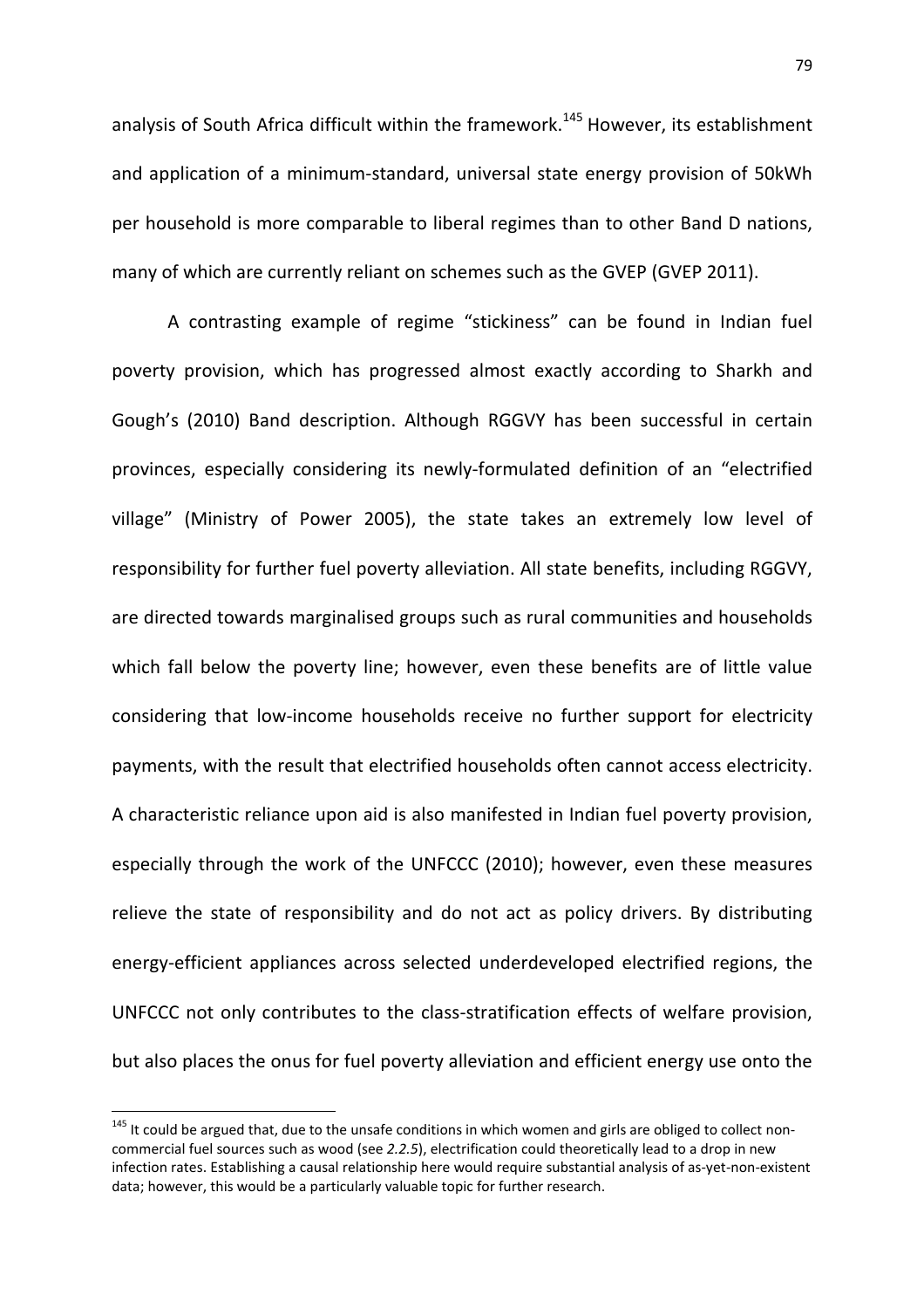analysis of South Africa difficult within the framework.[145] However, its establishment and application of a minimum-standard, universal state energy provision of 50kWh per household is more comparable to liberal regimes than to other Band D nations, many of which are currently reliant on schemes such as the GVEP (GVEP 2011).

A contrasting example of regime "stickiness" can be found in Indian fuel poverty provision, which has progressed almost exactly according to Sharkh and Gough's (2010) Band description. Although RGGVY has been successful in certain provinces, especially considering its newly-formulated definition of an "electrified village" (Ministry of Power 2005), the state takes an extremely low level of responsibility for further fuel poverty alleviation. All state benefits, including RGGVY, are directed towards marginalised groups such as rural communities and households which fall below the poverty line; however, even these benefits are of little value considering that low-income households receive no further support for electricity payments, with the result that electrified households often cannot access electricity. A characteristic reliance upon aid is also manifested in Indian fuel poverty provision, especially through the work of the UNFCCC (2010); however, even these measures relieve the state of responsibility and do not act as policy drivers. By distributing energy-efficient appliances across selected underdeveloped electrified regions, the UNFCCC not only contributes to the class-stratification effects of welfare provision, but also places the onus for fuel poverty alleviation and efficient energy use onto the

[145] It could be argued that, due to the unsafe conditions in which women and girls are obliged to collect non-commercial fuel sources such as wood (see *2.2.5*), electrification could theoretically lead to a drop in new infection rates. Establishing a causal relationship here would require substantial analysis of as-yet-non-existent data; however, this would be a particularly valuable topic for further research.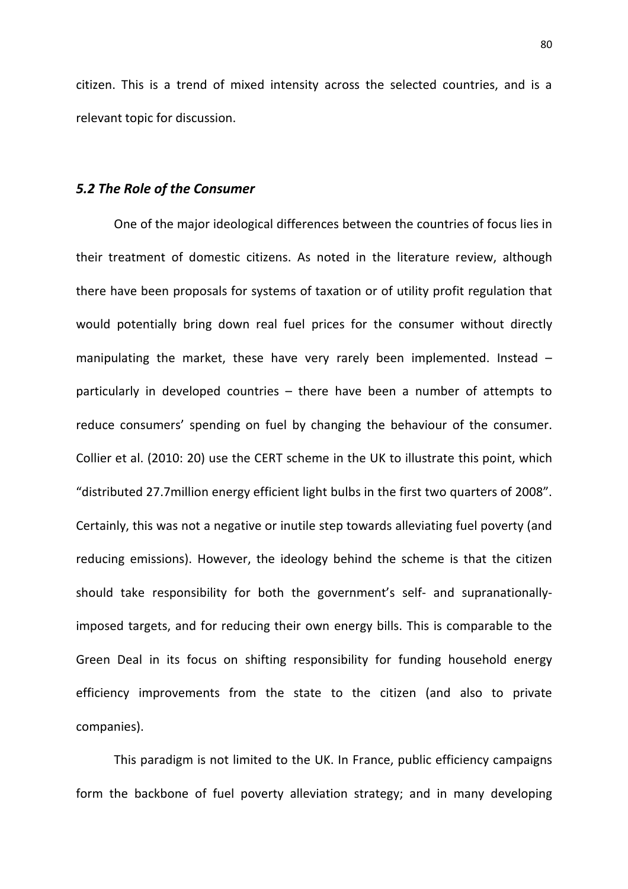citizen. This is a trend of mixed intensity across the selected countries, and is a relevant topic for discussion.

### *5.2 The Role of the Consumer*

One of the major ideological differences between the countries of focus lies in their treatment of domestic citizens. As noted in the literature review, although there have been proposals for systems of taxation or of utility profit regulation that would potentially bring down real fuel prices for the consumer without directly manipulating the market, these have very rarely been implemented. Instead – particularly in developed countries – there have been a number of attempts to reduce consumers' spending on fuel by changing the behaviour of the consumer. Collier et al. (2010: 20) use the CERT scheme in the UK to illustrate this point, which "distributed 27.7million energy efficient light bulbs in the first two quarters of 2008". Certainly, this was not a negative or inutile step towards alleviating fuel poverty (and reducing emissions). However, the ideology behind the scheme is that the citizen should take responsibility for both the government's self- and supranationally-imposed targets, and for reducing their own energy bills. This is comparable to the Green Deal in its focus on shifting responsibility for funding household energy efficiency improvements from the state to the citizen (and also to private companies).

This paradigm is not limited to the UK. In France, public efficiency campaigns form the backbone of fuel poverty alleviation strategy; and in many developing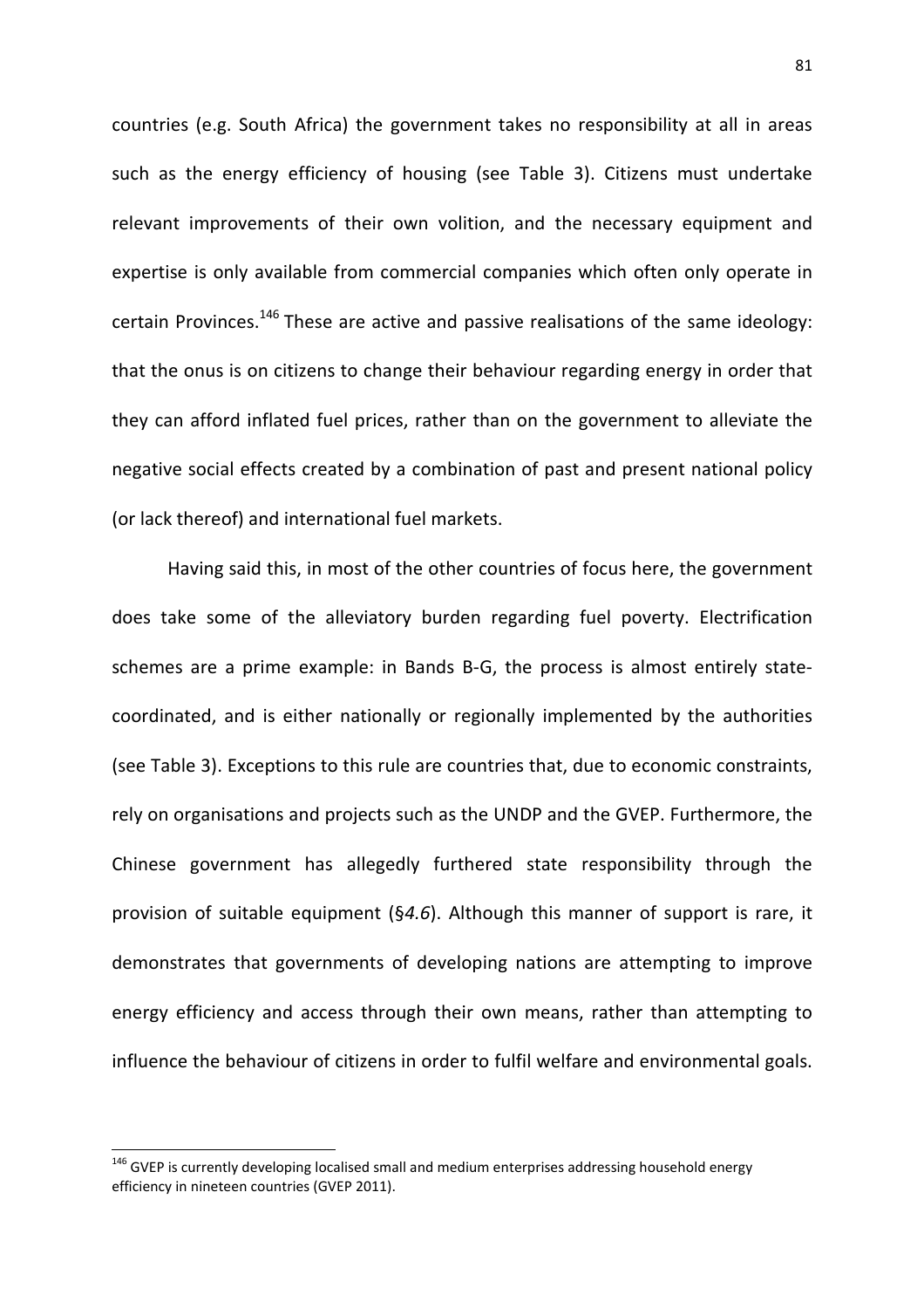countries (e.g. South Africa) the government takes no responsibility at all in areas such as the energy efficiency of housing (see Table 3). Citizens must undertake relevant improvements of their own volition, and the necessary equipment and expertise is only available from commercial companies which often only operate in certain Provinces.[146] These are active and passive realisations of the same ideology: that the onus is on citizens to change their behaviour regarding energy in order that they can afford inflated fuel prices, rather than on the government to alleviate the negative social effects created by a combination of past and present national policy (or lack thereof) and international fuel markets.

Having said this, in most of the other countries of focus here, the government does take some of the alleviatory burden regarding fuel poverty. Electrification schemes are a prime example: in Bands B-G, the process is almost entirely state-coordinated, and is either nationally or regionally implemented by the authorities (see Table 3). Exceptions to this rule are countries that, due to economic constraints, rely on organisations and projects such as the UNDP and the GVEP. Furthermore, the Chinese government has allegedly furthered state responsibility through the provision of suitable equipment (§*4.6*). Although this manner of support is rare, it demonstrates that governments of developing nations are attempting to improve energy efficiency and access through their own means, rather than attempting to influence the behaviour of citizens in order to fulfil welfare and environmental goals.

---

[146] GVEP is currently developing localised small and medium enterprises addressing household energy efficiency in nineteen countries (GVEP 2011).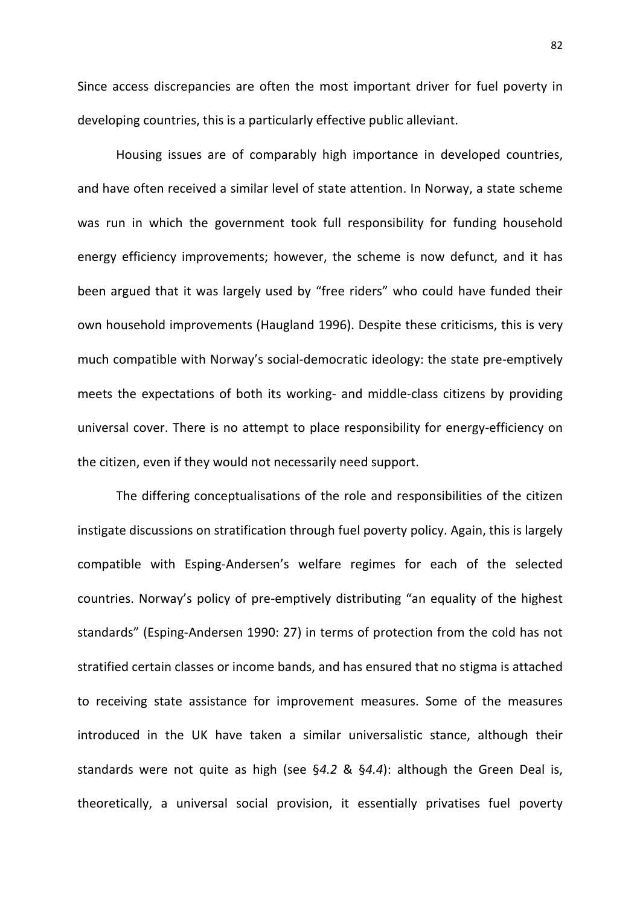Since access discrepancies are often the most important driver for fuel poverty in developing countries, this is a particularly effective public alleviant.

Housing issues are of comparably high importance in developed countries, and have often received a similar level of state attention. In Norway, a state scheme was run in which the government took full responsibility for funding household energy efficiency improvements; however, the scheme is now defunct, and it has been argued that it was largely used by "free riders" who could have funded their own household improvements (Haugland 1996). Despite these criticisms, this is very much compatible with Norway's social-democratic ideology: the state pre-emptively meets the expectations of both its working- and middle-class citizens by providing universal cover. There is no attempt to place responsibility for energy-efficiency on the citizen, even if they would not necessarily need support.

The differing conceptualisations of the role and responsibilities of the citizen instigate discussions on stratification through fuel poverty policy. Again, this is largely compatible with Esping-Andersen's welfare regimes for each of the selected countries. Norway's policy of pre-emptively distributing "an equality of the highest standards" (Esping-Andersen 1990: 27) in terms of protection from the cold has not stratified certain classes or income bands, and has ensured that no stigma is attached to receiving state assistance for improvement measures. Some of the measures introduced in the UK have taken a similar universalistic stance, although their standards were not quite as high (see §*4.2* & §*4.4*): although the Green Deal is, theoretically, a universal social provision, it essentially privatises fuel poverty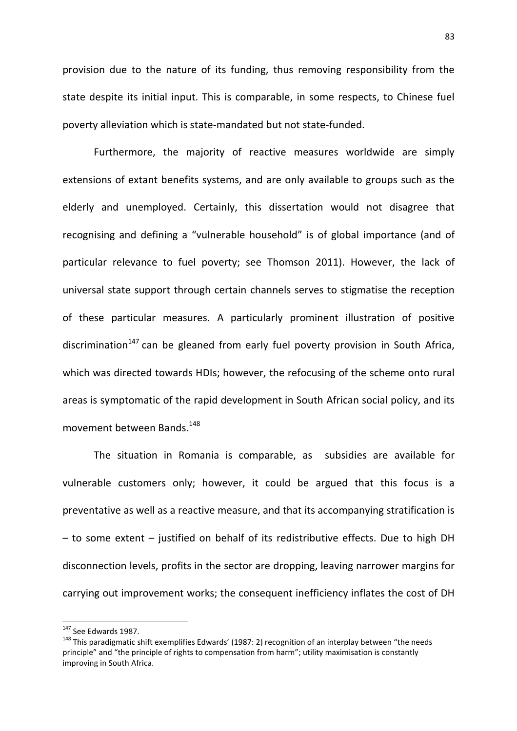provision due to the nature of its funding, thus removing responsibility from the state despite its initial input. This is comparable, in some respects, to Chinese fuel poverty alleviation which is state-mandated but not state-funded.

Furthermore, the majority of reactive measures worldwide are simply extensions of extant benefits systems, and are only available to groups such as the elderly and unemployed. Certainly, this dissertation would not disagree that recognising and defining a "vulnerable household" is of global importance (and of particular relevance to fuel poverty; see Thomson 2011). However, the lack of universal state support through certain channels serves to stigmatise the reception of these particular measures. A particularly prominent illustration of positive discrimination[147] can be gleaned from early fuel poverty provision in South Africa, which was directed towards HDIs; however, the refocusing of the scheme onto rural areas is symptomatic of the rapid development in South African social policy, and its movement between Bands.[148]

The situation in Romania is comparable, as subsidies are available for vulnerable customers only; however, it could be argued that this focus is a preventative as well as a reactive measure, and that its accompanying stratification is – to some extent – justified on behalf of its redistributive effects. Due to high DH disconnection levels, profits in the sector are dropping, leaving narrower margins for carrying out improvement works; the consequent inefficiency inflates the cost of DH

---

[147] See Edwards 1987.

[148] This paradigmatic shift exemplifies Edwards' (1987: 2) recognition of an interplay between "the needs principle" and "the principle of rights to compensation from harm"; utility maximisation is constantly improving in South Africa.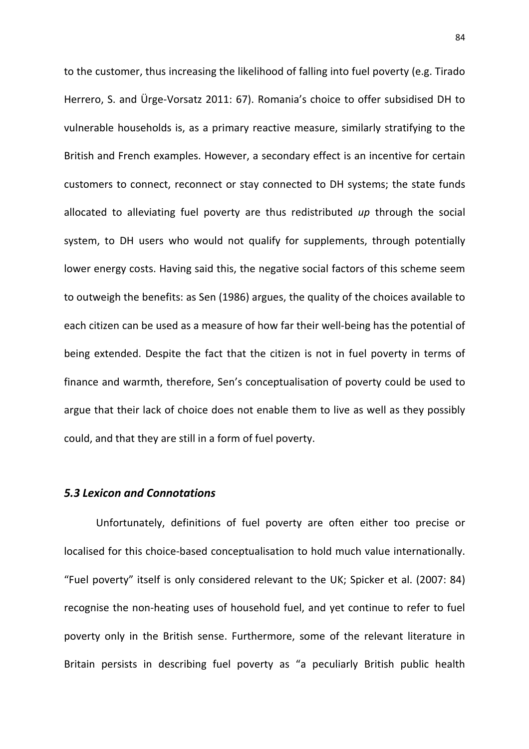to the customer, thus increasing the likelihood of falling into fuel poverty (e.g. Tirado Herrero, S. and Ürge-Vorsatz 2011: 67). Romania's choice to offer subsidised DH to vulnerable households is, as a primary reactive measure, similarly stratifying to the British and French examples. However, a secondary effect is an incentive for certain customers to connect, reconnect or stay connected to DH systems; the state funds allocated to alleviating fuel poverty are thus redistributed *up* through the social system, to DH users who would not qualify for supplements, through potentially lower energy costs. Having said this, the negative social factors of this scheme seem to outweigh the benefits: as Sen (1986) argues, the quality of the choices available to each citizen can be used as a measure of how far their well-being has the potential of being extended. Despite the fact that the citizen is not in fuel poverty in terms of finance and warmth, therefore, Sen's conceptualisation of poverty could be used to argue that their lack of choice does not enable them to live as well as they possibly could, and that they are still in a form of fuel poverty.

### *5.3 Lexicon and Connotations*

Unfortunately, definitions of fuel poverty are often either too precise or localised for this choice-based conceptualisation to hold much value internationally. "Fuel poverty" itself is only considered relevant to the UK; Spicker et al. (2007: 84) recognise the non-heating uses of household fuel, and yet continue to refer to fuel poverty only in the British sense. Furthermore, some of the relevant literature in Britain persists in describing fuel poverty as "a peculiarly British public health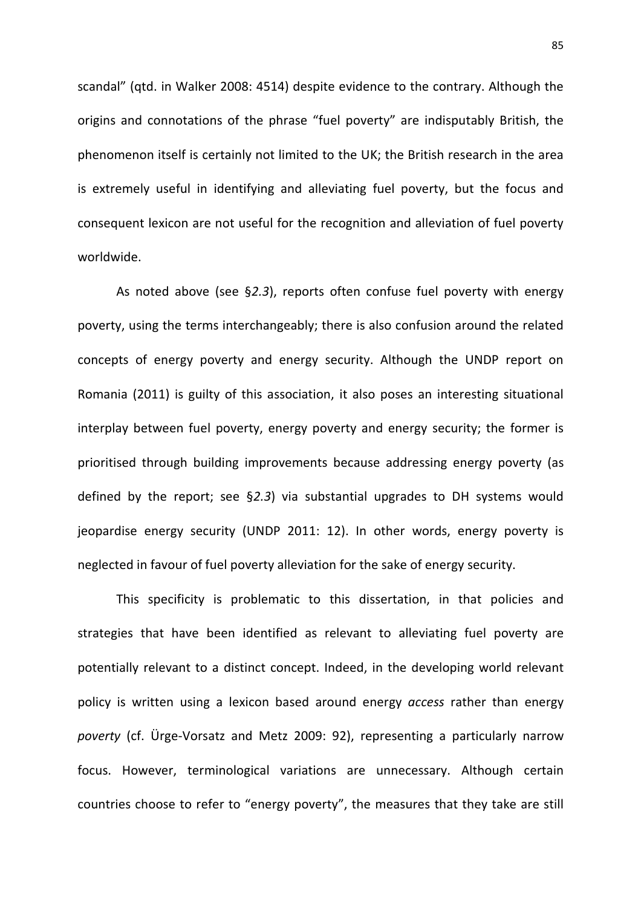scandal" (qtd. in Walker 2008: 4514) despite evidence to the contrary. Although the origins and connotations of the phrase "fuel poverty" are indisputably British, the phenomenon itself is certainly not limited to the UK; the British research in the area is extremely useful in identifying and alleviating fuel poverty, but the focus and consequent lexicon are not useful for the recognition and alleviation of fuel poverty worldwide.

As noted above (see §*2.3*), reports often confuse fuel poverty with energy poverty, using the terms interchangeably; there is also confusion around the related concepts of energy poverty and energy security. Although the UNDP report on Romania (2011) is guilty of this association, it also poses an interesting situational interplay between fuel poverty, energy poverty and energy security; the former is prioritised through building improvements because addressing energy poverty (as defined by the report; see §*2.3*) via substantial upgrades to DH systems would jeopardise energy security (UNDP 2011: 12). In other words, energy poverty is neglected in favour of fuel poverty alleviation for the sake of energy security.

This specificity is problematic to this dissertation, in that policies and strategies that have been identified as relevant to alleviating fuel poverty are potentially relevant to a distinct concept. Indeed, in the developing world relevant policy is written using a lexicon based around energy *access* rather than energy *poverty* (cf. Ürge-Vorsatz and Metz 2009: 92), representing a particularly narrow focus. However, terminological variations are unnecessary. Although certain countries choose to refer to "energy poverty", the measures that they take are still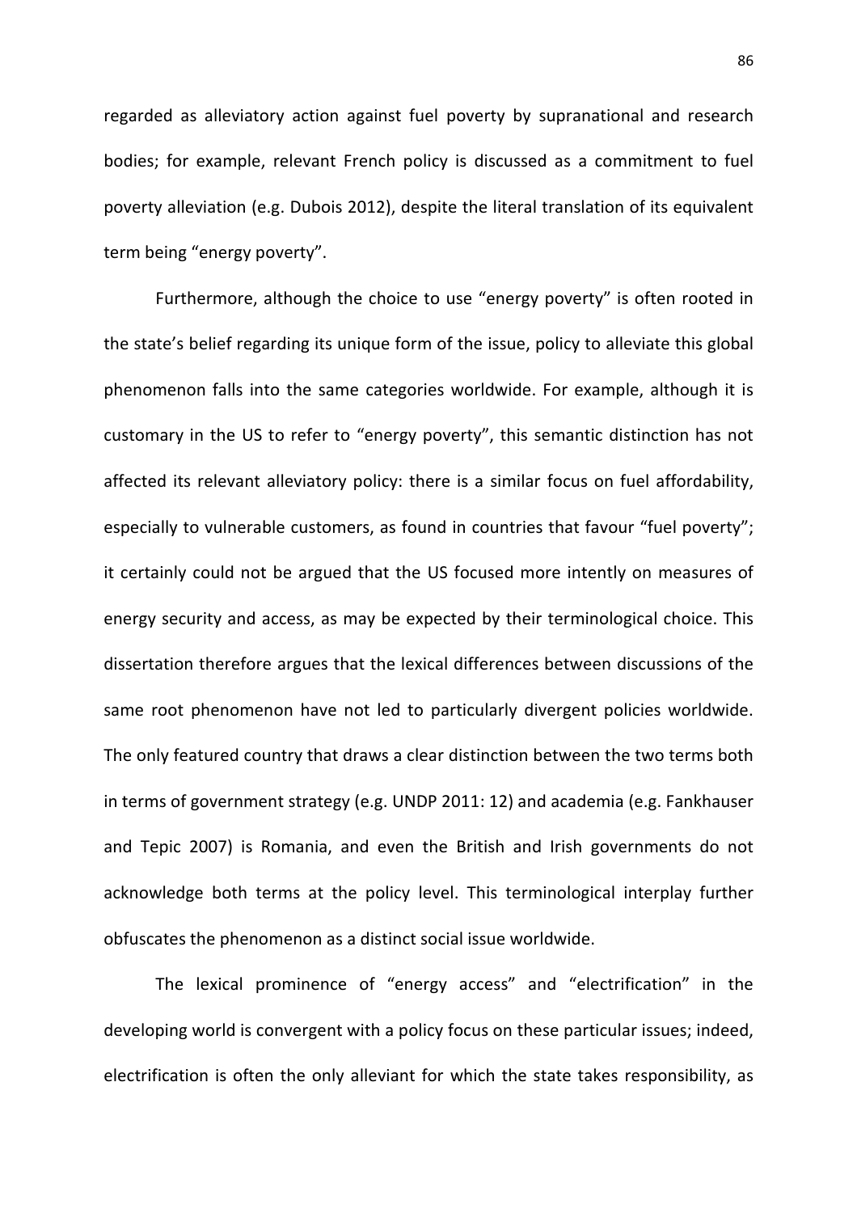regarded as alleviatory action against fuel poverty by supranational and research bodies; for example, relevant French policy is discussed as a commitment to fuel poverty alleviation (e.g. Dubois 2012), despite the literal translation of its equivalent term being "energy poverty".

Furthermore, although the choice to use "energy poverty" is often rooted in the state's belief regarding its unique form of the issue, policy to alleviate this global phenomenon falls into the same categories worldwide. For example, although it is customary in the US to refer to "energy poverty", this semantic distinction has not affected its relevant alleviatory policy: there is a similar focus on fuel affordability, especially to vulnerable customers, as found in countries that favour "fuel poverty"; it certainly could not be argued that the US focused more intently on measures of energy security and access, as may be expected by their terminological choice. This dissertation therefore argues that the lexical differences between discussions of the same root phenomenon have not led to particularly divergent policies worldwide. The only featured country that draws a clear distinction between the two terms both in terms of government strategy (e.g. UNDP 2011: 12) and academia (e.g. Fankhauser and Tepic 2007) is Romania, and even the British and Irish governments do not acknowledge both terms at the policy level. This terminological interplay further obfuscates the phenomenon as a distinct social issue worldwide.

The lexical prominence of "energy access" and "electrification" in the developing world is convergent with a policy focus on these particular issues; indeed, electrification is often the only alleviant for which the state takes responsibility, as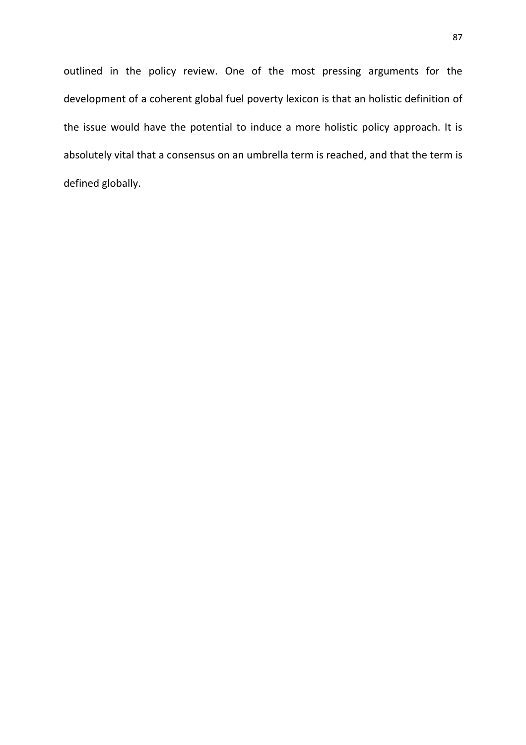outlined in the policy review. One of the most pressing arguments for the development of a coherent global fuel poverty lexicon is that an holistic definition of the issue would have the potential to induce a more holistic policy approach. It is absolutely vital that a consensus on an umbrella term is reached, and that the term is defined globally.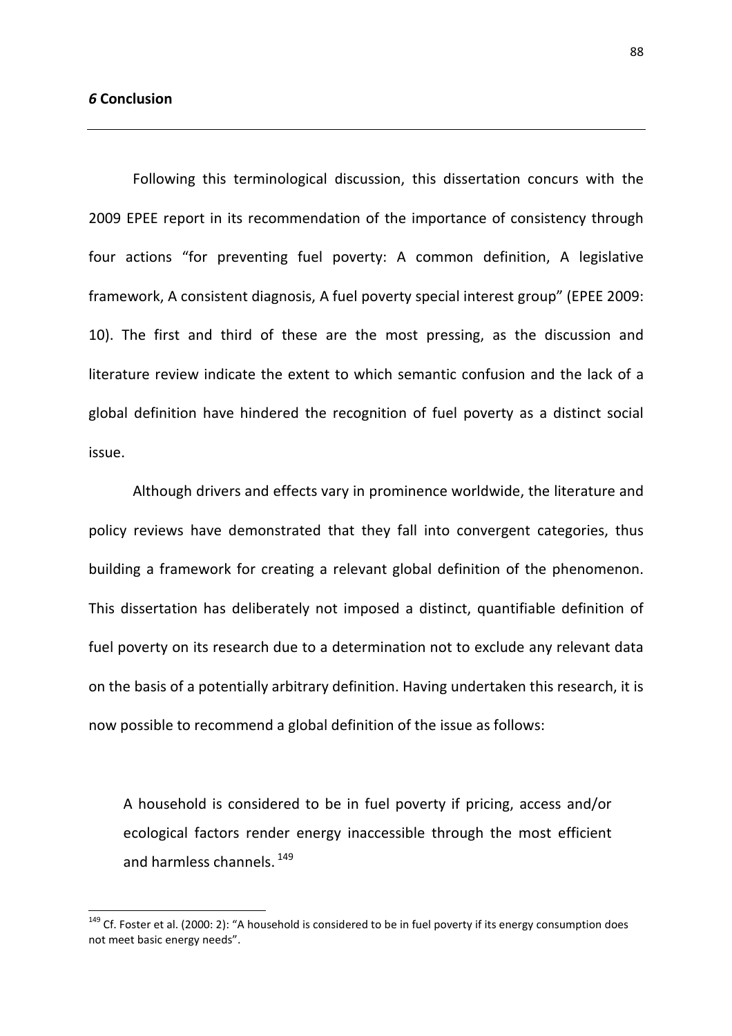## *6* Conclusion

Following this terminological discussion, this dissertation concurs with the 2009 EPEE report in its recommendation of the importance of consistency through four actions "for preventing fuel poverty: A common definition, A legislative framework, A consistent diagnosis, A fuel poverty special interest group" (EPEE 2009: 10). The first and third of these are the most pressing, as the discussion and literature review indicate the extent to which semantic confusion and the lack of a global definition have hindered the recognition of fuel poverty as a distinct social issue.

Although drivers and effects vary in prominence worldwide, the literature and policy reviews have demonstrated that they fall into convergent categories, thus building a framework for creating a relevant global definition of the phenomenon. This dissertation has deliberately not imposed a distinct, quantifiable definition of fuel poverty on its research due to a determination not to exclude any relevant data on the basis of a potentially arbitrary definition. Having undertaken this research, it is now possible to recommend a global definition of the issue as follows:

> A household is considered to be in fuel poverty if pricing, access and/or ecological factors render energy inaccessible through the most efficient and harmless channels. [149]

[149] Cf. Foster et al. (2000: 2): "A household is considered to be in fuel poverty if its energy consumption does not meet basic energy needs".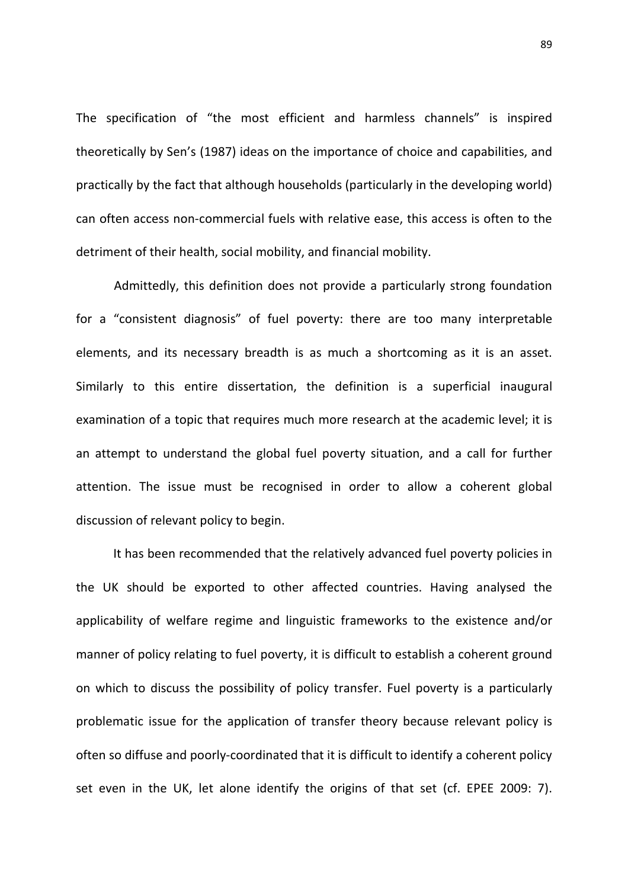The specification of "the most efficient and harmless channels" is inspired theoretically by Sen's (1987) ideas on the importance of choice and capabilities, and practically by the fact that although households (particularly in the developing world) can often access non-commercial fuels with relative ease, this access is often to the detriment of their health, social mobility, and financial mobility.

Admittedly, this definition does not provide a particularly strong foundation for a "consistent diagnosis" of fuel poverty: there are too many interpretable elements, and its necessary breadth is as much a shortcoming as it is an asset. Similarly to this entire dissertation, the definition is a superficial inaugural examination of a topic that requires much more research at the academic level; it is an attempt to understand the global fuel poverty situation, and a call for further attention. The issue must be recognised in order to allow a coherent global discussion of relevant policy to begin.

It has been recommended that the relatively advanced fuel poverty policies in the UK should be exported to other affected countries. Having analysed the applicability of welfare regime and linguistic frameworks to the existence and/or manner of policy relating to fuel poverty, it is difficult to establish a coherent ground on which to discuss the possibility of policy transfer. Fuel poverty is a particularly problematic issue for the application of transfer theory because relevant policy is often so diffuse and poorly-coordinated that it is difficult to identify a coherent policy set even in the UK, let alone identify the origins of that set (cf. EPEE 2009: 7).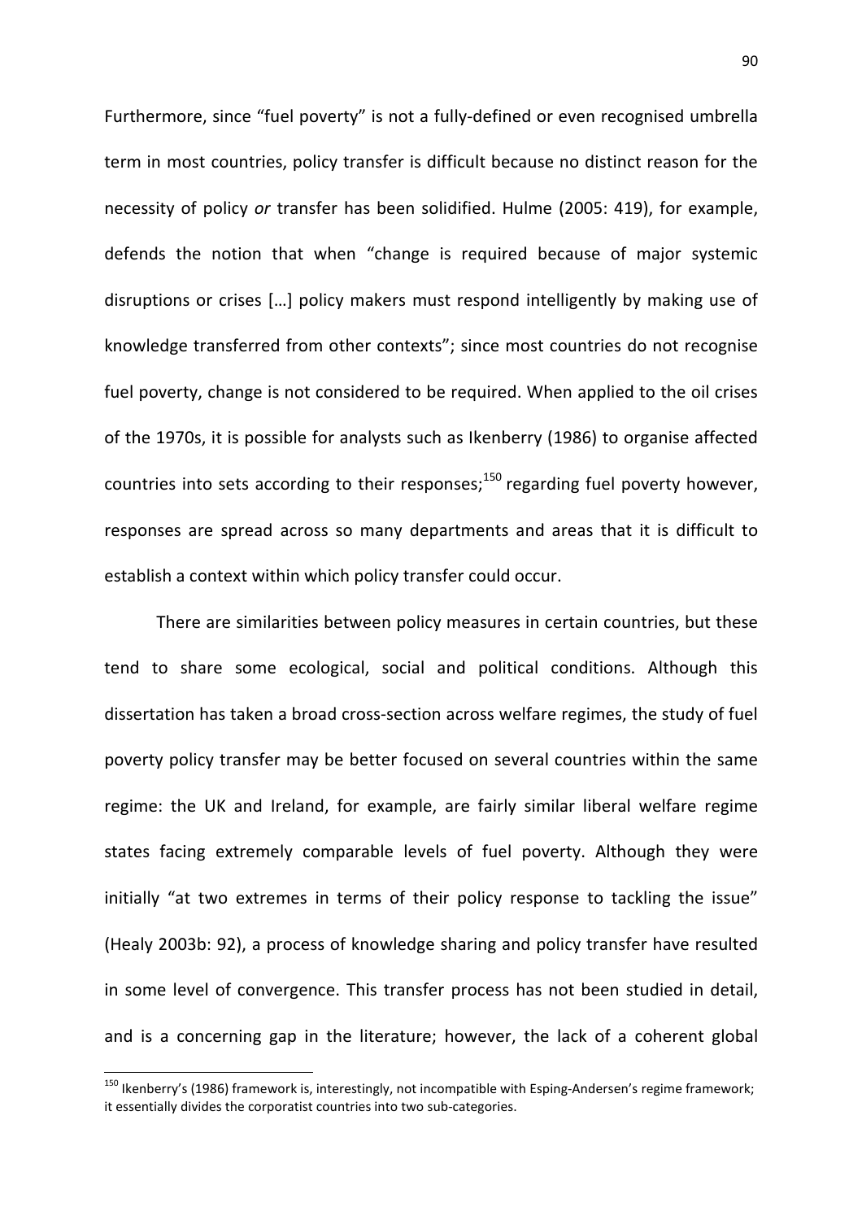Furthermore, since "fuel poverty" is not a fully-defined or even recognised umbrella term in most countries, policy transfer is difficult because no distinct reason for the necessity of policy *or* transfer has been solidified. Hulme (2005: 419), for example, defends the notion that when "change is required because of major systemic disruptions or crises […] policy makers must respond intelligently by making use of knowledge transferred from other contexts"; since most countries do not recognise fuel poverty, change is not considered to be required. When applied to the oil crises of the 1970s, it is possible for analysts such as Ikenberry (1986) to organise affected countries into sets according to their responses;[150] regarding fuel poverty however, responses are spread across so many departments and areas that it is difficult to establish a context within which policy transfer could occur.

There are similarities between policy measures in certain countries, but these tend to share some ecological, social and political conditions. Although this dissertation has taken a broad cross-section across welfare regimes, the study of fuel poverty policy transfer may be better focused on several countries within the same regime: the UK and Ireland, for example, are fairly similar liberal welfare regime states facing extremely comparable levels of fuel poverty. Although they were initially "at two extremes in terms of their policy response to tackling the issue" (Healy 2003b: 92), a process of knowledge sharing and policy transfer have resulted in some level of convergence. This transfer process has not been studied in detail, and is a concerning gap in the literature; however, the lack of a coherent global

[150] Ikenberry's (1986) framework is, interestingly, not incompatible with Esping-Andersen's regime framework; it essentially divides the corporatist countries into two sub-categories.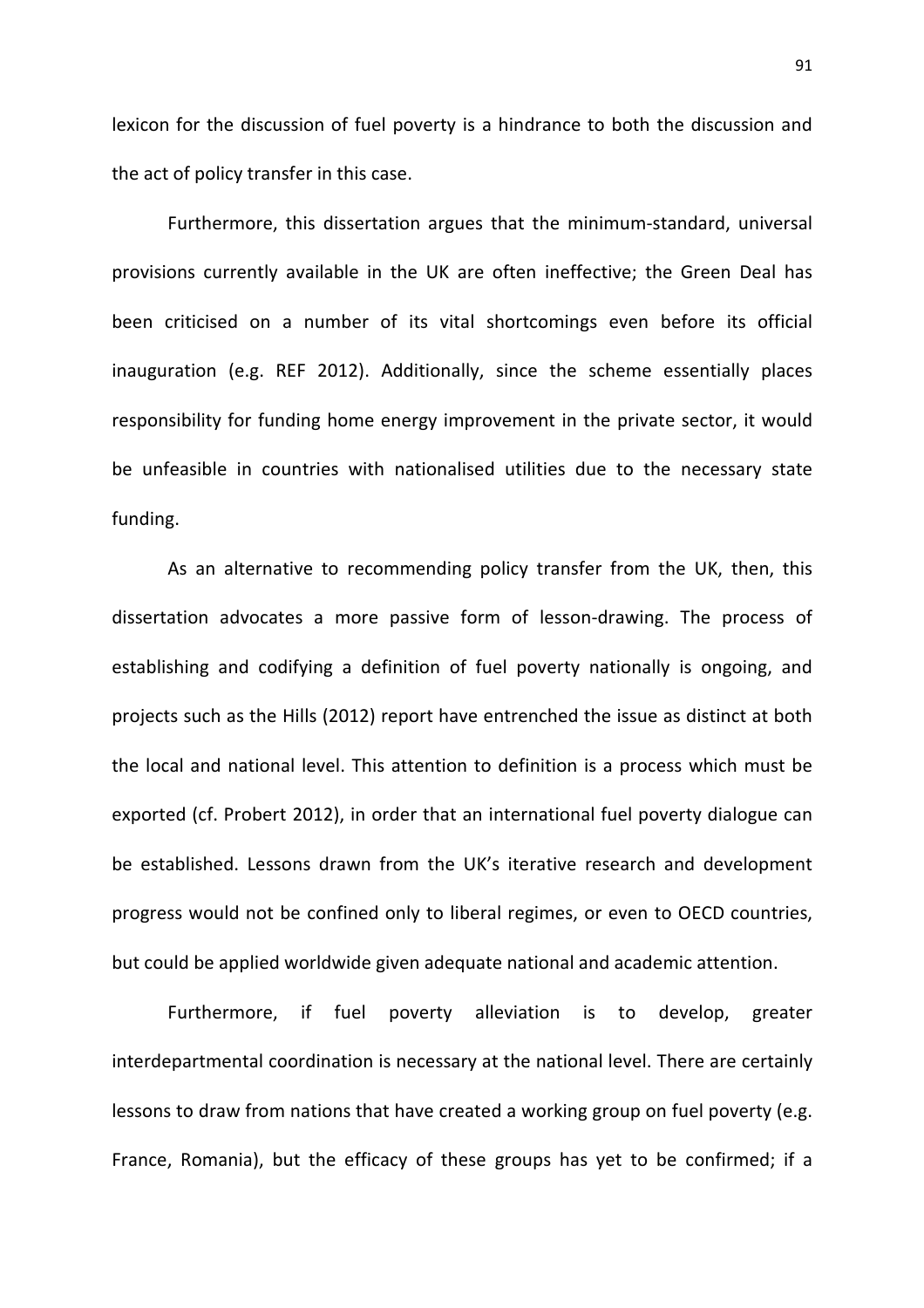lexicon for the discussion of fuel poverty is a hindrance to both the discussion and the act of policy transfer in this case.

Furthermore, this dissertation argues that the minimum-standard, universal provisions currently available in the UK are often ineffective; the Green Deal has been criticised on a number of its vital shortcomings even before its official inauguration (e.g. REF 2012). Additionally, since the scheme essentially places responsibility for funding home energy improvement in the private sector, it would be unfeasible in countries with nationalised utilities due to the necessary state funding.

As an alternative to recommending policy transfer from the UK, then, this dissertation advocates a more passive form of lesson-drawing. The process of establishing and codifying a definition of fuel poverty nationally is ongoing, and projects such as the Hills (2012) report have entrenched the issue as distinct at both the local and national level. This attention to definition is a process which must be exported (cf. Probert 2012), in order that an international fuel poverty dialogue can be established. Lessons drawn from the UK's iterative research and development progress would not be confined only to liberal regimes, or even to OECD countries, but could be applied worldwide given adequate national and academic attention.

Furthermore, if fuel poverty alleviation is to develop, greater interdepartmental coordination is necessary at the national level. There are certainly lessons to draw from nations that have created a working group on fuel poverty (e.g. France, Romania), but the efficacy of these groups has yet to be confirmed; if a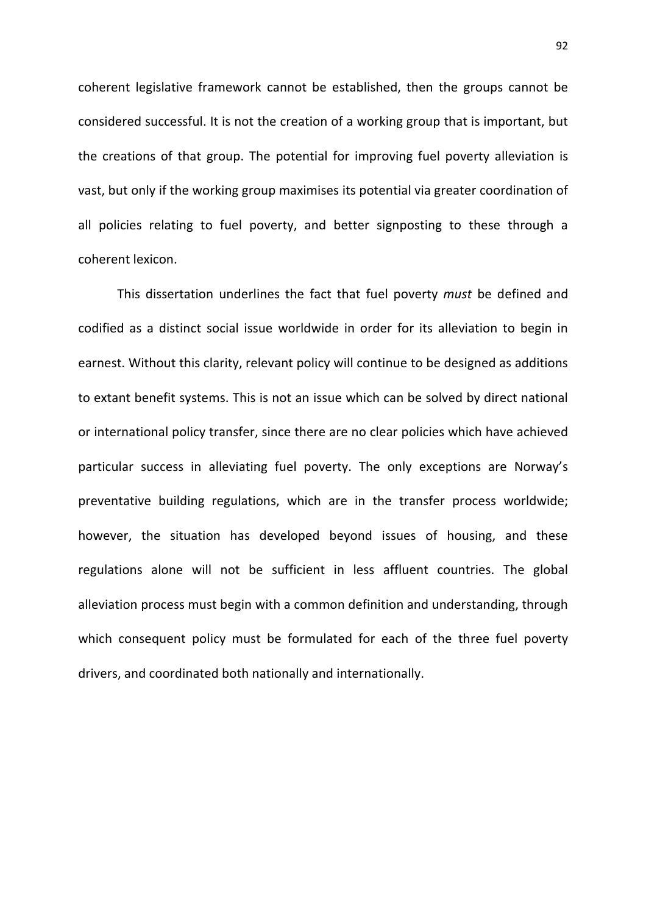coherent legislative framework cannot be established, then the groups cannot be considered successful. It is not the creation of a working group that is important, but the creations of that group. The potential for improving fuel poverty alleviation is vast, but only if the working group maximises its potential via greater coordination of all policies relating to fuel poverty, and better signposting to these through a coherent lexicon.

This dissertation underlines the fact that fuel poverty *must* be defined and codified as a distinct social issue worldwide in order for its alleviation to begin in earnest. Without this clarity, relevant policy will continue to be designed as additions to extant benefit systems. This is not an issue which can be solved by direct national or international policy transfer, since there are no clear policies which have achieved particular success in alleviating fuel poverty. The only exceptions are Norway's preventative building regulations, which are in the transfer process worldwide; however, the situation has developed beyond issues of housing, and these regulations alone will not be sufficient in less affluent countries. The global alleviation process must begin with a common definition and understanding, through which consequent policy must be formulated for each of the three fuel poverty drivers, and coordinated both nationally and internationally.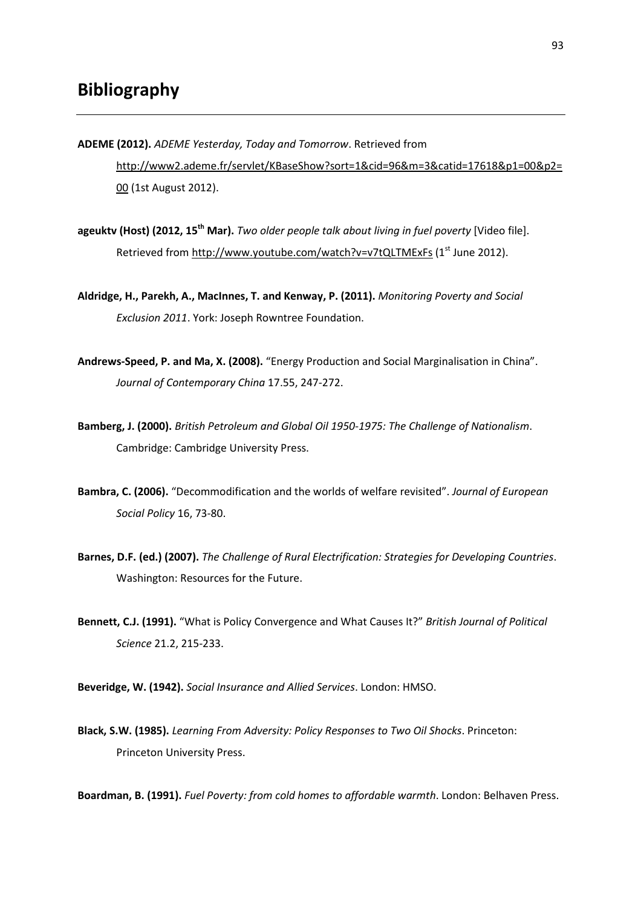# Bibliography

**ADEME (2012).** *ADEME Yesterday, Today and Tomorrow*. Retrieved from http://www2.ademe.fr/servlet/KBaseShow?sort=1&cid=96&m=3&catid=17618&p1=00&p2=00 (1st August 2012).

**ageuktv (Host) (2012, 15th Mar).** *Two older people talk about living in fuel poverty* [Video file]. Retrieved from http://www.youtube.com/watch?v=v7tQLTMExFs (1st June 2012).

**Aldridge, H., Parekh, A., MacInnes, T. and Kenway, P. (2011).** *Monitoring Poverty and Social Exclusion 2011*. York: Joseph Rowntree Foundation.

**Andrews-Speed, P. and Ma, X. (2008).** "Energy Production and Social Marginalisation in China". *Journal of Contemporary China* 17.55, 247-272.

**Bamberg, J. (2000).** *British Petroleum and Global Oil 1950-1975: The Challenge of Nationalism*. Cambridge: Cambridge University Press.

**Bambra, C. (2006).** "Decommodification and the worlds of welfare revisited". *Journal of European Social Policy* 16, 73-80.

**Barnes, D.F. (ed.) (2007).** *The Challenge of Rural Electrification: Strategies for Developing Countries*. Washington: Resources for the Future.

**Bennett, C.J. (1991).** "What is Policy Convergence and What Causes It?" *British Journal of Political Science* 21.2, 215-233.

**Beveridge, W. (1942).** *Social Insurance and Allied Services*. London: HMSO.

**Black, S.W. (1985).** *Learning From Adversity: Policy Responses to Two Oil Shocks*. Princeton: Princeton University Press.

**Boardman, B. (1991).** *Fuel Poverty: from cold homes to affordable warmth*. London: Belhaven Press.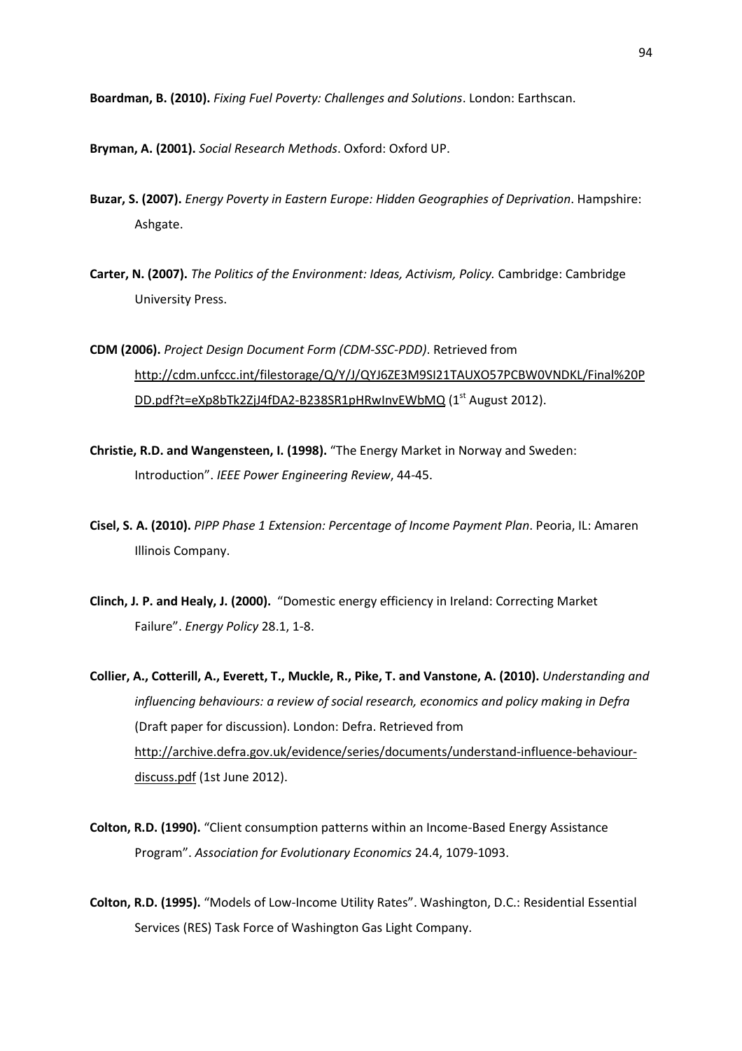**Boardman, B. (2010).** *Fixing Fuel Poverty: Challenges and Solutions*. London: Earthscan.

**Bryman, A. (2001).** *Social Research Methods*. Oxford: Oxford UP.

**Buzar, S. (2007).** *Energy Poverty in Eastern Europe: Hidden Geographies of Deprivation*. Hampshire: Ashgate.

**Carter, N. (2007).** *The Politics of the Environment: Ideas, Activism, Policy.* Cambridge: Cambridge University Press.

**CDM (2006).** *Project Design Document Form (CDM-SSC-PDD)*. Retrieved from http://cdm.unfccc.int/filestorage/Q/Y/J/QYJ6ZE3M9SI21TAUXO57PCBW0VNDKL/Final%20PDD.pdf?t=eXp8bTk2ZjJ4fDA2-B238SR1pHRwInvEWbMQ (1st August 2012).

**Christie, R.D. and Wangensteen, I. (1998).** "The Energy Market in Norway and Sweden: Introduction". *IEEE Power Engineering Review*, 44-45.

**Cisel, S. A. (2010).** *PIPP Phase 1 Extension: Percentage of Income Payment Plan*. Peoria, IL: Amaren Illinois Company.

**Clinch, J. P. and Healy, J. (2000).** "Domestic energy efficiency in Ireland: Correcting Market Failure". *Energy Policy* 28.1, 1-8.

**Collier, A., Cotterill, A., Everett, T., Muckle, R., Pike, T. and Vanstone, A. (2010).** *Understanding and influencing behaviours: a review of social research, economics and policy making in Defra* (Draft paper for discussion). London: Defra. Retrieved from http://archive.defra.gov.uk/evidence/series/documents/understand-influence-behaviour-discuss.pdf (1st June 2012).

**Colton, R.D. (1990).** "Client consumption patterns within an Income-Based Energy Assistance Program". *Association for Evolutionary Economics* 24.4, 1079-1093.

**Colton, R.D. (1995).** "Models of Low-Income Utility Rates". Washington, D.C.: Residential Essential Services (RES) Task Force of Washington Gas Light Company.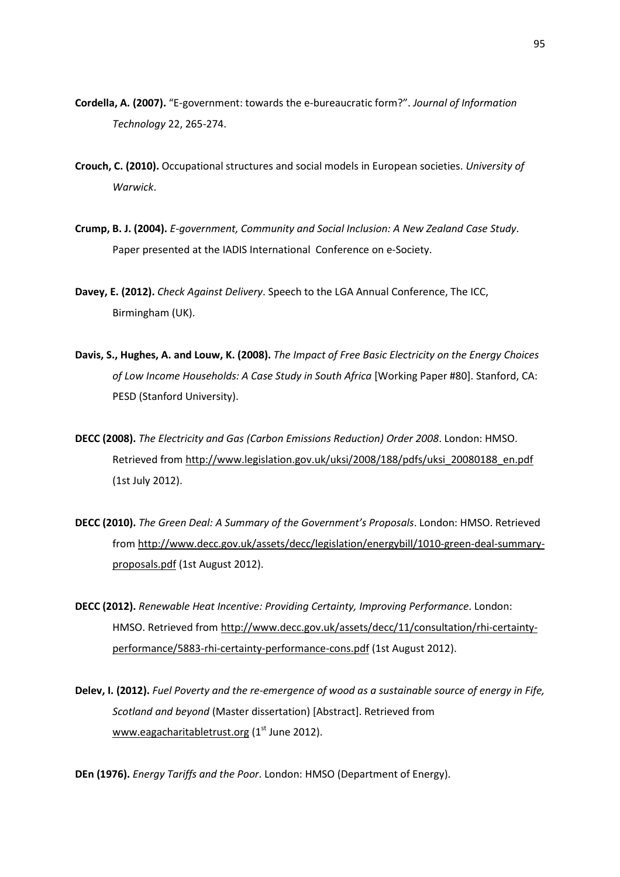**Cordella, A. (2007).** "E-government: towards the e-bureaucratic form?". *Journal of Information Technology* 22, 265-274.

**Crouch, C. (2010).** Occupational structures and social models in European societies. *University of Warwick*.

**Crump, B. J. (2004).** *E-government, Community and Social Inclusion: A New Zealand Case Study*. Paper presented at the IADIS International Conference on e-Society.

**Davey, E. (2012).** *Check Against Delivery*. Speech to the LGA Annual Conference, The ICC, Birmingham (UK).

**Davis, S., Hughes, A. and Louw, K. (2008).** *The Impact of Free Basic Electricity on the Energy Choices of Low Income Households: A Case Study in South Africa* [Working Paper #80]. Stanford, CA: PESD (Stanford University).

**DECC (2008).** *The Electricity and Gas (Carbon Emissions Reduction) Order 2008*. London: HMSO. Retrieved from http://www.legislation.gov.uk/uksi/2008/188/pdfs/uksi_20080188_en.pdf (1st July 2012).

**DECC (2010).** *The Green Deal: A Summary of the Government's Proposals*. London: HMSO. Retrieved from http://www.decc.gov.uk/assets/decc/legislation/energybill/1010-green-deal-summary-proposals.pdf (1st August 2012).

**DECC (2012).** *Renewable Heat Incentive: Providing Certainty, Improving Performance*. London: HMSO. Retrieved from http://www.decc.gov.uk/assets/decc/11/consultation/rhi-certainty-performance/5883-rhi-certainty-performance-cons.pdf (1st August 2012).

**Delev, I. (2012).** *Fuel Poverty and the re-emergence of wood as a sustainable source of energy in Fife, Scotland and beyond* (Master dissertation) [Abstract]. Retrieved from www.eagacharitabletrust.org (1st June 2012).

**DEn (1976).** *Energy Tariffs and the Poor*. London: HMSO (Department of Energy).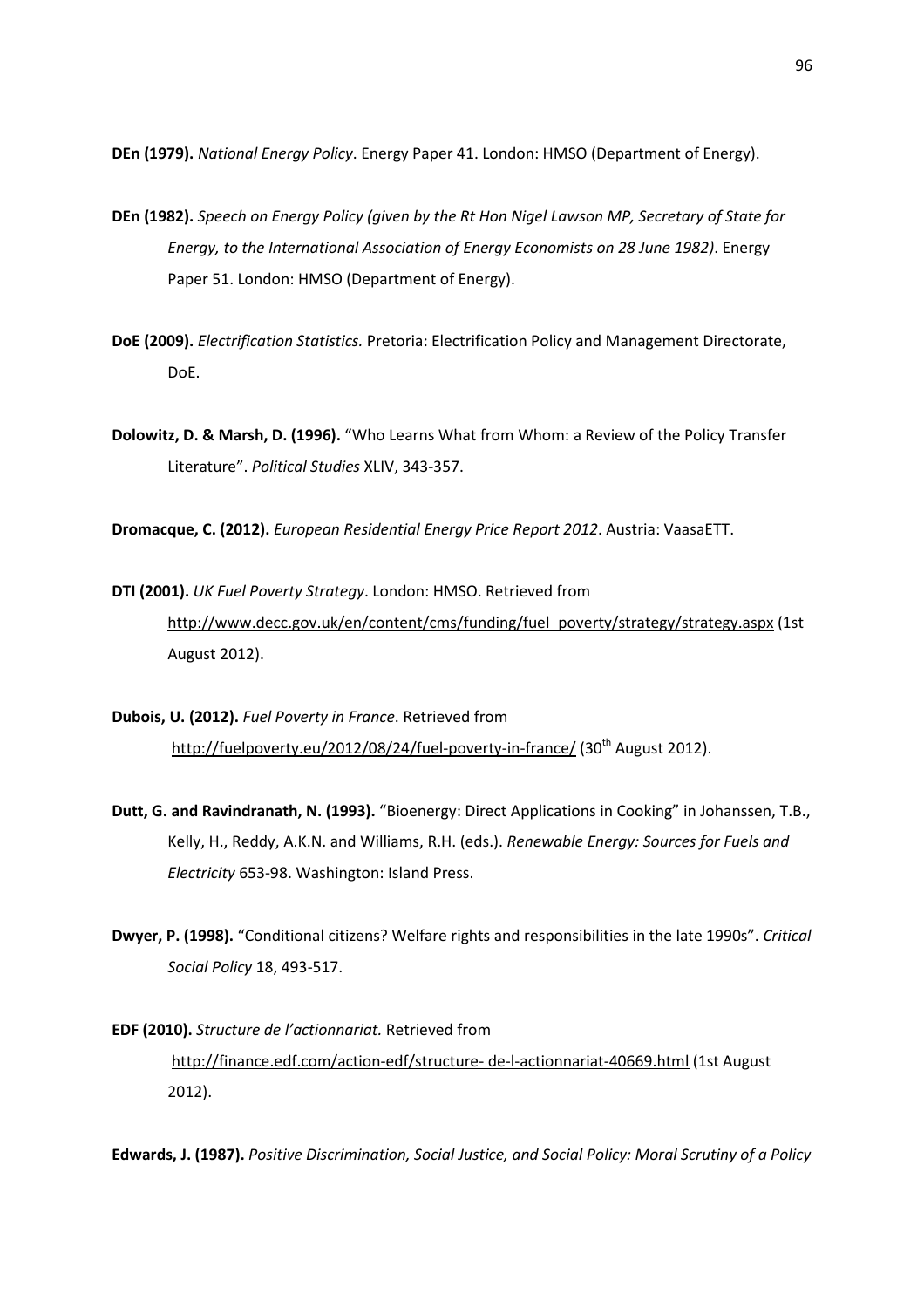**DEn (1979).** *National Energy Policy*. Energy Paper 41. London: HMSO (Department of Energy).

**DEn (1982).** *Speech on Energy Policy (given by the Rt Hon Nigel Lawson MP, Secretary of State for Energy, to the International Association of Energy Economists on 28 June 1982)*. Energy Paper 51. London: HMSO (Department of Energy).

**DoE (2009).** *Electrification Statistics.* Pretoria: Electrification Policy and Management Directorate, DoE.

**Dolowitz, D. & Marsh, D. (1996).** "Who Learns What from Whom: a Review of the Policy Transfer Literature". *Political Studies* XLIV, 343-357.

**Dromacque, C. (2012).** *European Residential Energy Price Report 2012*. Austria: VaasaETT.

**DTI (2001).** *UK Fuel Poverty Strategy*. London: HMSO. Retrieved from http://www.decc.gov.uk/en/content/cms/funding/fuel_poverty/strategy/strategy.aspx (1st August 2012).

**Dubois, U. (2012).** *Fuel Poverty in France*. Retrieved from http://fuelpoverty.eu/2012/08/24/fuel-poverty-in-france/ (30th August 2012).

**Dutt, G. and Ravindranath, N. (1993).** "Bioenergy: Direct Applications in Cooking" in Johanssen, T.B., Kelly, H., Reddy, A.K.N. and Williams, R.H. (eds.). *Renewable Energy: Sources for Fuels and Electricity* 653-98. Washington: Island Press.

**Dwyer, P. (1998).** "Conditional citizens? Welfare rights and responsibilities in the late 1990s". *Critical Social Policy* 18, 493-517.

**EDF (2010).** *Structure de l'actionnariat.* Retrieved from http://finance.edf.com/action-edf/structure- de-l-actionnariat-40669.html (1st August 2012).

**Edwards, J. (1987).** *Positive Discrimination, Social Justice, and Social Policy: Moral Scrutiny of a Policy*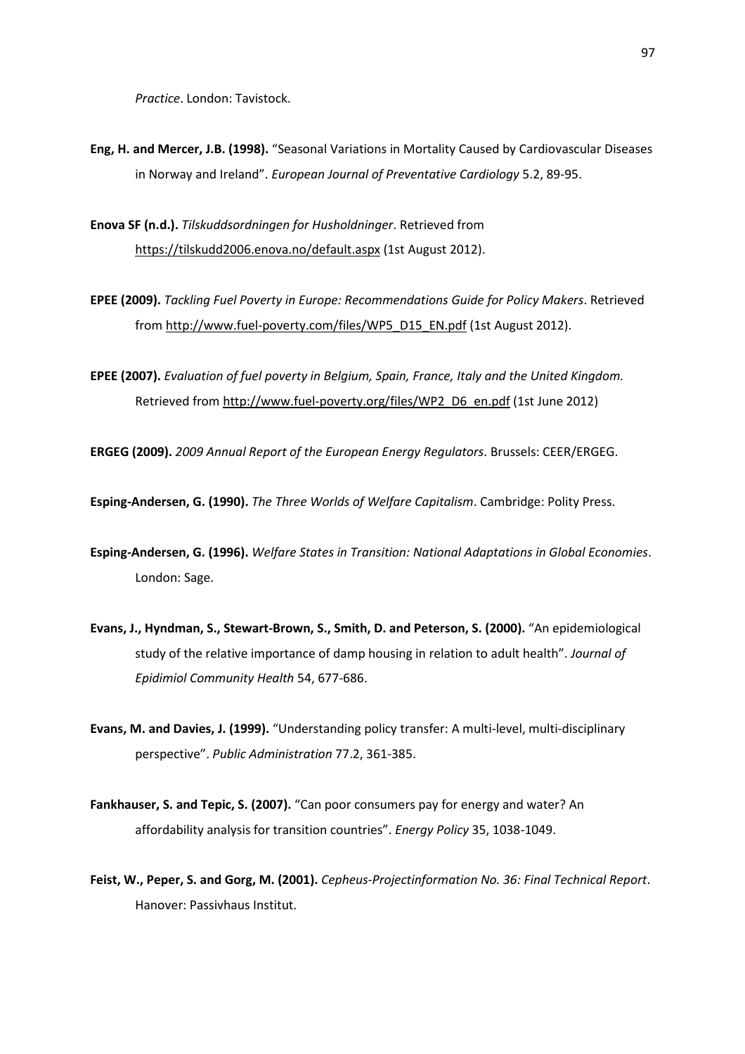*Practice*. London: Tavistock.

**Eng, H. and Mercer, J.B. (1998).** “Seasonal Variations in Mortality Caused by Cardiovascular Diseases in Norway and Ireland”. *European Journal of Preventative Cardiology* 5.2, 89-95.

**Enova SF (n.d.).** *Tilskuddsordningen for Husholdninger*. Retrieved from https://tilskudd2006.enova.no/default.aspx (1st August 2012).

**EPEE (2009).** *Tackling Fuel Poverty in Europe: Recommendations Guide for Policy Makers*. Retrieved from http://www.fuel-poverty.com/files/WP5_D15_EN.pdf (1st August 2012).

**EPEE (2007).** *Evaluation of fuel poverty in Belgium, Spain, France, Italy and the United Kingdom.* Retrieved from http://www.fuel-poverty.org/files/WP2_D6_en.pdf (1st June 2012)

**ERGEG (2009).** *2009 Annual Report of the European Energy Regulators*. Brussels: CEER/ERGEG.

**Esping-Andersen, G. (1990).** *The Three Worlds of Welfare Capitalism*. Cambridge: Polity Press.

**Esping-Andersen, G. (1996).** *Welfare States in Transition: National Adaptations in Global Economies*. London: Sage.

**Evans, J., Hyndman, S., Stewart-Brown, S., Smith, D. and Peterson, S. (2000).** “An epidemiological study of the relative importance of damp housing in relation to adult health”. *Journal of Epidimiol Community Health* 54, 677-686.

**Evans, M. and Davies, J. (1999).** “Understanding policy transfer: A multi-level, multi-disciplinary perspective”. *Public Administration* 77.2, 361-385.

**Fankhauser, S. and Tepic, S. (2007).** “Can poor consumers pay for energy and water? An affordability analysis for transition countries”. *Energy Policy* 35, 1038-1049.

**Feist, W., Peper, S. and Gorg, M. (2001).** *Cepheus-Projectinformation No. 36: Final Technical Report*. Hanover: Passivhaus Institut.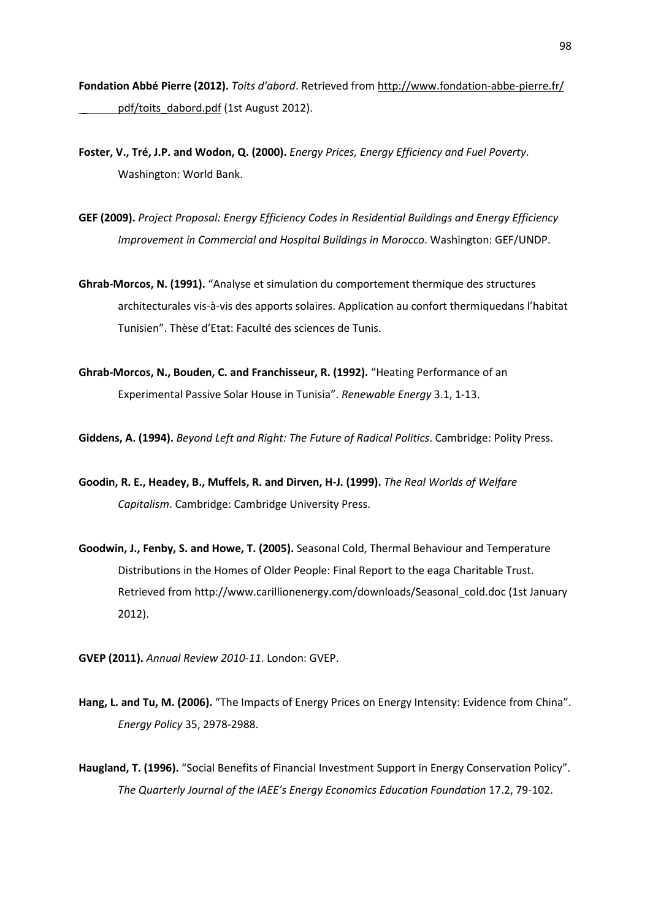**Fondation Abbé Pierre (2012).** *Toits d'abord*. Retrieved from http://www.fondation-abbe-pierre.fr/ pdf/toits_dabord.pdf (1st August 2012).

**Foster, V., Tré, J.P. and Wodon, Q. (2000).** *Energy Prices, Energy Efficiency and Fuel Poverty*. Washington: World Bank.

**GEF (2009).** *Project Proposal: Energy Efficiency Codes in Residential Buildings and Energy Efficiency Improvement in Commercial and Hospital Buildings in Morocco*. Washington: GEF/UNDP.

**Ghrab-Morcos, N. (1991).** "Analyse et simulation du comportement thermique des structures architecturales vis-à-vis des apports solaires. Application au confort thermiquedans l'habitat Tunisien". Thèse d'Etat: Faculté des sciences de Tunis.

**Ghrab-Morcos, N., Bouden, C. and Franchisseur, R. (1992).** "Heating Performance of an Experimental Passive Solar House in Tunisia". *Renewable Energy* 3.1, 1-13.

**Giddens, A. (1994).** *Beyond Left and Right: The Future of Radical Politics*. Cambridge: Polity Press.

**Goodin, R. E., Headey, B., Muffels, R. and Dirven, H-J. (1999).** *The Real Worlds of Welfare Capitalism*. Cambridge: Cambridge University Press.

**Goodwin, J., Fenby, S. and Howe, T. (2005).** Seasonal Cold, Thermal Behaviour and Temperature Distributions in the Homes of Older People: Final Report to the eaga Charitable Trust. Retrieved from http://www.carillionenergy.com/downloads/Seasonal_cold.doc (1st January 2012).

**GVEP (2011).** *Annual Review 2010-11*. London: GVEP.

**Hang, L. and Tu, M. (2006).** "The Impacts of Energy Prices on Energy Intensity: Evidence from China". *Energy Policy* 35, 2978-2988.

**Haugland, T. (1996).** "Social Benefits of Financial Investment Support in Energy Conservation Policy". *The Quarterly Journal of the IAEE's Energy Economics Education Foundation* 17.2, 79-102.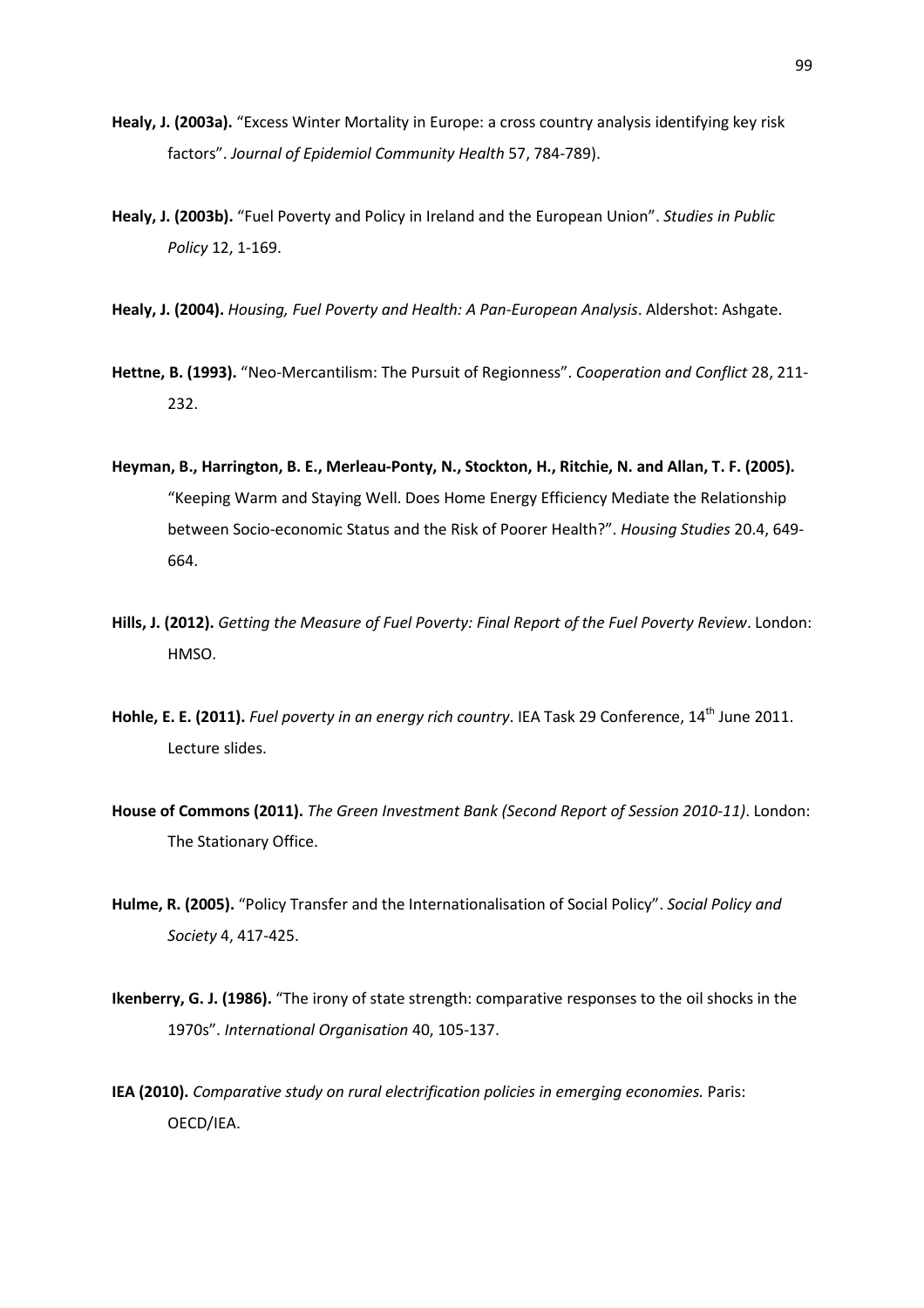**Healy, J. (2003a).** "Excess Winter Mortality in Europe: a cross country analysis identifying key risk factors". *Journal of Epidemiol Community Health* 57, 784-789).

**Healy, J. (2003b).** "Fuel Poverty and Policy in Ireland and the European Union". *Studies in Public Policy* 12, 1-169.

**Healy, J. (2004).** *Housing, Fuel Poverty and Health: A Pan-European Analysis*. Aldershot: Ashgate.

**Hettne, B. (1993).** "Neo-Mercantilism: The Pursuit of Regionness". *Cooperation and Conflict* 28, 211-232.

**Heyman, B., Harrington, B. E., Merleau-Ponty, N., Stockton, H., Ritchie, N. and Allan, T. F. (2005).** "Keeping Warm and Staying Well. Does Home Energy Efficiency Mediate the Relationship between Socio-economic Status and the Risk of Poorer Health?". *Housing Studies* 20.4, 649-664.

**Hills, J. (2012).** *Getting the Measure of Fuel Poverty: Final Report of the Fuel Poverty Review*. London: HMSO.

**Hohle, E. E. (2011).** *Fuel poverty in an energy rich country*. IEA Task 29 Conference, 14th June 2011. Lecture slides.

**House of Commons (2011).** *The Green Investment Bank (Second Report of Session 2010-11)*. London: The Stationary Office.

**Hulme, R. (2005).** "Policy Transfer and the Internationalisation of Social Policy". *Social Policy and Society* 4, 417-425.

**Ikenberry, G. J. (1986).** "The irony of state strength: comparative responses to the oil shocks in the 1970s". *International Organisation* 40, 105-137.

**IEA (2010).** *Comparative study on rural electrification policies in emerging economies.* Paris: OECD/IEA.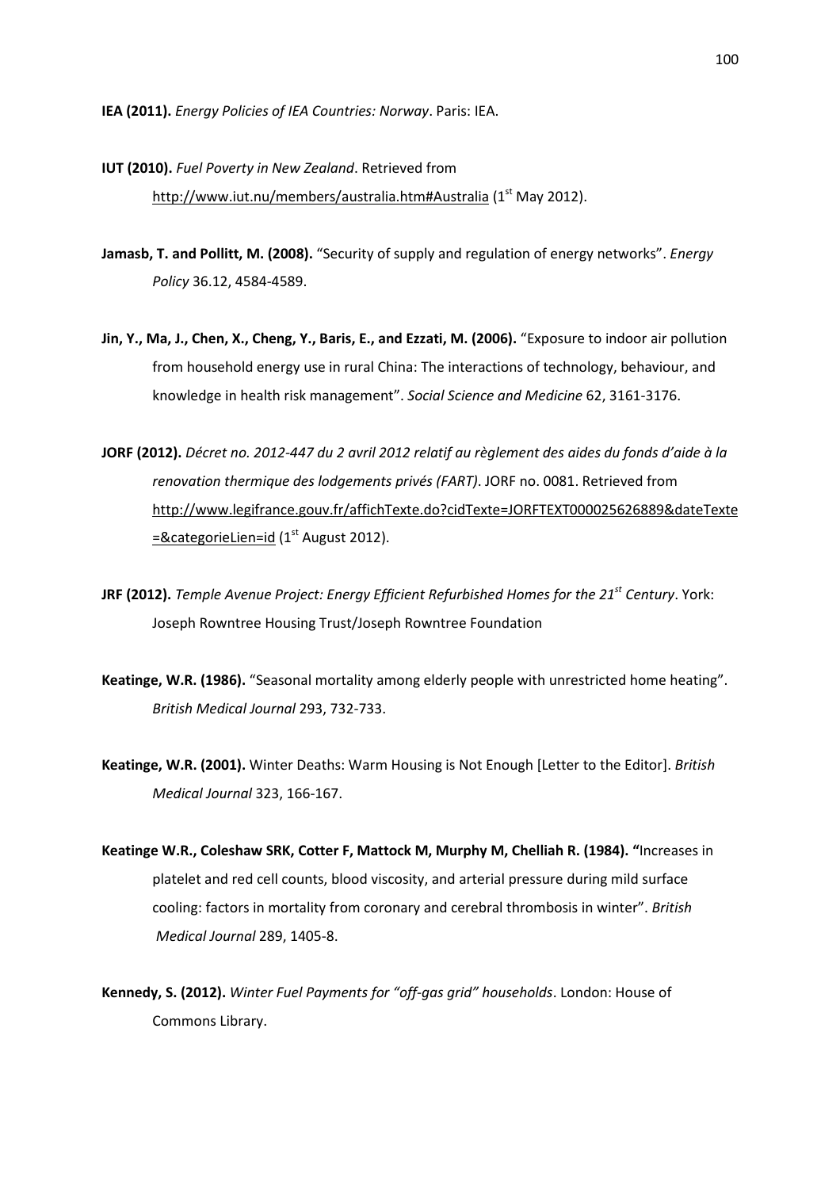**IEA (2011).** *Energy Policies of IEA Countries: Norway*. Paris: IEA.

**IUT (2010).** *Fuel Poverty in New Zealand*. Retrieved from http://www.iut.nu/members/australia.htm#Australia (1st May 2012).

**Jamasb, T. and Pollitt, M. (2008).** "Security of supply and regulation of energy networks". *Energy Policy* 36.12, 4584-4589.

**Jin, Y., Ma, J., Chen, X., Cheng, Y., Baris, E., and Ezzati, M. (2006).** "Exposure to indoor air pollution from household energy use in rural China: The interactions of technology, behaviour, and knowledge in health risk management". *Social Science and Medicine* 62, 3161-3176.

**JORF (2012).** *Décret no. 2012-447 du 2 avril 2012 relatif au règlement des aides du fonds d'aide à la renovation thermique des lodgements privés (FART)*. JORF no. 0081. Retrieved from http://www.legifrance.gouv.fr/affichTexte.do?cidTexte=JORFTEXT000025626889&dateTexte=&categorieLien=id (1st August 2012).

**JRF (2012).** *Temple Avenue Project: Energy Efficient Refurbished Homes for the 21st Century*. York: Joseph Rowntree Housing Trust/Joseph Rowntree Foundation

**Keatinge, W.R. (1986).** "Seasonal mortality among elderly people with unrestricted home heating". *British Medical Journal* 293, 732-733.

**Keatinge, W.R. (2001).** Winter Deaths: Warm Housing is Not Enough [Letter to the Editor]. *British Medical Journal* 323, 166-167.

**Keatinge W.R., Coleshaw SRK, Cotter F, Mattock M, Murphy M, Chelliah R. (1984). "**Increases in platelet and red cell counts, blood viscosity, and arterial pressure during mild surface cooling: factors in mortality from coronary and cerebral thrombosis in winter". *British Medical Journal* 289, 1405-8.

**Kennedy, S. (2012).** *Winter Fuel Payments for "off-gas grid" households*. London: House of Commons Library.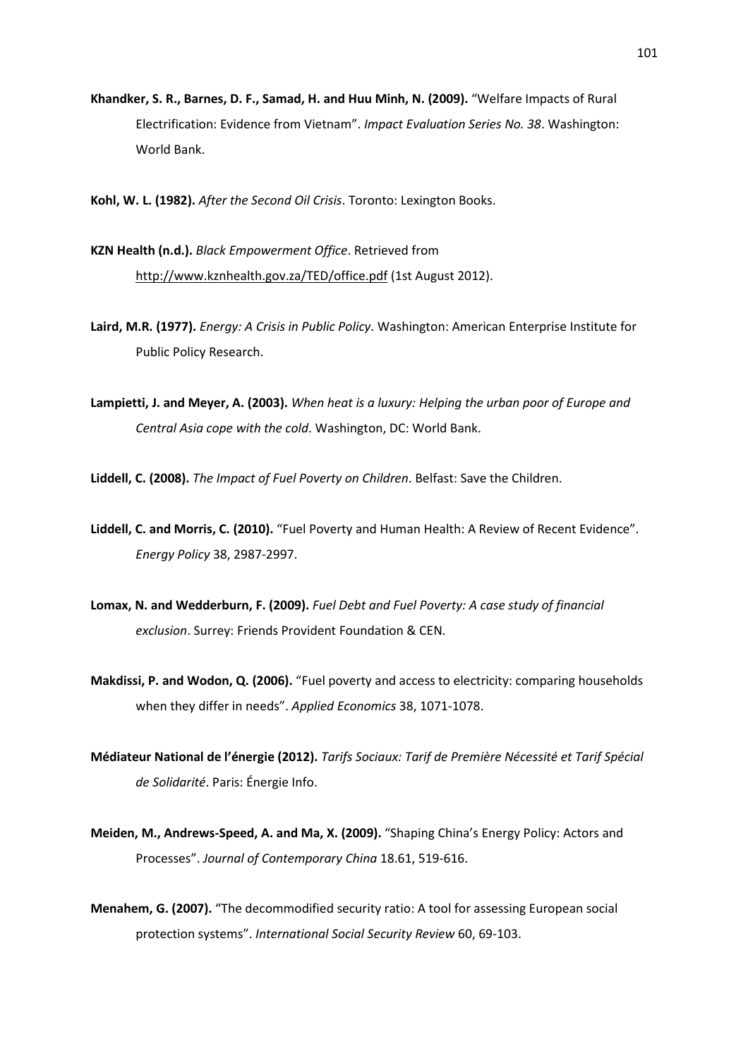**Khandker, S. R., Barnes, D. F., Samad, H. and Huu Minh, N. (2009).** "Welfare Impacts of Rural Electrification: Evidence from Vietnam". *Impact Evaluation Series No. 38*. Washington: World Bank.

**Kohl, W. L. (1982).** *After the Second Oil Crisis*. Toronto: Lexington Books.

**KZN Health (n.d.).** *Black Empowerment Office*. Retrieved from http://www.kznhealth.gov.za/TED/office.pdf (1st August 2012).

**Laird, M.R. (1977).** *Energy: A Crisis in Public Policy*. Washington: American Enterprise Institute for Public Policy Research.

**Lampietti, J. and Meyer, A. (2003).** *When heat is a luxury: Helping the urban poor of Europe and Central Asia cope with the cold*. Washington, DC: World Bank.

**Liddell, C. (2008).** *The Impact of Fuel Poverty on Children*. Belfast: Save the Children.

**Liddell, C. and Morris, C. (2010).** "Fuel Poverty and Human Health: A Review of Recent Evidence". *Energy Policy* 38, 2987-2997.

**Lomax, N. and Wedderburn, F. (2009).** *Fuel Debt and Fuel Poverty: A case study of financial exclusion*. Surrey: Friends Provident Foundation & CEN.

**Makdissi, P. and Wodon, Q. (2006).** "Fuel poverty and access to electricity: comparing households when they differ in needs". *Applied Economics* 38, 1071-1078.

**Médiateur National de l'énergie (2012).** *Tarifs Sociaux: Tarif de Première Nécessité et Tarif Spécial de Solidarité*. Paris: Énergie Info.

**Meiden, M., Andrews-Speed, A. and Ma, X. (2009).** "Shaping China's Energy Policy: Actors and Processes". *Journal of Contemporary China* 18.61, 519-616.

**Menahem, G. (2007).** "The decommodified security ratio: A tool for assessing European social protection systems". *International Social Security Review* 60, 69-103.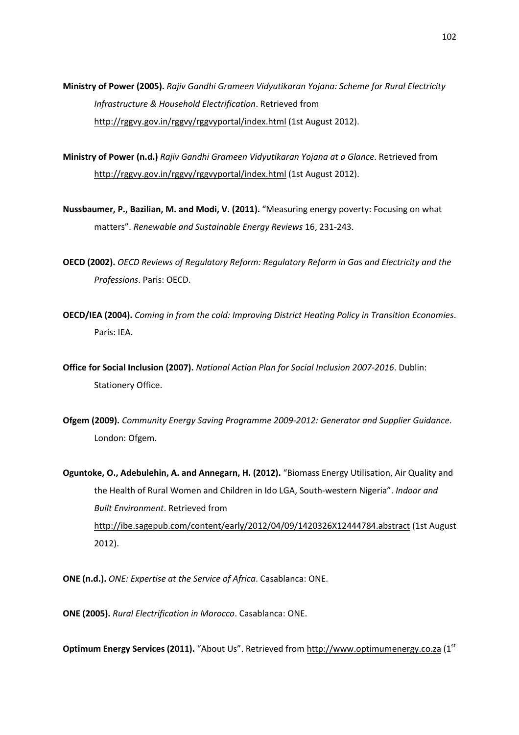**Ministry of Power (2005).** *Rajiv Gandhi Grameen Vidyutikaran Yojana: Scheme for Rural Electricity Infrastructure & Household Electrification*. Retrieved from http://rggvy.gov.in/rggvy/rggvyportal/index.html (1st August 2012).

**Ministry of Power (n.d.)** *Rajiv Gandhi Grameen Vidyutikaran Yojana at a Glance*. Retrieved from http://rggvy.gov.in/rggvy/rggvyportal/index.html (1st August 2012).

**Nussbaumer, P., Bazilian, M. and Modi, V. (2011).** "Measuring energy poverty: Focusing on what matters". *Renewable and Sustainable Energy Reviews* 16, 231-243.

**OECD (2002).** *OECD Reviews of Regulatory Reform: Regulatory Reform in Gas and Electricity and the Professions*. Paris: OECD.

**OECD/IEA (2004).** *Coming in from the cold: Improving District Heating Policy in Transition Economies*. Paris: IEA.

**Office for Social Inclusion (2007).** *National Action Plan for Social Inclusion 2007-2016*. Dublin: Stationery Office.

**Ofgem (2009).** *Community Energy Saving Programme 2009-2012: Generator and Supplier Guidance*. London: Ofgem.

**Oguntoke, O., Adebulehin, A. and Annegarn, H. (2012).** "Biomass Energy Utilisation, Air Quality and the Health of Rural Women and Children in Ido LGA, South-western Nigeria". *Indoor and Built Environment*. Retrieved from http://ibe.sagepub.com/content/early/2012/04/09/1420326X12444784.abstract (1st August 2012).

**ONE (n.d.).** *ONE: Expertise at the Service of Africa*. Casablanca: ONE.

**ONE (2005).** *Rural Electrification in Morocco*. Casablanca: ONE.

**Optimum Energy Services (2011).** "About Us". Retrieved from http://www.optimumenergy.co.za (1st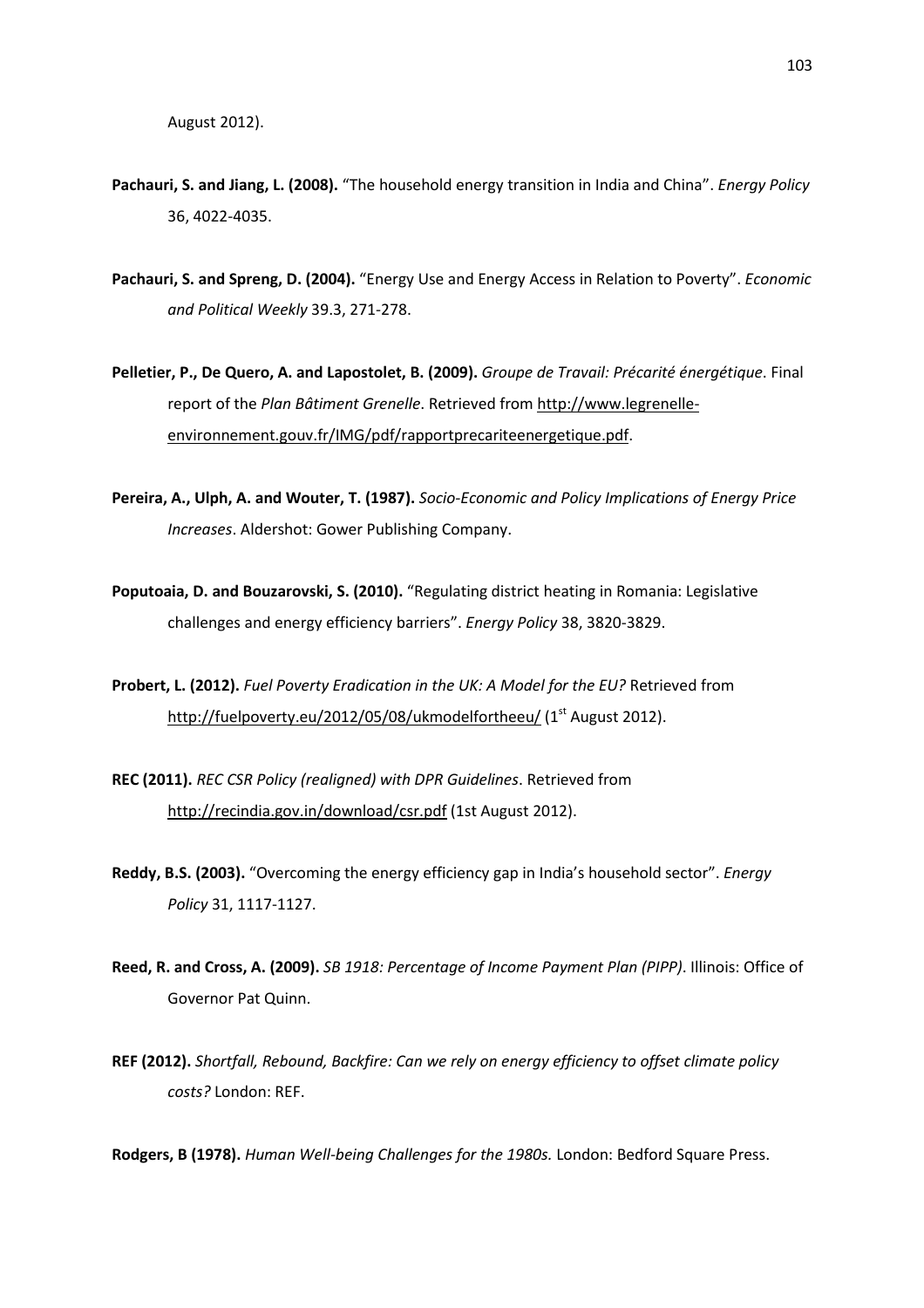August 2012).

**Pachauri, S. and Jiang, L. (2008).** "The household energy transition in India and China". *Energy Policy* 36, 4022-4035.

**Pachauri, S. and Spreng, D. (2004).** "Energy Use and Energy Access in Relation to Poverty". *Economic and Political Weekly* 39.3, 271-278.

**Pelletier, P., De Quero, A. and Lapostolet, B. (2009).** *Groupe de Travail: Précarité énergétique*. Final report of the *Plan Bâtiment Grenelle*. Retrieved from http://www.legrenelle-environnement.gouv.fr/IMG/pdf/rapportprecariteenergetique.pdf.

**Pereira, A., Ulph, A. and Wouter, T. (1987).** *Socio-Economic and Policy Implications of Energy Price Increases*. Aldershot: Gower Publishing Company.

**Poputoaia, D. and Bouzarovski, S. (2010).** "Regulating district heating in Romania: Legislative challenges and energy efficiency barriers". *Energy Policy* 38, 3820-3829.

**Probert, L. (2012).** *Fuel Poverty Eradication in the UK: A Model for the EU?* Retrieved from http://fuelpoverty.eu/2012/05/08/ukmodelfortheeu/ (1st August 2012).

**REC (2011).** *REC CSR Policy (realigned) with DPR Guidelines*. Retrieved from http://recindia.gov.in/download/csr.pdf (1st August 2012).

**Reddy, B.S. (2003).** "Overcoming the energy efficiency gap in India's household sector". *Energy Policy* 31, 1117-1127.

**Reed, R. and Cross, A. (2009).** *SB 1918: Percentage of Income Payment Plan (PIPP)*. Illinois: Office of Governor Pat Quinn.

**REF (2012).** *Shortfall, Rebound, Backfire: Can we rely on energy efficiency to offset climate policy costs?* London: REF.

**Rodgers, B (1978).** *Human Well-being Challenges for the 1980s.* London: Bedford Square Press.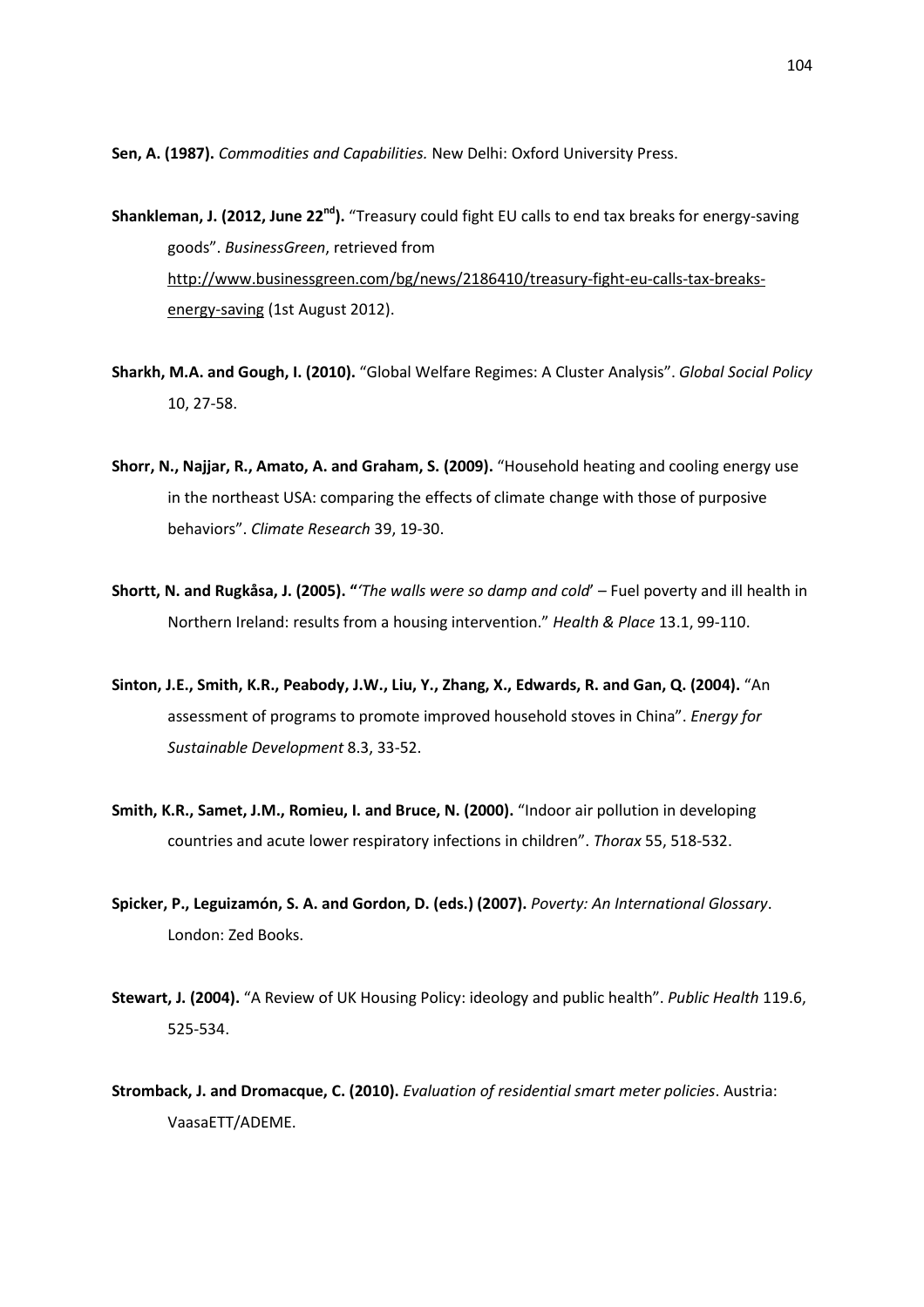**Sen, A. (1987).** *Commodities and Capabilities.* New Delhi: Oxford University Press.

**Shankleman, J. (2012, June 22nd).** "Treasury could fight EU calls to end tax breaks for energy-saving goods". *BusinessGreen*, retrieved from http://www.businessgreen.com/bg/news/2186410/treasury-fight-eu-calls-tax-breaks-energy-saving (1st August 2012).

**Sharkh, M.A. and Gough, I. (2010).** "Global Welfare Regimes: A Cluster Analysis". *Global Social Policy* 10, 27-58.

**Shorr, N., Najjar, R., Amato, A. and Graham, S. (2009).** "Household heating and cooling energy use in the northeast USA: comparing the effects of climate change with those of purposive behaviors". *Climate Research* 39, 19-30.

**Shortt, N. and Rugkåsa, J. (2005).** "'*The walls were so damp and cold*' – Fuel poverty and ill health in Northern Ireland: results from a housing intervention." *Health & Place* 13.1, 99-110.

**Sinton, J.E., Smith, K.R., Peabody, J.W., Liu, Y., Zhang, X., Edwards, R. and Gan, Q. (2004).** "An assessment of programs to promote improved household stoves in China". *Energy for Sustainable Development* 8.3, 33-52.

**Smith, K.R., Samet, J.M., Romieu, I. and Bruce, N. (2000).** "Indoor air pollution in developing countries and acute lower respiratory infections in children". *Thorax* 55, 518-532.

**Spicker, P., Leguizamón, S. A. and Gordon, D. (eds.) (2007).** *Poverty: An International Glossary*. London: Zed Books.

**Stewart, J. (2004).** "A Review of UK Housing Policy: ideology and public health". *Public Health* 119.6, 525-534.

**Stromback, J. and Dromacque, C. (2010).** *Evaluation of residential smart meter policies*. Austria: VaasaETT/ADEME.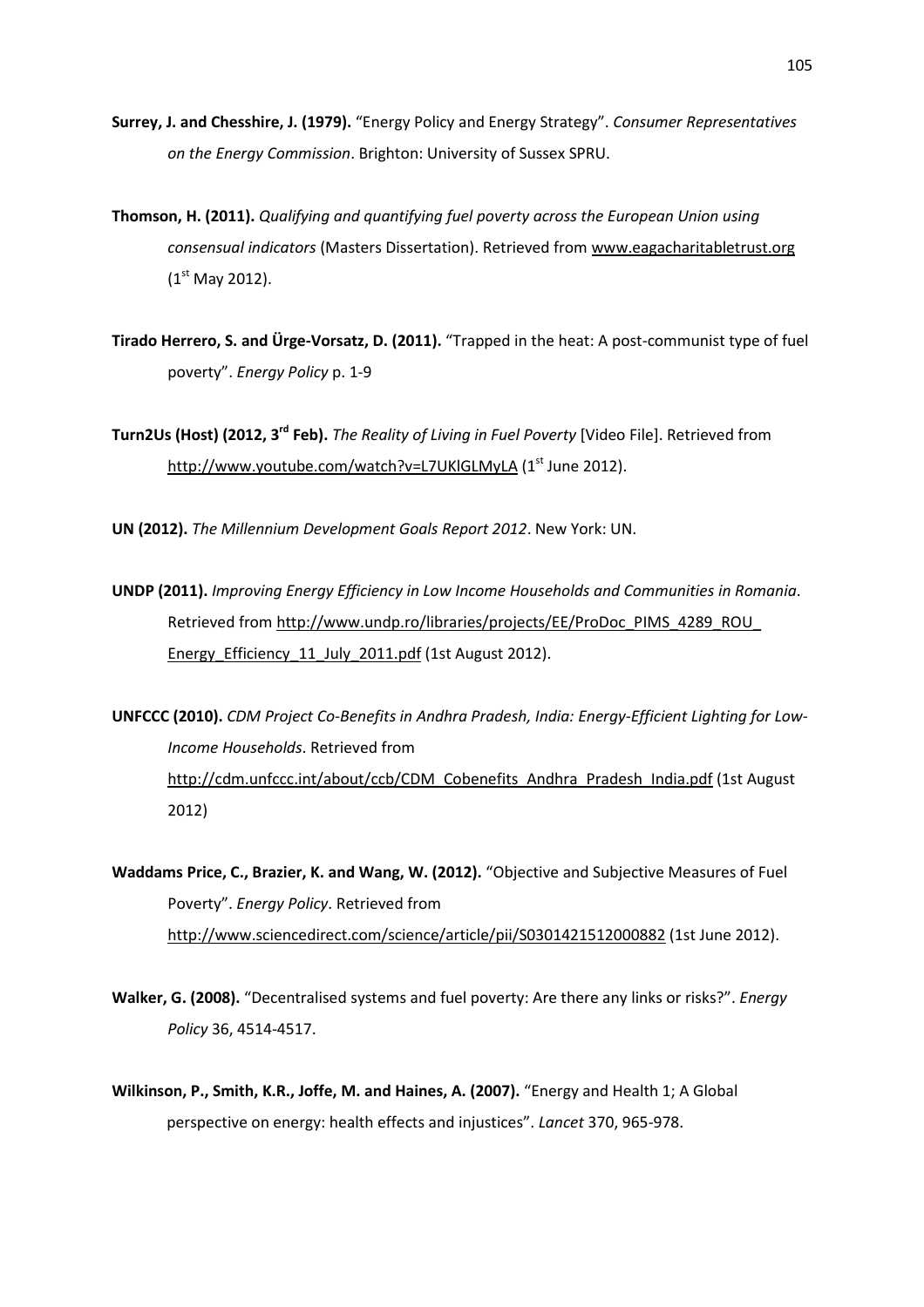**Surrey, J. and Chesshire, J. (1979).** "Energy Policy and Energy Strategy". *Consumer Representatives on the Energy Commission*. Brighton: University of Sussex SPRU.

**Thomson, H. (2011).** *Qualifying and quantifying fuel poverty across the European Union using consensual indicators* (Masters Dissertation). Retrieved from www.eagacharitabletrust.org (1st May 2012).

**Tirado Herrero, S. and Ürge-Vorsatz, D. (2011).** "Trapped in the heat: A post-communist type of fuel poverty". *Energy Policy* p. 1-9

**Turn2Us (Host) (2012, 3rd Feb).** *The Reality of Living in Fuel Poverty* [Video File]. Retrieved from http://www.youtube.com/watch?v=L7UKlGLMyLA (1st June 2012).

**UN (2012).** *The Millennium Development Goals Report 2012*. New York: UN.

**UNDP (2011).** *Improving Energy Efficiency in Low Income Households and Communities in Romania*. Retrieved from http://www.undp.ro/libraries/projects/EE/ProDoc_PIMS_4289_ROU_Energy_Efficiency_11_July_2011.pdf (1st August 2012).

**UNFCCC (2010).** *CDM Project Co-Benefits in Andhra Pradesh, India: Energy-Efficient Lighting for Low-Income Households*. Retrieved from http://cdm.unfccc.int/about/ccb/CDM_Cobenefits_Andhra_Pradesh_India.pdf (1st August 2012)

**Waddams Price, C., Brazier, K. and Wang, W. (2012).** "Objective and Subjective Measures of Fuel Poverty". *Energy Policy*. Retrieved from http://www.sciencedirect.com/science/article/pii/S0301421512000882 (1st June 2012).

**Walker, G. (2008).** "Decentralised systems and fuel poverty: Are there any links or risks?". *Energy Policy* 36, 4514-4517.

**Wilkinson, P., Smith, K.R., Joffe, M. and Haines, A. (2007).** "Energy and Health 1; A Global perspective on energy: health effects and injustices". *Lancet* 370, 965-978.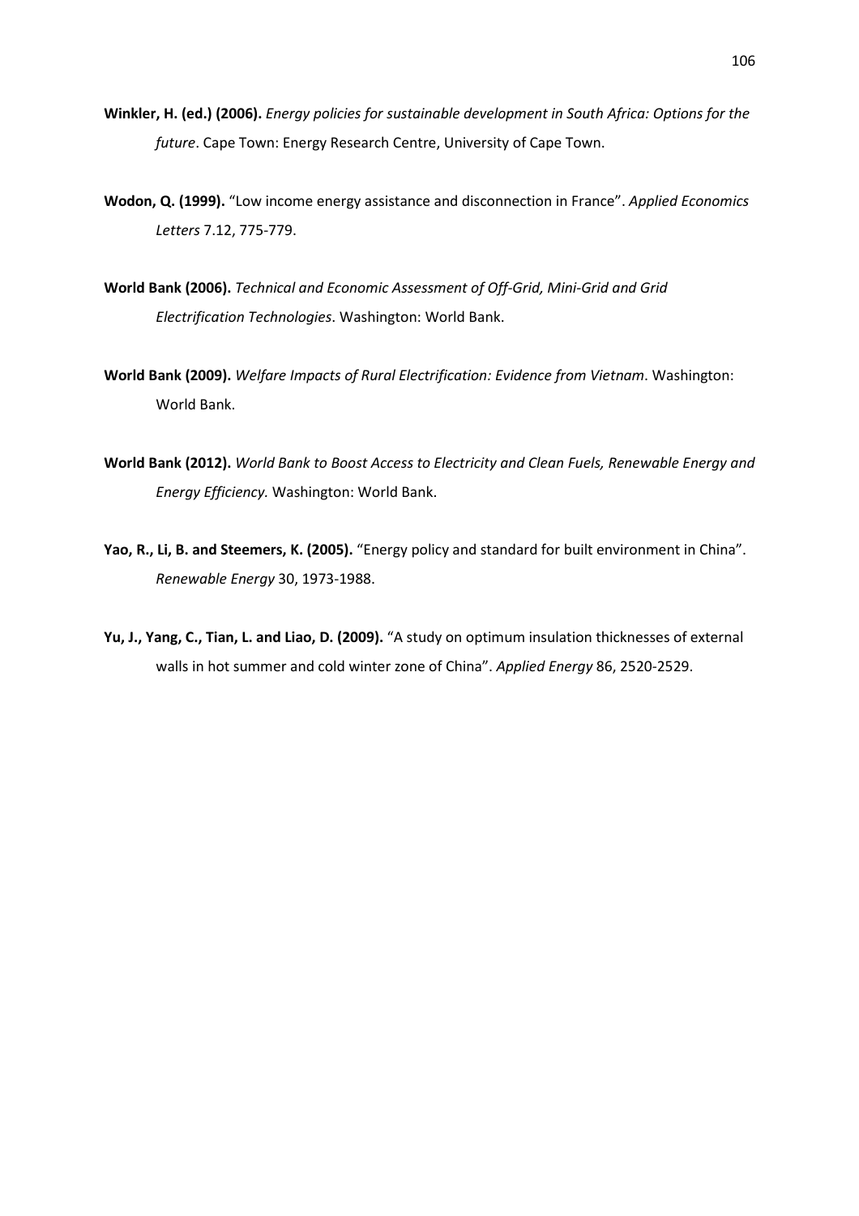**Winkler, H. (ed.) (2006).** *Energy policies for sustainable development in South Africa: Options for the future*. Cape Town: Energy Research Centre, University of Cape Town.

**Wodon, Q. (1999).** "Low income energy assistance and disconnection in France". *Applied Economics Letters* 7.12, 775-779.

**World Bank (2006).** *Technical and Economic Assessment of Off-Grid, Mini-Grid and Grid Electrification Technologies*. Washington: World Bank.

**World Bank (2009).** *Welfare Impacts of Rural Electrification: Evidence from Vietnam*. Washington: World Bank.

**World Bank (2012).** *World Bank to Boost Access to Electricity and Clean Fuels, Renewable Energy and Energy Efficiency.* Washington: World Bank.

**Yao, R., Li, B. and Steemers, K. (2005).** "Energy policy and standard for built environment in China". *Renewable Energy* 30, 1973-1988.

**Yu, J., Yang, C., Tian, L. and Liao, D. (2009).** "A study on optimum insulation thicknesses of external walls in hot summer and cold winter zone of China". *Applied Energy* 86, 2520-2529.